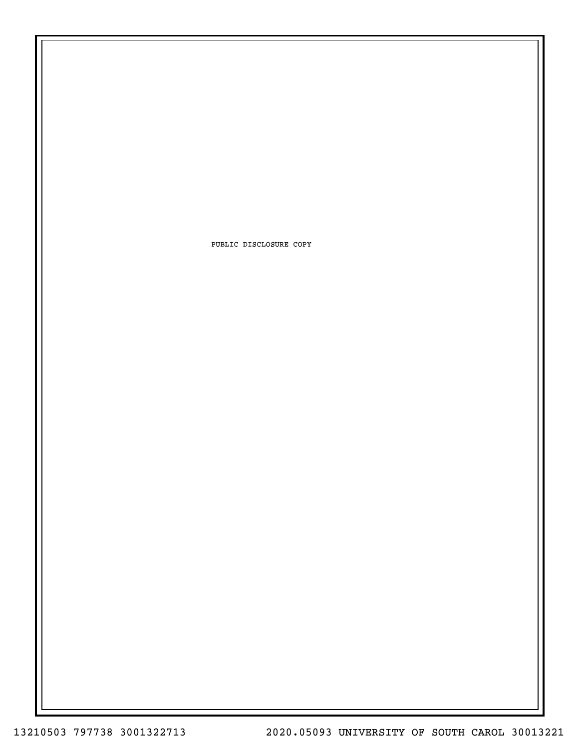PUBLIC DISCLOSURE COPY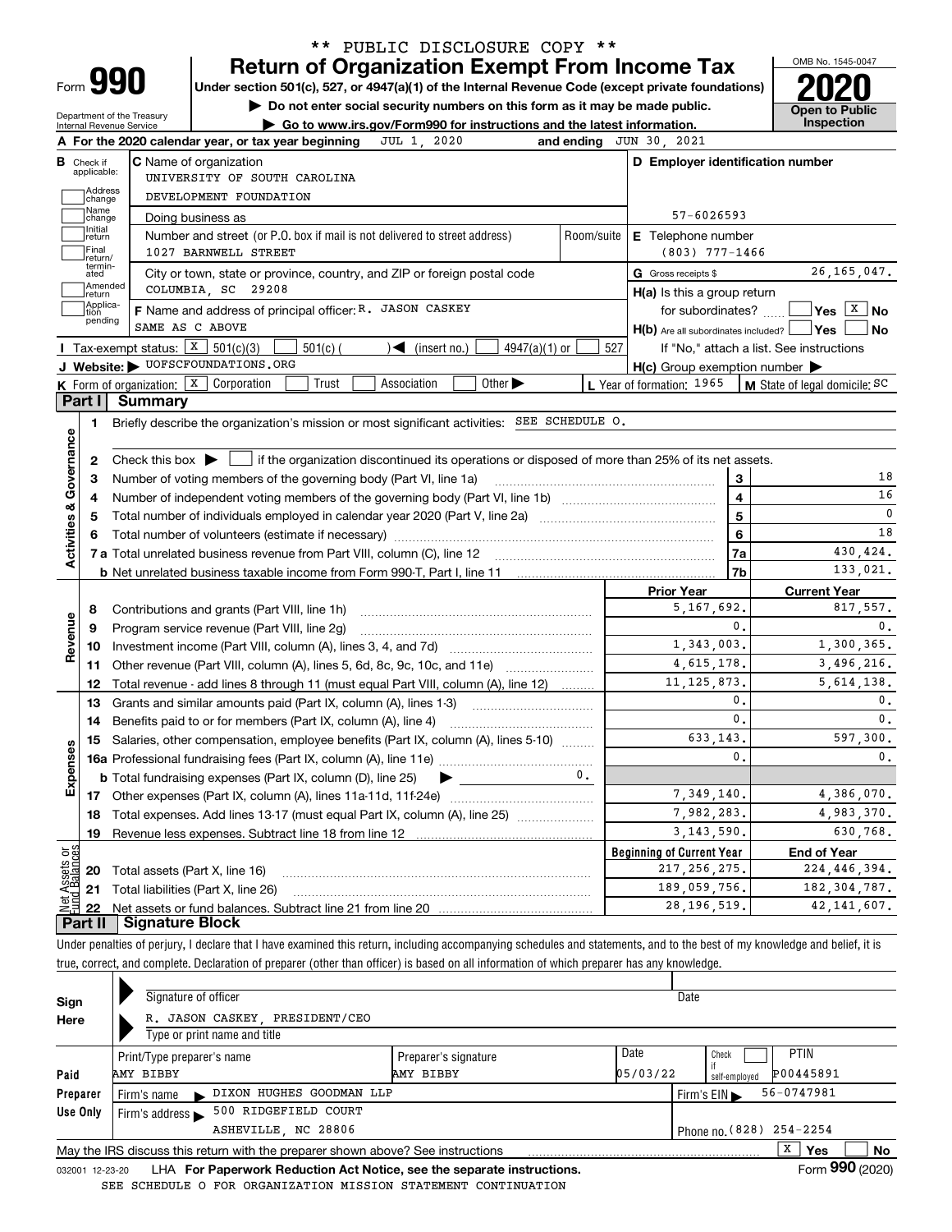\*\* PUBLIC DISCLOSURE COPY \*\*

# Form 990 — Return of Organization Exempt From Income Tax

**2020**

OMB No. 1545-0047

Under section 501(c), 527, or 4947(a)(1) of the Internal Revenue Code (except private foundations)

▶ Do not enter social security numbers on this form as it may be made public.

▶ Go to www.irs.gov/Form990 for instructions and the latest information.

Department of the Treasury
Internal Revenue Service

**Open to Public Inspection**

**A** For the 2020 calendar year, or tax year beginning JUL 1, 2020 and ending JUN 30, 2021

**B** Check if applicable: Address change, Name change, Initial return, Final return/terminated, Amended return, Application pending

**C** Name of organization: UNIVERSITY OF SOUTH CAROLINA DEVELOPMENT FOUNDATION

Doing business as

Number and street (or P.O. box if mail is not delivered to street address): 1027 BARNWELL STREET

Room/suite

City or town, state or province, country, and ZIP or foreign postal code: COLUMBIA, SC 29208

**D** Employer identification number: 57-6026593

**E** Telephone number: (803) 777-1466

**G** Gross receipts $ 26,165,047.

**F** Name and address of principal officer: R. JASON CASKEY, SAME AS C ABOVE

**H(a)** Is this a group return for subordinates? Yes [ ] No [X]

**H(b)** Are all subordinates included? Yes [ ] No [ ] If "No," attach a list. See instructions

**H(c)** Group exemption number ▶

**I** Tax-exempt status: [X] 501(c)(3) [ ] 501(c) ( ) ◀ (insert no.) [ ] 4947(a)(1) or [ ] 527

**J** Website: ▶ UOFSCFOUNDATIONS.ORG

**K** Form of organization: [X] Corporation [ ] Trust [ ] Association [ ] Other ▶

**L** Year of formation: 1965

**M** State of legal domicile: SC

## Part I Summary

**Activities & Governance**

1. Briefly describe the organization's mission or most significant activities: SEE SCHEDULE O.
2. Check this box ▶ [ ] if the organization discontinued its operations or disposed of more than 25% of its net assets.

| | | | |
|---|---|---|---|
| 3 | Number of voting members of the governing body (Part VI, line 1a) | 3 | 18 |
| 4 | Number of independent voting members of the governing body (Part VI, line 1b) | 4 | 16 |
| 5 | Total number of individuals employed in calendar year 2020 (Part V, line 2a) | 5 | 0 |
| 6 | Total number of volunteers (estimate if necessary) | 6 | 18 |
| 7a | Total unrelated business revenue from Part VIII, column (C), line 12 | 7a | 430,424. |
| b | Net unrelated business taxable income from Form 990-T, Part I, line 11 | 7b | 133,021. |

| | | | Prior Year | Current Year |
|---|---|---|---|---|
| **Revenue** | 8 | Contributions and grants (Part VIII, line 1h) | 5,167,692. | 817,557. |
| | 9 | Program service revenue (Part VIII, line 2g) | 0. | 0. |
| | 10 | Investment income (Part VIII, column (A), lines 3, 4, and 7d) | 1,343,003. | 1,300,365. |
| | 11 | Other revenue (Part VIII, column (A), lines 5, 6d, 8c, 9c, 10c, and 11e) | 4,615,178. | 3,496,216. |
| | 12 | Total revenue - add lines 8 through 11 (must equal Part VIII, column (A), line 12) | 11,125,873. | 5,614,138. |
| **Expenses** | 13 | Grants and similar amounts paid (Part IX, column (A), lines 1-3) | 0. | 0. |
| | 14 | Benefits paid to or for members (Part IX, column (A), line 4) | 0. | 0. |
| | 15 | Salaries, other compensation, employee benefits (Part IX, column (A), lines 5-10) | 633,143. | 597,300. |
| | 16a | Professional fundraising fees (Part IX, column (A), line 11e) | 0. | 0. |
| | b | Total fundraising expenses (Part IX, column (D), line 25) ▶ 0. | | |
| | 17 | Other expenses (Part IX, column (A), lines 11a-11d, 11f-24e) | 7,349,140. | 4,386,070. |
| | 18 | Total expenses. Add lines 13-17 (must equal Part IX, column (A), line 25) | 7,982,283. | 4,983,370. |
| | 19 | Revenue less expenses. Subtract line 18 from line 12 | 3,143,590. | 630,768. |

| | | | Beginning of Current Year | End of Year |
|---|---|---|---|---|
| **Net Assets or Fund Balances** | 20 | Total assets (Part X, line 16) | 217,256,275. | 224,446,394. |
| | 21 | Total liabilities (Part X, line 26) | 189,059,756. | 182,304,787. |
| | 22 | Net assets or fund balances. Subtract line 21 from line 20 | 28,196,519. | 42,141,607. |

## Part II Signature Block

Under penalties of perjury, I declare that I have examined this return, including accompanying schedules and statements, and to the best of my knowledge and belief, it is true, correct, and complete. Declaration of preparer (other than officer) is based on all information of which preparer has any knowledge.

**Sign Here**

Signature of officer ▶ — Date

R. JASON CASKEY, PRESIDENT/CEO

Type or print name and title

| **Paid Preparer Use Only** | | | | |
|---|---|---|---|---|
| Print/Type preparer's name: AMY BIBBY | Preparer's signature: AMY BIBBY | Date: 05/03/22 | Check [ ] if self-employed | PTIN: P00445891 |
| Firm's name ▶ DIXON HUGHES GOODMAN LLP | | | Firm's EIN ▶ 56-0747981 | |
| Firm's address ▶ 500 RIDGEFIELD COURT, ASHEVILLE, NC 28806 | | | Phone no. (828) 254-2254 | |

May the IRS discuss this return with the preparer shown above? See instructions [X] Yes [ ] No

032001 12-23-20 LHA For Paperwork Reduction Act Notice, see the separate instructions. Form **990** (2020)

SEE SCHEDULE O FOR ORGANIZATION MISSION STATEMENT CONTINUATION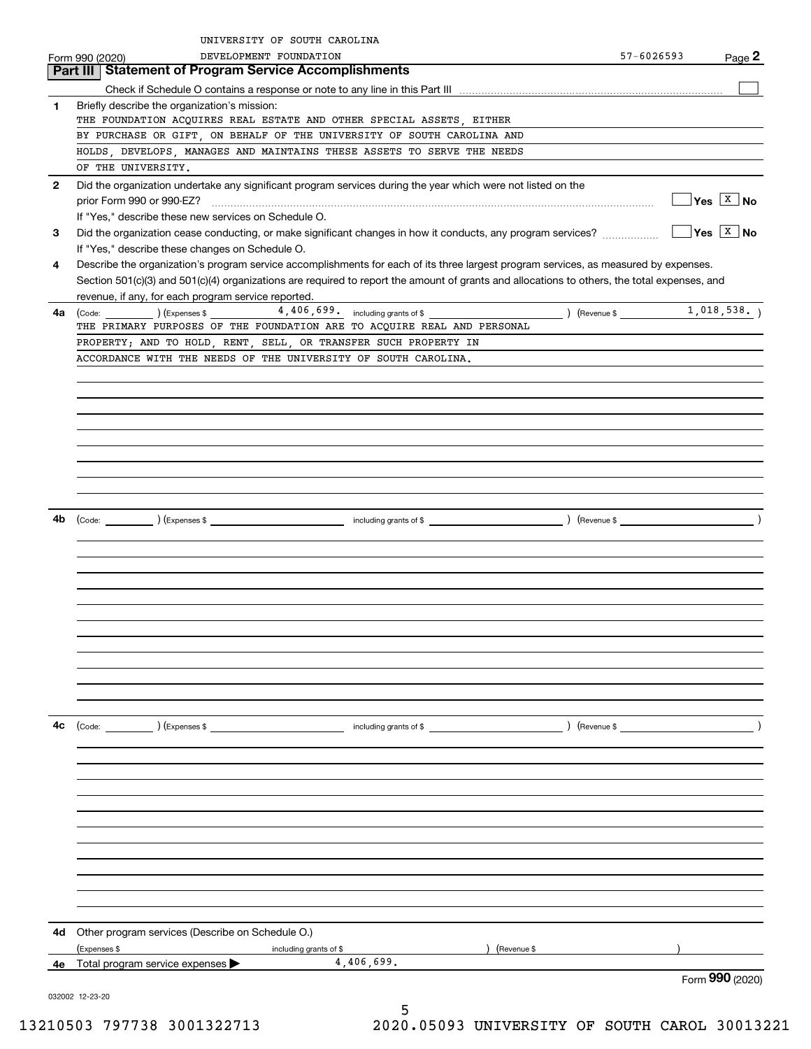UNIVERSITY OF SOUTH CAROLINA
DEVELOPMENT FOUNDATION 57-6026593

## Part III Statement of Program Service Accomplishments

Check if Schedule O contains a response or note to any line in this Part III ☐

**1** Briefly describe the organization's mission:

THE FOUNDATION ACQUIRES REAL ESTATE AND OTHER SPECIAL ASSETS, EITHER BY PURCHASE OR GIFT, ON BEHALF OF THE UNIVERSITY OF SOUTH CAROLINA AND HOLDS, DEVELOPS, MANAGES AND MAINTAINS THESE ASSETS TO SERVE THE NEEDS OF THE UNIVERSITY.

**2** Did the organization undertake any significant program services during the year which were not listed on the prior Form 990 or 990-EZ? ☐ Yes ☒ No

If "Yes," describe these new services on Schedule O.

**3** Did the organization cease conducting, or make significant changes in how it conducts, any program services? ☐ Yes ☒ No

If "Yes," describe these changes on Schedule O.

**4** Describe the organization's program service accomplishments for each of its three largest program services, as measured by expenses. Section 501(c)(3) and 501(c)(4) organizations are required to report the amount of grants and allocations to others, the total expenses, and revenue, if any, for each program service reported.

**4a** (Code: ) (Expenses $ 4,406,699. including grants of $ ) (Revenue $ 1,018,538. )

THE PRIMARY PURPOSES OF THE FOUNDATION ARE TO ACQUIRE REAL AND PERSONAL PROPERTY; AND TO HOLD, RENT, SELL, OR TRANSFER SUCH PROPERTY IN ACCORDANCE WITH THE NEEDS OF THE UNIVERSITY OF SOUTH CAROLINA.

**4b** (Code: ) (Expenses $ including grants of $ ) (Revenue $ )

**4c** (Code: ) (Expenses $ including grants of $ ) (Revenue $ )

**4d** Other program services (Describe on Schedule O.)

(Expenses $ including grants of $ ) (Revenue $ )

**4e** Total program service expenses ▶ 4,406,699.

Form **990** (2020)

032002 12-23-20

13210503 797738 3001322713 2020.05093 UNIVERSITY OF SOUTH CAROL 30013221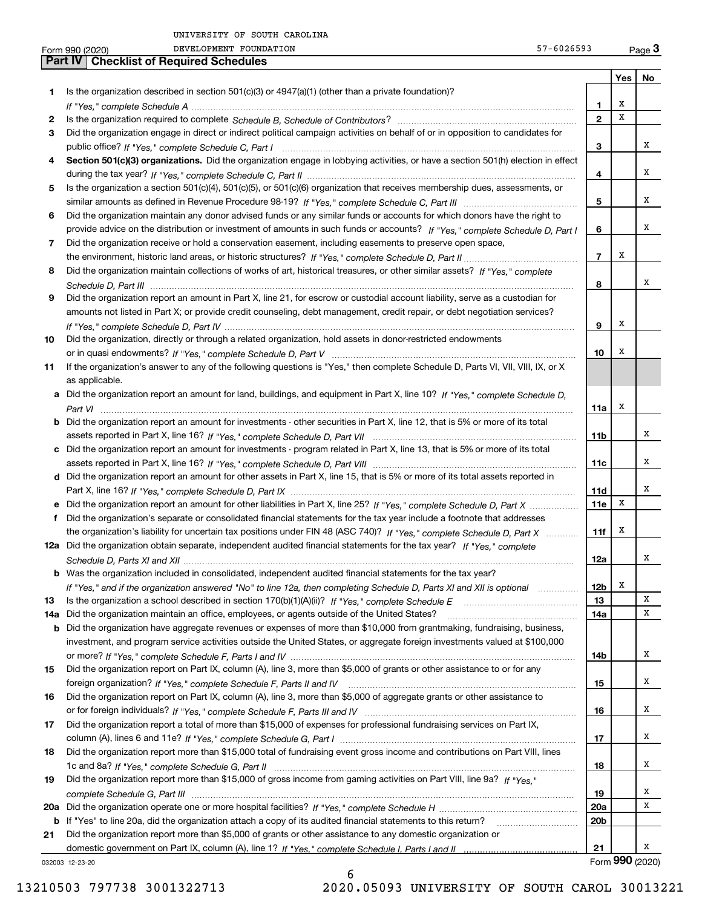UNIVERSITY OF SOUTH CAROLINA

Form 990 (2020) DEVELOPMENT FOUNDATION 57-6026593 Page **3**

## Part IV Checklist of Required Schedules

| | | | Yes | No |
|---|---|---|---|---|
| **1** | Is the organization described in section 501(c)(3) or 4947(a)(1) (other than a private foundation)? *If "Yes," complete Schedule A* | **1** | X | |
| **2** | Is the organization required to complete *Schedule B, Schedule of Contributors*? | **2** | X | |
| **3** | Did the organization engage in direct or indirect political campaign activities on behalf of or in opposition to candidates for public office? *If "Yes," complete Schedule C, Part I* | **3** | | X |
| **4** | **Section 501(c)(3) organizations.** Did the organization engage in lobbying activities, or have a section 501(h) election in effect during the tax year? *If "Yes," complete Schedule C, Part II* | **4** | | X |
| **5** | Is the organization a section 501(c)(4), 501(c)(5), or 501(c)(6) organization that receives membership dues, assessments, or similar amounts as defined in Revenue Procedure 98-19? *If "Yes," complete Schedule C, Part III* | **5** | | X |
| **6** | Did the organization maintain any donor advised funds or any similar funds or accounts for which donors have the right to provide advice on the distribution or investment of amounts in such funds or accounts? *If "Yes," complete Schedule D, Part I* | **6** | | X |
| **7** | Did the organization receive or hold a conservation easement, including easements to preserve open space, the environment, historic land areas, or historic structures? *If "Yes," complete Schedule D, Part II* | **7** | X | |
| **8** | Did the organization maintain collections of works of art, historical treasures, or other similar assets? *If "Yes," complete Schedule D, Part III* | **8** | | X |
| **9** | Did the organization report an amount in Part X, line 21, for escrow or custodial account liability, serve as a custodian for amounts not listed in Part X; or provide credit counseling, debt management, credit repair, or debt negotiation services? *If "Yes," complete Schedule D, Part IV* | **9** | X | |
| **10** | Did the organization, directly or through a related organization, hold assets in donor-restricted endowments or in quasi endowments? *If "Yes," complete Schedule D, Part V* | **10** | X | |
| **11** | If the organization's answer to any of the following questions is "Yes," then complete Schedule D, Parts VI, VII, VIII, IX, or X as applicable. | | | |
| **a** | Did the organization report an amount for land, buildings, and equipment in Part X, line 10? *If "Yes," complete Schedule D, Part VI* | **11a** | X | |
| **b** | Did the organization report an amount for investments - other securities in Part X, line 12, that is 5% or more of its total assets reported in Part X, line 16? *If "Yes," complete Schedule D, Part VII* | **11b** | | X |
| **c** | Did the organization report an amount for investments - program related in Part X, line 13, that is 5% or more of its total assets reported in Part X, line 16? *If "Yes," complete Schedule D, Part VIII* | **11c** | | X |
| **d** | Did the organization report an amount for other assets in Part X, line 15, that is 5% or more of its total assets reported in Part X, line 16? *If "Yes," complete Schedule D, Part IX* | **11d** | | X |
| **e** | Did the organization report an amount for other liabilities in Part X, line 25? *If "Yes," complete Schedule D, Part X* | **11e** | X | |
| **f** | Did the organization's separate or consolidated financial statements for the tax year include a footnote that addresses the organization's liability for uncertain tax positions under FIN 48 (ASC 740)? *If "Yes," complete Schedule D, Part X* | **11f** | X | |
| **12a** | Did the organization obtain separate, independent audited financial statements for the tax year? *If "Yes," complete Schedule D, Parts XI and XII* | **12a** | | X |
| **b** | Was the organization included in consolidated, independent audited financial statements for the tax year? *If "Yes," and if the organization answered "No" to line 12a, then completing Schedule D, Parts XI and XII is optional* | **12b** | X | |
| **13** | Is the organization a school described in section 170(b)(1)(A)(ii)? *If "Yes," complete Schedule E* | **13** | | X |
| **14a** | Did the organization maintain an office, employees, or agents outside of the United States? | **14a** | | X |
| **b** | Did the organization have aggregate revenues or expenses of more than $10,000 from grantmaking, fundraising, business, investment, and program service activities outside the United States, or aggregate foreign investments valued at $100,000 or more? *If "Yes," complete Schedule F, Parts I and IV* | **14b** | | X |
| **15** | Did the organization report on Part IX, column (A), line 3, more than $5,000 of grants or other assistance to or for any foreign organization? *If "Yes," complete Schedule F, Parts II and IV* | **15** | | X |
| **16** | Did the organization report on Part IX, column (A), line 3, more than $5,000 of aggregate grants or other assistance to or for foreign individuals? *If "Yes," complete Schedule F, Parts III and IV* | **16** | | X |
| **17** | Did the organization report a total of more than $15,000 of expenses for professional fundraising services on Part IX, column (A), lines 6 and 11e? *If "Yes," complete Schedule G, Part I* | **17** | | X |
| **18** | Did the organization report more than $15,000 total of fundraising event gross income and contributions on Part VIII, lines 1c and 8a? *If "Yes," complete Schedule G, Part II* | **18** | | X |
| **19** | Did the organization report more than $15,000 of gross income from gaming activities on Part VIII, line 9a? *If "Yes," complete Schedule G, Part III* | **19** | | X |
| **20a** | Did the organization operate one or more hospital facilities? *If "Yes," complete Schedule H* | **20a** | | X |
| **b** | If "Yes" to line 20a, did the organization attach a copy of its audited financial statements to this return? | **20b** | | |
| **21** | Did the organization report more than $5,000 of grants or other assistance to any domestic organization or domestic government on Part IX, column (A), line 1? *If "Yes," complete Schedule I, Parts I and II* | **21** | | X |

032003 12-23-20 Form **990** (2020)

13210503 797738 3001322713 2020.05093 UNIVERSITY OF SOUTH CAROL 30013221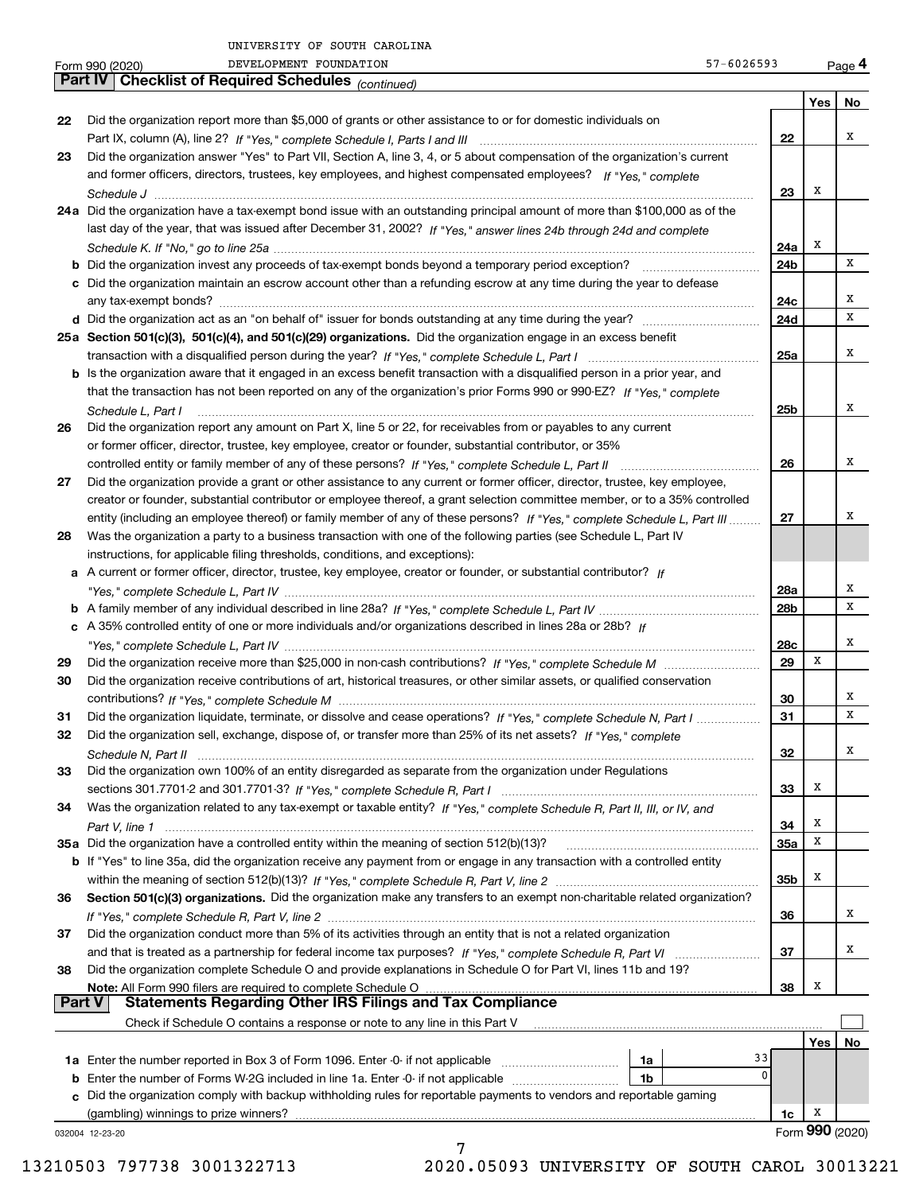UNIVERSITY OF SOUTH CAROLINA
DEVELOPMENT FOUNDATION 57-6026593

Form 990 (2020)

## Part IV Checklist of Required Schedules *(continued)*

| | | | Yes | No |
|---|---|---|---|---|
| 22 | Did the organization report more than $5,000 of grants or other assistance to or for domestic individuals on Part IX, column (A), line 2? *If "Yes," complete Schedule I, Parts I and III* | 22 | | X |
| 23 | Did the organization answer "Yes" to Part VII, Section A, line 3, 4, or 5 about compensation of the organization's current and former officers, directors, trustees, key employees, and highest compensated employees? *If "Yes," complete Schedule J* | 23 | X | |
| 24a | Did the organization have a tax-exempt bond issue with an outstanding principal amount of more than $100,000 as of the last day of the year, that was issued after December 31, 2002? *If "Yes," answer lines 24b through 24d and complete Schedule K. If "No," go to line 25a* | 24a | X | |
| b | Did the organization invest any proceeds of tax-exempt bonds beyond a temporary period exception? | 24b | | X |
| c | Did the organization maintain an escrow account other than a refunding escrow at any time during the year to defease any tax-exempt bonds? | 24c | | X |
| d | Did the organization act as an "on behalf of" issuer for bonds outstanding at any time during the year? | 24d | | X |
| 25a | **Section 501(c)(3), 501(c)(4), and 501(c)(29) organizations.** Did the organization engage in an excess benefit transaction with a disqualified person during the year? *If "Yes," complete Schedule L, Part I* | 25a | | X |
| b | Is the organization aware that it engaged in an excess benefit transaction with a disqualified person in a prior year, and that the transaction has not been reported on any of the organization's prior Forms 990 or 990-EZ? *If "Yes," complete Schedule L, Part I* | 25b | | X |
| 26 | Did the organization report any amount on Part X, line 5 or 22, for receivables from or payables to any current or former officer, director, trustee, key employee, creator or founder, substantial contributor, or 35% controlled entity or family member of any of these persons? *If "Yes," complete Schedule L, Part II* | 26 | | X |
| 27 | Did the organization provide a grant or other assistance to any current or former officer, director, trustee, key employee, creator or founder, substantial contributor or employee thereof, a grant selection committee member, or to a 35% controlled entity (including an employee thereof) or family member of any of these persons? *If "Yes," complete Schedule L, Part III* | 27 | | X |
| 28 | Was the organization a party to a business transaction with one of the following parties (see Schedule L, Part IV instructions, for applicable filing thresholds, conditions, and exceptions): | | | |
| a | A current or former officer, director, trustee, key employee, creator or founder, or substantial contributor? *If "Yes," complete Schedule L, Part IV* | 28a | | X |
| b | A family member of any individual described in line 28a? *If "Yes," complete Schedule L, Part IV* | 28b | | X |
| c | A 35% controlled entity of one or more individuals and/or organizations described in lines 28a or 28b? *If "Yes," complete Schedule L, Part IV* | 28c | | X |
| 29 | Did the organization receive more than $25,000 in non-cash contributions? *If "Yes," complete Schedule M* | 29 | X | |
| 30 | Did the organization receive contributions of art, historical treasures, or other similar assets, or qualified conservation contributions? *If "Yes," complete Schedule M* | 30 | | X |
| 31 | Did the organization liquidate, terminate, or dissolve and cease operations? *If "Yes," complete Schedule N, Part I* | 31 | | X |
| 32 | Did the organization sell, exchange, dispose of, or transfer more than 25% of its net assets? *If "Yes," complete Schedule N, Part II* | 32 | | X |
| 33 | Did the organization own 100% of an entity disregarded as separate from the organization under Regulations sections 301.7701-2 and 301.7701-3? *If "Yes," complete Schedule R, Part I* | 33 | X | |
| 34 | Was the organization related to any tax-exempt or taxable entity? *If "Yes," complete Schedule R, Part II, III, or IV, and Part V, line 1* | 34 | X | |
| 35a | Did the organization have a controlled entity within the meaning of section 512(b)(13)? | 35a | X | |
| b | If "Yes" to line 35a, did the organization receive any payment from or engage in any transaction with a controlled entity within the meaning of section 512(b)(13)? *If "Yes," complete Schedule R, Part V, line 2* | 35b | X | |
| 36 | **Section 501(c)(3) organizations.** Did the organization make any transfers to an exempt non-charitable related organization? *If "Yes," complete Schedule R, Part V, line 2* | 36 | | X |
| 37 | Did the organization conduct more than 5% of its activities through an entity that is not a related organization and that is treated as a partnership for federal income tax purposes? *If "Yes," complete Schedule R, Part VI* | 37 | | X |
| 38 | Did the organization complete Schedule O and provide explanations in Schedule O for Part VI, lines 11b and 19? **Note:** All Form 990 filers are required to complete Schedule O | 38 | X | |

## Part V Statements Regarding Other IRS Filings and Tax Compliance

Check if Schedule O contains a response or note to any line in this Part V ☐

| | | | | | Yes | No |
|---|---|---|---|---|---|---|
| 1a | Enter the number reported in Box 3 of Form 1096. Enter -0- if not applicable | 1a | 33 | | | |
| b | Enter the number of Forms W-2G included in line 1a. Enter -0- if not applicable | 1b | 0 | | | |
| c | Did the organization comply with backup withholding rules for reportable payments to vendors and reportable gaming (gambling) winnings to prize winners? | | | 1c | X | |

032004 12-23-20

Form **990** (2020)

13210503 797738 3001322713 2020.05093 UNIVERSITY OF SOUTH CAROL 30013221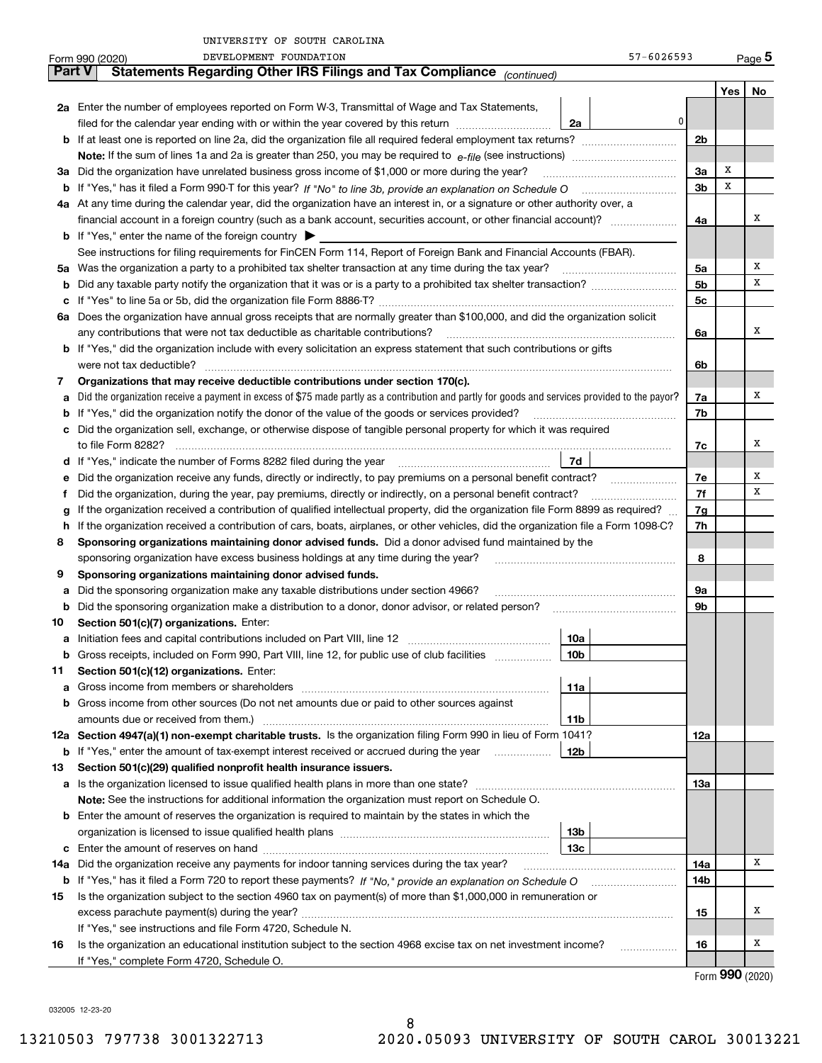UNIVERSITY OF SOUTH CAROLINA
DEVELOPMENT FOUNDATION 57-6026593

Form 990 (2020) Page **5**

## Part V Statements Regarding Other IRS Filings and Tax Compliance *(continued)*

| | | | | Yes | No |
|---|---|---|---|---|---|
| **2a** | Enter the number of employees reported on Form W-3, Transmittal of Wage and Tax Statements, filed for the calendar year ending with or within the year covered by this return | 2a 0 | | | |
| **b** | If at least one is reported on line 2a, did the organization file all required federal employment tax returns? | | 2b | | |
| | **Note:** If the sum of lines 1a and 2a is greater than 250, you may be required to *e-file* (see instructions) | | | | |
| **3a** | Did the organization have unrelated business gross income of $1,000 or more during the year? | | 3a | X | |
| **b** | If "Yes," has it filed a Form 990-T for this year? *If "No" to line 3b, provide an explanation on Schedule O* | | 3b | X | |
| **4a** | At any time during the calendar year, did the organization have an interest in, or a signature or other authority over, a financial account in a foreign country (such as a bank account, securities account, or other financial account)? | | 4a | | X |
| **b** | If "Yes," enter the name of the foreign country ▶ | | | | |
| | See instructions for filing requirements for FinCEN Form 114, Report of Foreign Bank and Financial Accounts (FBAR). | | | | |
| **5a** | Was the organization a party to a prohibited tax shelter transaction at any time during the tax year? | | 5a | | X |
| **b** | Did any taxable party notify the organization that it was or is a party to a prohibited tax shelter transaction? | | 5b | | X |
| **c** | If "Yes" to line 5a or 5b, did the organization file Form 8886-T? | | 5c | | |
| **6a** | Does the organization have annual gross receipts that are normally greater than $100,000, and did the organization solicit any contributions that were not tax deductible as charitable contributions? | | 6a | | X |
| **b** | If "Yes," did the organization include with every solicitation an express statement that such contributions or gifts were not tax deductible? | | 6b | | |
| **7** | **Organizations that may receive deductible contributions under section 170(c).** | | | | |
| **a** | Did the organization receive a payment in excess of $75 made partly as a contribution and partly for goods and services provided to the payor? | | 7a | | X |
| **b** | If "Yes," did the organization notify the donor of the value of the goods or services provided? | | 7b | | |
| **c** | Did the organization sell, exchange, or otherwise dispose of tangible personal property for which it was required to file Form 8282? | | 7c | | X |
| **d** | If "Yes," indicate the number of Forms 8282 filed during the year | 7d | | | |
| **e** | Did the organization receive any funds, directly or indirectly, to pay premiums on a personal benefit contract? | | 7e | | X |
| **f** | Did the organization, during the year, pay premiums, directly or indirectly, on a personal benefit contract? | | 7f | | X |
| **g** | If the organization received a contribution of qualified intellectual property, did the organization file Form 8899 as required? | | 7g | | |
| **h** | If the organization received a contribution of cars, boats, airplanes, or other vehicles, did the organization file a Form 1098-C? | | 7h | | |
| **8** | **Sponsoring organizations maintaining donor advised funds.** Did a donor advised fund maintained by the sponsoring organization have excess business holdings at any time during the year? | | 8 | | |
| **9** | **Sponsoring organizations maintaining donor advised funds.** | | | | |
| **a** | Did the sponsoring organization make any taxable distributions under section 4966? | | 9a | | |
| **b** | Did the sponsoring organization make a distribution to a donor, donor advisor, or related person? | | 9b | | |
| **10** | **Section 501(c)(7) organizations.** Enter: | | | | |
| **a** | Initiation fees and capital contributions included on Part VIII, line 12 | 10a | | | |
| **b** | Gross receipts, included on Form 990, Part VIII, line 12, for public use of club facilities | 10b | | | |
| **11** | **Section 501(c)(12) organizations.** Enter: | | | | |
| **a** | Gross income from members or shareholders | 11a | | | |
| **b** | Gross income from other sources (Do not net amounts due or paid to other sources against amounts due or received from them.) | 11b | | | |
| **12a** | **Section 4947(a)(1) non-exempt charitable trusts.** Is the organization filing Form 990 in lieu of Form 1041? | | 12a | | |
| **b** | If "Yes," enter the amount of tax-exempt interest received or accrued during the year | 12b | | | |
| **13** | **Section 501(c)(29) qualified nonprofit health insurance issuers.** | | | | |
| **a** | Is the organization licensed to issue qualified health plans in more than one state? | | 13a | | |
| | **Note:** See the instructions for additional information the organization must report on Schedule O. | | | | |
| **b** | Enter the amount of reserves the organization is required to maintain by the states in which the organization is licensed to issue qualified health plans | 13b | | | |
| **c** | Enter the amount of reserves on hand | 13c | | | |
| **14a** | Did the organization receive any payments for indoor tanning services during the tax year? | | 14a | | X |
| **b** | If "Yes," has it filed a Form 720 to report these payments? *If "No," provide an explanation on Schedule O* | | 14b | | |
| **15** | Is the organization subject to the section 4960 tax on payment(s) of more than $1,000,000 in remuneration or excess parachute payment(s) during the year? | | 15 | | X |
| | If "Yes," see instructions and file Form 4720, Schedule N. | | | | |
| **16** | Is the organization an educational institution subject to the section 4968 excise tax on net investment income? | | 16 | | X |
| | If "Yes," complete Form 4720, Schedule O. | | | | |

Form **990** (2020)

032005 12-23-20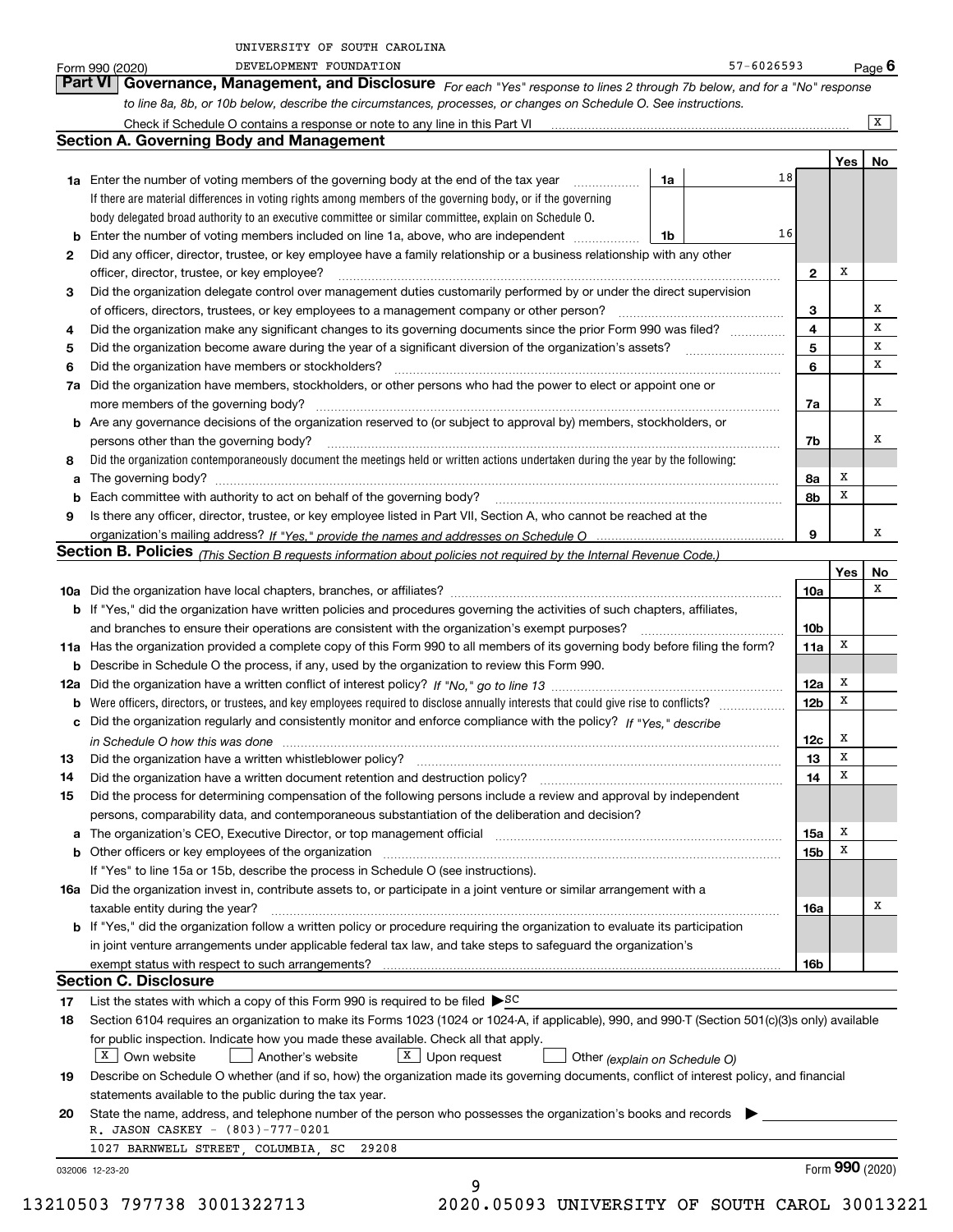UNIVERSITY OF SOUTH CAROLINA

Form 990 (2020) DEVELOPMENT FOUNDATION 57-6026593 Page **6**

## Part VI Governance, Management, and Disclosure

*For each "Yes" response to lines 2 through 7b below, and for a "No" response to line 8a, 8b, or 10b below, describe the circumstances, processes, or changes on Schedule O. See instructions.*

Check if Schedule O contains a response or note to any line in this Part VI ..... [X]

### Section A. Governing Body and Management

| | | | | Yes | No |
|---|---|---|---|---|---|
| **1a** | Enter the number of voting members of the governing body at the end of the tax year ..... **1a** 18. If there are material differences in voting rights among members of the governing body, or if the governing body delegated broad authority to an executive committee or similar committee, explain on Schedule O. | | | | |
| **b** | Enter the number of voting members included on line 1a, above, who are independent ..... **1b** 16 | | | | |
| **2** | Did any officer, director, trustee, or key employee have a family relationship or a business relationship with any other officer, director, trustee, or key employee? | **2** | | X | |
| **3** | Did the organization delegate control over management duties customarily performed by or under the direct supervision of officers, directors, trustees, or key employees to a management company or other person? | **3** | | | X |
| **4** | Did the organization make any significant changes to its governing documents since the prior Form 990 was filed? | **4** | | | X |
| **5** | Did the organization become aware during the year of a significant diversion of the organization's assets? | **5** | | | X |
| **6** | Did the organization have members or stockholders? | **6** | | | X |
| **7a** | Did the organization have members, stockholders, or other persons who had the power to elect or appoint one or more members of the governing body? | **7a** | | | X |
| **b** | Are any governance decisions of the organization reserved to (or subject to approval by) members, stockholders, or persons other than the governing body? | **7b** | | | X |
| **8** | Did the organization contemporaneously document the meetings held or written actions undertaken during the year by the following: | | | | |
| **a** | The governing body? | **8a** | | X | |
| **b** | Each committee with authority to act on behalf of the governing body? | **8b** | | X | |
| **9** | Is there any officer, director, trustee, or key employee listed in Part VII, Section A, who cannot be reached at the organization's mailing address? *If "Yes," provide the names and addresses on Schedule O* | **9** | | | X |

### Section B. Policies *(This Section B requests information about policies not required by the Internal Revenue Code.)*

| | | | Yes | No |
|---|---|---|---|---|
| **10a** | Did the organization have local chapters, branches, or affiliates? | **10a** | | X |
| **b** | If "Yes," did the organization have written policies and procedures governing the activities of such chapters, affiliates, and branches to ensure their operations are consistent with the organization's exempt purposes? | **10b** | | |
| **11a** | Has the organization provided a complete copy of this Form 990 to all members of its governing body before filing the form? | **11a** | X | |
| **b** | Describe in Schedule O the process, if any, used by the organization to review this Form 990. | | | |
| **12a** | Did the organization have a written conflict of interest policy? *If "No," go to line 13* | **12a** | X | |
| **b** | Were officers, directors, or trustees, and key employees required to disclose annually interests that could give rise to conflicts? | **12b** | X | |
| **c** | Did the organization regularly and consistently monitor and enforce compliance with the policy? *If "Yes," describe in Schedule O how this was done* | **12c** | X | |
| **13** | Did the organization have a written whistleblower policy? | **13** | X | |
| **14** | Did the organization have a written document retention and destruction policy? | **14** | X | |
| **15** | Did the process for determining compensation of the following persons include a review and approval by independent persons, comparability data, and contemporaneous substantiation of the deliberation and decision? | | | |
| **a** | The organization's CEO, Executive Director, or top management official | **15a** | X | |
| **b** | Other officers or key employees of the organization | **15b** | X | |
| | If "Yes" to line 15a or 15b, describe the process in Schedule O (see instructions). | | | |
| **16a** | Did the organization invest in, contribute assets to, or participate in a joint venture or similar arrangement with a taxable entity during the year? | **16a** | | X |
| **b** | If "Yes," did the organization follow a written policy or procedure requiring the organization to evaluate its participation in joint venture arrangements under applicable federal tax law, and take steps to safeguard the organization's exempt status with respect to such arrangements? | **16b** | | |

### Section C. Disclosure

**17** List the states with which a copy of this Form 990 is required to be filed ▶ SC

**18** Section 6104 requires an organization to make its Forms 1023 (1024 or 1024-A, if applicable), 990, and 990-T (Section 501(c)(3)s only) available for public inspection. Indicate how you made these available. Check all that apply.

[X] Own website  [ ] Another's website  [X] Upon request  [ ] Other *(explain on Schedule O)*

**19** Describe on Schedule O whether (and if so, how) the organization made its governing documents, conflict of interest policy, and financial statements available to the public during the tax year.

**20** State the name, address, and telephone number of the person who possesses the organization's books and records ▶

R. JASON CASKEY - (803)-777-0201

1027 BARNWELL STREET, COLUMBIA, SC 29208

032006 12-23-20 Form **990** (2020)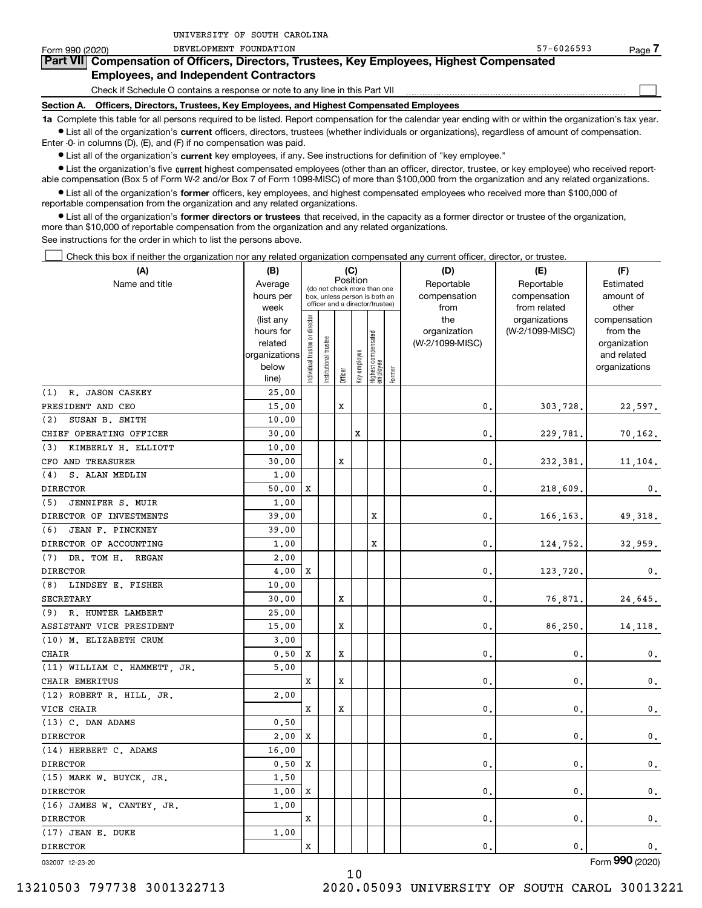UNIVERSITY OF SOUTH CAROLINA

Form 990 (2020) DEVELOPMENT FOUNDATION 57-6026593 Page **7**

## Part VII Compensation of Officers, Directors, Trustees, Key Employees, Highest Compensated Employees, and Independent Contractors

Check if Schedule O contains a response or note to any line in this Part VII ☐

### Section A. Officers, Directors, Trustees, Key Employees, and Highest Compensated Employees

**1a** Complete this table for all persons required to be listed. Report compensation for the calendar year ending with or within the organization's tax year.

- List all of the organization's **current** officers, directors, trustees (whether individuals or organizations), regardless of amount of compensation. Enter -0- in columns (D), (E), and (F) if no compensation was paid.
- List all of the organization's **current** key employees, if any. See instructions for definition of "key employee."
- List the organization's five **current** highest compensated employees (other than an officer, director, trustee, or key employee) who received reportable compensation (Box 5 of Form W-2 and/or Box 7 of Form 1099-MISC) of more than $100,000 from the organization and any related organizations.
- List all of the organization's **former** officers, key employees, and highest compensated employees who received more than $100,000 of reportable compensation from the organization and any related organizations.
- List all of the organization's **former directors or trustees** that received, in the capacity as a former director or trustee of the organization, more than $10,000 of reportable compensation from the organization and any related organizations.

See instructions for the order in which to list the persons above.

☐ Check this box if neither the organization nor any related organization compensated any current officer, director, or trustee.

| (A) Name and title | (B) Average hours per week (list any hours for related organizations below line) | (C) Position: Individual trustee or director | Institutional trustee | Officer | Key employee | Highest compensated employee | Former | (D) Reportable compensation from the organization (W-2/1099-MISC) | (E) Reportable compensation from related organizations (W-2/1099-MISC) | (F) Estimated amount of other compensation from the organization and related organizations |
|---|---|---|---|---|---|---|---|---|---|---|
| (1) R. JASON CASKEY | 25.00 | | | | | | | | | |
| PRESIDENT AND CEO | 15.00 | | | X | | | | 0. | 303,728. | 22,597. |
| (2) SUSAN B. SMITH | 10.00 | | | | | | | | | |
| CHIEF OPERATING OFFICER | 30.00 | | | | X | | | 0. | 229,781. | 70,162. |
| (3) KIMBERLY H. ELLIOTT | 10.00 | | | | | | | | | |
| CFO AND TREASURER | 30.00 | | | X | | | | 0. | 232,381. | 11,104. |
| (4) S. ALAN MEDLIN | 1.00 | | | | | | | | | |
| DIRECTOR | 50.00 | X | | | | | | 0. | 218,609. | 0. |
| (5) JENNIFER S. MUIR | 1.00 | | | | | | | | | |
| DIRECTOR OF INVESTMENTS | 39.00 | | | | | X | | 0. | 166,163. | 49,318. |
| (6) JEAN F. PINCKNEY | 39.00 | | | | | | | | | |
| DIRECTOR OF ACCOUNTING | 1.00 | | | | | X | | 0. | 124,752. | 32,959. |
| (7) DR. TOM H. REGAN | 2.00 | | | | | | | | | |
| DIRECTOR | 4.00 | X | | | | | | 0. | 123,720. | 0. |
| (8) LINDSEY E. FISHER | 10.00 | | | | | | | | | |
| SECRETARY | 30.00 | | | X | | | | 0. | 76,871. | 24,645. |
| (9) R. HUNTER LAMBERT | 25.00 | | | | | | | | | |
| ASSISTANT VICE PRESIDENT | 15.00 | | | X | | | | 0. | 86,250. | 14,118. |
| (10) M. ELIZABETH CRUM | 3.00 | | | | | | | | | |
| CHAIR | 0.50 | X | | X | | | | 0. | 0. | 0. |
| (11) WILLIAM C. HAMMETT, JR. | 5.00 | | | | | | | | | |
| CHAIR EMERITUS | | X | | X | | | | 0. | 0. | 0. |
| (12) ROBERT R. HILL, JR. | 2.00 | | | | | | | | | |
| VICE CHAIR | | X | | X | | | | 0. | 0. | 0. |
| (13) C. DAN ADAMS | 0.50 | | | | | | | | | |
| DIRECTOR | 2.00 | X | | | | | | 0. | 0. | 0. |
| (14) HERBERT C. ADAMS | 16.00 | | | | | | | | | |
| DIRECTOR | 0.50 | X | | | | | | 0. | 0. | 0. |
| (15) MARK W. BUYCK, JR. | 1.50 | | | | | | | | | |
| DIRECTOR | 1.00 | X | | | | | | 0. | 0. | 0. |
| (16) JAMES W. CANTEY, JR. | 1.00 | | | | | | | | | |
| DIRECTOR | | X | | | | | | 0. | 0. | 0. |
| (17) JEAN E. DUKE | 1.00 | | | | | | | | | |
| DIRECTOR | | X | | | | | | 0. | 0. | 0. |

032007 12-23-20 Form **990** (2020)

13210503 797738 3001322713 2020.05093 UNIVERSITY OF SOUTH CAROL 30013221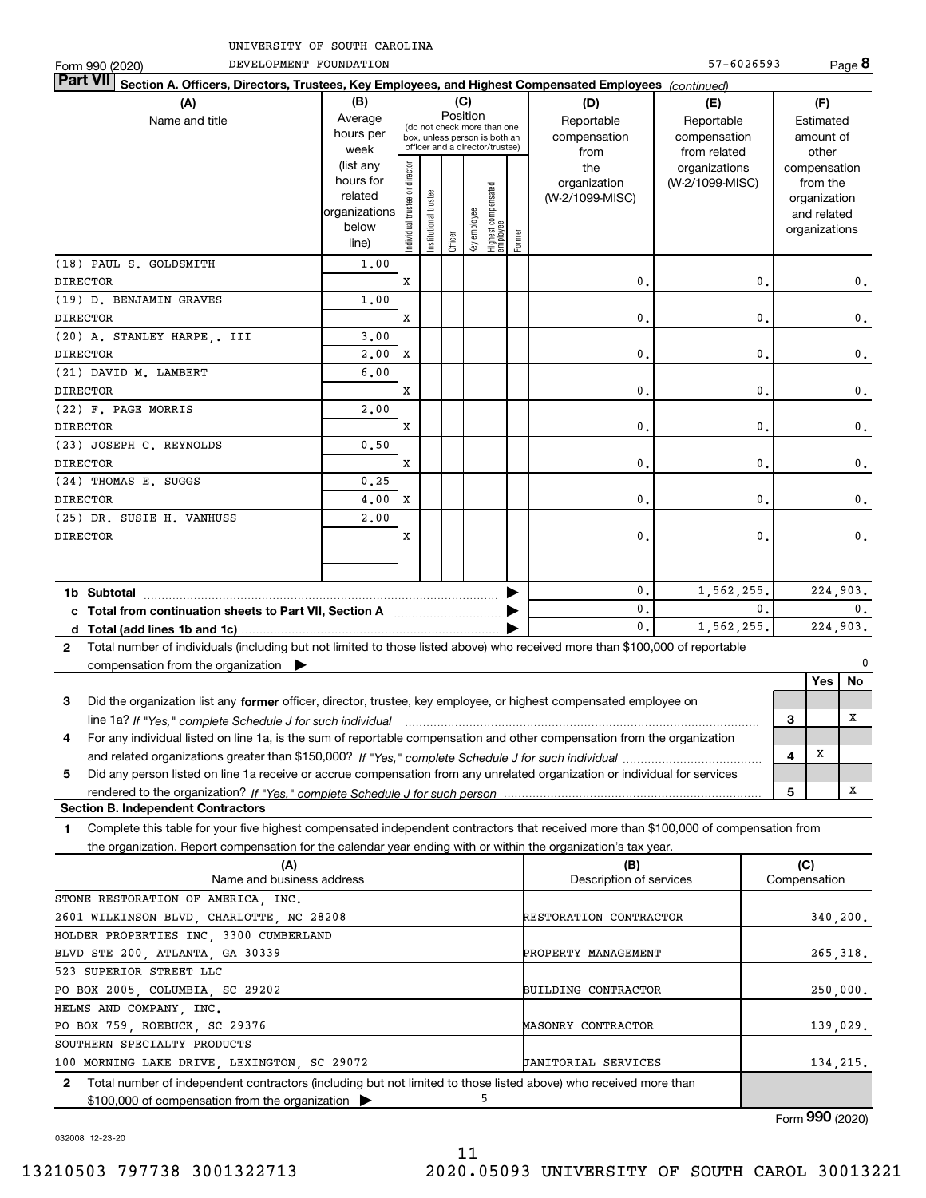UNIVERSITY OF SOUTH CAROLINA
Form 990 (2020) DEVELOPMENT FOUNDATION 57-6026593 Page **8**

**Part VII** **Section A. Officers, Directors, Trustees, Key Employees, and Highest Compensated Employees** *(continued)*

| (A) Name and title | (B) Average hours per week (list any hours for related organizations below line) | (C) Position: Individual trustee or director | Institutional trustee | Officer | Key employee | Highest compensated employee | Former | (D) Reportable compensation from the organization (W-2/1099-MISC) | (E) Reportable compensation from related organizations (W-2/1099-MISC) | (F) Estimated amount of other compensation from the organization and related organizations |
|---|---|---|---|---|---|---|---|---|---|---|
| (18) PAUL S. GOLDSMITH | 1.00 | | | | | | | | | |
| DIRECTOR | | X | | | | | | 0. | 0. | 0. |
| (19) D. BENJAMIN GRAVES | 1.00 | | | | | | | | | |
| DIRECTOR | | X | | | | | | 0. | 0. | 0. |
| (20) A. STANLEY HARPE,. III | 3.00 | | | | | | | | | |
| DIRECTOR | 2.00 | X | | | | | | 0. | 0. | 0. |
| (21) DAVID M. LAMBERT | 6.00 | | | | | | | | | |
| DIRECTOR | | X | | | | | | 0. | 0. | 0. |
| (22) F. PAGE MORRIS | 2.00 | | | | | | | | | |
| DIRECTOR | | X | | | | | | 0. | 0. | 0. |
| (23) JOSEPH C. REYNOLDS | 0.50 | | | | | | | | | |
| DIRECTOR | | X | | | | | | 0. | 0. | 0. |
| (24) THOMAS E. SUGGS | 0.25 | | | | | | | | | |
| DIRECTOR | 4.00 | X | | | | | | 0. | 0. | 0. |
| (25) DR. SUSIE H. VANHUSS | 2.00 | | | | | | | | | |
| DIRECTOR | | X | | | | | | 0. | 0. | 0. |
| **1b Subtotal** | | | | | | | | 0. | 1,562,255. | 224,903. |
| **c Total from continuation sheets to Part VII, Section A** | | | | | | | | 0. | 0. | 0. |
| **d Total (add lines 1b and 1c)** | | | | | | | | 0. | 1,562,255. | 224,903. |

**2** Total number of individuals (including but not limited to those listed above) who received more than $100,000 of reportable compensation from the organization ▶ 0

| | | Yes | No |
|---|---|---|---|
| **3** Did the organization list any **former** officer, director, trustee, key employee, or highest compensated employee on line 1a? *If "Yes," complete Schedule J for such individual* | 3 | | X |
| **4** For any individual listed on line 1a, is the sum of reportable compensation and other compensation from the organization and related organizations greater than $150,000? *If "Yes," complete Schedule J for such individual* | 4 | X | |
| **5** Did any person listed on line 1a receive or accrue compensation from any unrelated organization or individual for services rendered to the organization? *If "Yes," complete Schedule J for such person* | 5 | | X |

**Section B. Independent Contractors**

**1** Complete this table for your five highest compensated independent contractors that received more than $100,000 of compensation from the organization. Report compensation for the calendar year ending with or within the organization's tax year.

| (A) Name and business address | (B) Description of services | (C) Compensation |
|---|---|---|
| STONE RESTORATION OF AMERICA, INC. 2601 WILKINSON BLVD, CHARLOTTE, NC 28208 | RESTORATION CONTRACTOR | 340,200. |
| HOLDER PROPERTIES INC, 3300 CUMBERLAND BLVD STE 200, ATLANTA, GA 30339 | PROPERTY MANAGEMENT | 265,318. |
| 523 SUPERIOR STREET LLC PO BOX 2005, COLUMBIA, SC 29202 | BUILDING CONTRACTOR | 250,000. |
| HELMS AND COMPANY, INC. PO BOX 759, ROEBUCK, SC 29376 | MASONRY CONTRACTOR | 139,029. |
| SOUTHERN SPECIALTY PRODUCTS 100 MORNING LAKE DRIVE, LEXINGTON, SC 29072 | JANITORIAL SERVICES | 134,215. |

**2** Total number of independent contractors (including but not limited to those listed above) who received more than $100,000 of compensation from the organization ▶ 5

Form **990** (2020)

032008 12-23-20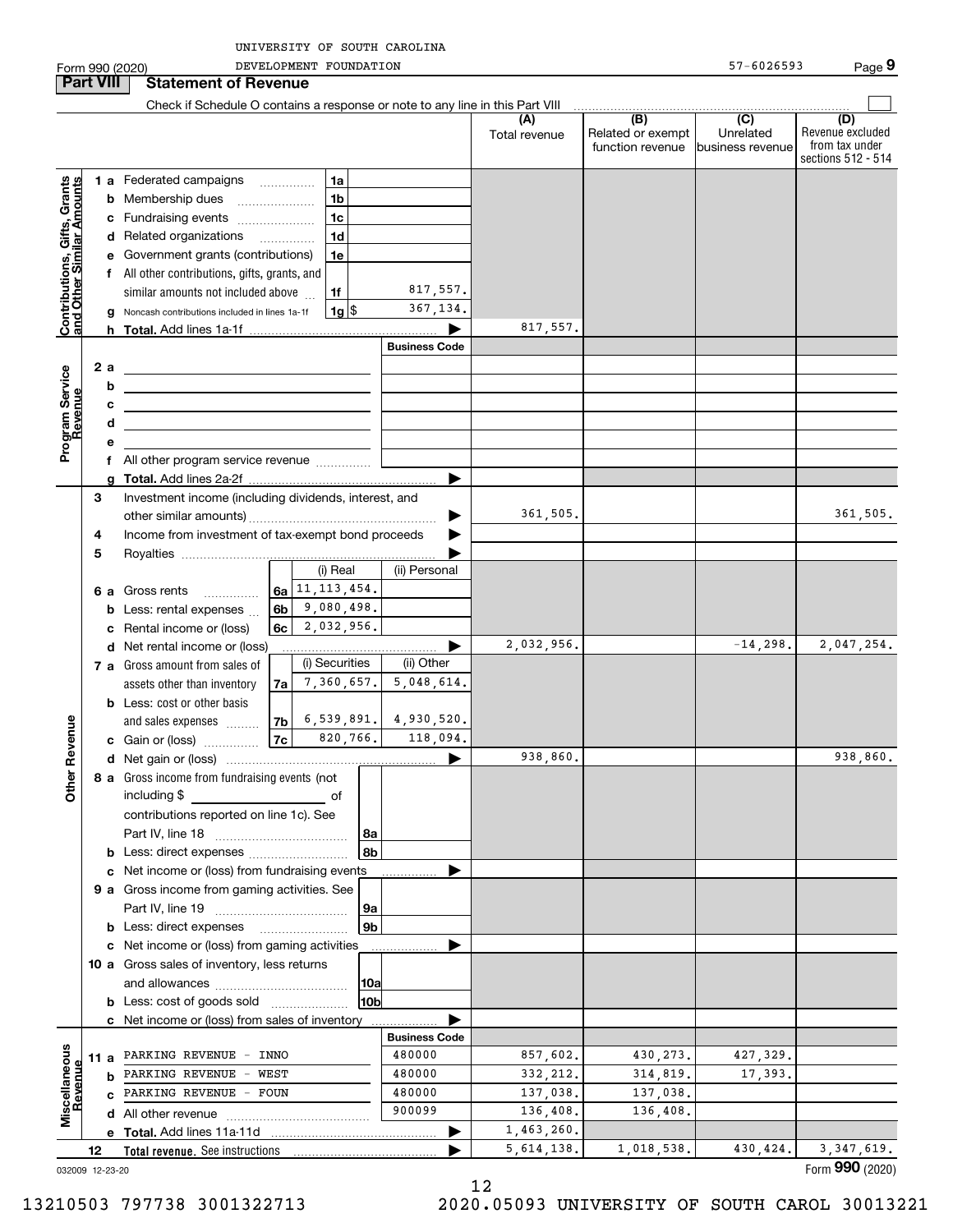UNIVERSITY OF SOUTH CAROLINA
Form 990 (2020) DEVELOPMENT FOUNDATION 57-6026593 Page **9**

## Part VIII Statement of Revenue

Check if Schedule O contains a response or note to any line in this Part VIII

| | | | | (A) Total revenue | (B) Related or exempt function revenue | (C) Unrelated business revenue | (D) Revenue excluded from tax under sections 512 - 514 |
|---|---|---|---|---|---|---|---|
| **Contributions, Gifts, Grants and Other Similar Amounts** | 1 a Federated campaigns | 1a | | | | | |
| | b Membership dues | 1b | | | | | |
| | c Fundraising events | 1c | | | | | |
| | d Related organizations | 1d | | | | | |
| | e Government grants (contributions) | 1e | | | | | |
| | f All other contributions, gifts, grants, and similar amounts not included above | 1f | 817,557. | | | | |
| | g Noncash contributions included in lines 1a-1f | 1g $ | 367,134. | | | | |
| | h **Total.** Add lines 1a-1f | | | 817,557. | | | |
| **Program Service Revenue** | | | **Business Code** | | | | |
| | 2 a | | | | | | |
| | b | | | | | | |
| | c | | | | | | |
| | d | | | | | | |
| | e | | | | | | |
| | f All other program service revenue | | | | | | |
| | g **Total.** Add lines 2a-2f | | | | | | |
| **Other Revenue** | 3 Investment income (including dividends, interest, and other similar amounts) | | | 361,505. | | | 361,505. |
| | 4 Income from investment of tax-exempt bond proceeds | | | | | | |
| | 5 Royalties | | | | | | |
| | | (i) Real | (ii) Personal | | | | |
| | 6 a Gross rents (6a) | 11,113,454. | | | | | |
| | b Less: rental expenses (6b) | 9,080,498. | | | | | |
| | c Rental income or (loss) (6c) | 2,032,956. | | | | | |
| | d Net rental income or (loss) | | | 2,032,956. | | -14,298. | 2,047,254. |
| | | (i) Securities | (ii) Other | | | | |
| | 7 a Gross amount from sales of assets other than inventory (7a) | 7,360,657. | 5,048,614. | | | | |
| | b Less: cost or other basis and sales expenses (7b) | 6,539,891. | 4,930,520. | | | | |
| | c Gain or (loss) (7c) | 820,766. | 118,094. | | | | |
| | d Net gain or (loss) | | | 938,860. | | | 938,860. |
| | 8 a Gross income from fundraising events (not including $ of contributions reported on line 1c). See Part IV, line 18 | 8a | | | | | |
| | b Less: direct expenses | 8b | | | | | |
| | c Net income or (loss) from fundraising events | | | | | | |
| | 9 a Gross income from gaming activities. See Part IV, line 19 | 9a | | | | | |
| | b Less: direct expenses | 9b | | | | | |
| | c Net income or (loss) from gaming activities | | | | | | |
| | 10 a Gross sales of inventory, less returns and allowances | 10a | | | | | |
| | b Less: cost of goods sold | 10b | | | | | |
| | c Net income or (loss) from sales of inventory | | | | | | |
| **Miscellaneous Revenue** | | | **Business Code** | | | | |
| | 11 a PARKING REVENUE - INNO | | 480000 | 857,602. | 430,273. | 427,329. | |
| | b PARKING REVENUE - WEST | | 480000 | 332,212. | 314,819. | 17,393. | |
| | c PARKING REVENUE - FOUN | | 480000 | 137,038. | 137,038. | | |
| | d All other revenue | | 900099 | 136,408. | 136,408. | | |
| | e **Total.** Add lines 11a-11d | | | 1,463,260. | | | |
| | 12 **Total revenue.** See instructions | | | 5,614,138. | 1,018,538. | 430,424. | 3,347,619. |

032009 12-23-20 Form **990** (2020)

13210503 797738 3001322713 2020.05093 UNIVERSITY OF SOUTH CAROL 30013221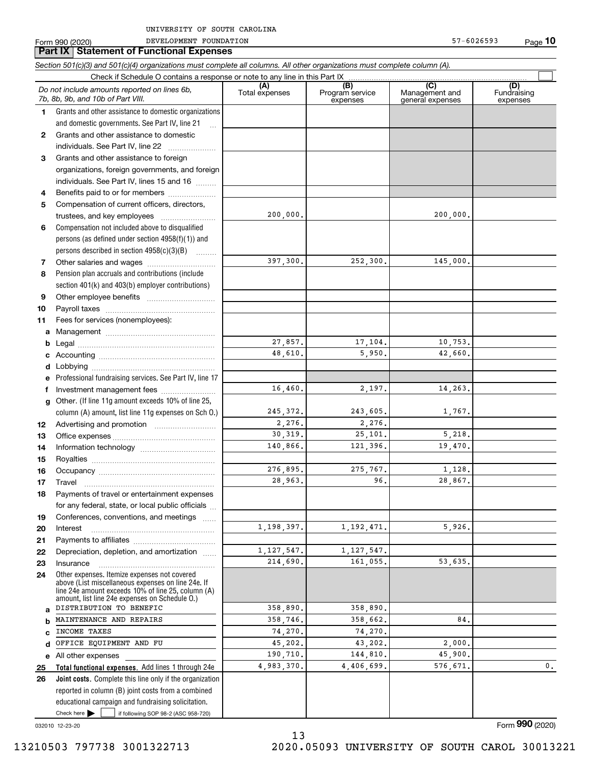UNIVERSITY OF SOUTH CAROLINA

Form 990 (2020) DEVELOPMENT FOUNDATION 57-6026593 Page **10**

## Part IX Statement of Functional Expenses

*Section 501(c)(3) and 501(c)(4) organizations must complete all columns. All other organizations must complete column (A).*

Check if Schedule O contains a response or note to any line in this Part IX ☐

| | *Do not include amounts reported on lines 6b, 7b, 8b, 9b, and 10b of Part VIII.* | (A) Total expenses | (B) Program service expenses | (C) Management and general expenses | (D) Fundraising expenses |
|---|---|---|---|---|---|
| 1 | Grants and other assistance to domestic organizations and domestic governments. See Part IV, line 21 | | | | |
| 2 | Grants and other assistance to domestic individuals. See Part IV, line 22 | | | | |
| 3 | Grants and other assistance to foreign organizations, foreign governments, and foreign individuals. See Part IV, lines 15 and 16 | | | | |
| 4 | Benefits paid to or for members | | | | |
| 5 | Compensation of current officers, directors, trustees, and key employees | 200,000. | | 200,000. | |
| 6 | Compensation not included above to disqualified persons (as defined under section 4958(f)(1)) and persons described in section 4958(c)(3)(B) | | | | |
| 7 | Other salaries and wages | 397,300. | 252,300. | 145,000. | |
| 8 | Pension plan accruals and contributions (include section 401(k) and 403(b) employer contributions) | | | | |
| 9 | Other employee benefits | | | | |
| 10 | Payroll taxes | | | | |
| 11 | Fees for services (nonemployees): | | | | |
| a | Management | | | | |
| b | Legal | 27,857. | 17,104. | 10,753. | |
| c | Accounting | 48,610. | 5,950. | 42,660. | |
| d | Lobbying | | | | |
| e | Professional fundraising services. See Part IV, line 17 | | | | |
| f | Investment management fees | 16,460. | 2,197. | 14,263. | |
| g | Other. (If line 11g amount exceeds 10% of line 25, column (A) amount, list line 11g expenses on Sch O.) | 245,372. | 243,605. | 1,767. | |
| 12 | Advertising and promotion | 2,276. | 2,276. | | |
| 13 | Office expenses | 30,319. | 25,101. | 5,218. | |
| 14 | Information technology | 140,866. | 121,396. | 19,470. | |
| 15 | Royalties | | | | |
| 16 | Occupancy | 276,895. | 275,767. | 1,128. | |
| 17 | Travel | 28,963. | 96. | 28,867. | |
| 18 | Payments of travel or entertainment expenses for any federal, state, or local public officials | | | | |
| 19 | Conferences, conventions, and meetings | | | | |
| 20 | Interest | 1,198,397. | 1,192,471. | 5,926. | |
| 21 | Payments to affiliates | | | | |
| 22 | Depreciation, depletion, and amortization | 1,127,547. | 1,127,547. | | |
| 23 | Insurance | 214,690. | 161,055. | 53,635. | |
| 24 | Other expenses. Itemize expenses not covered above (List miscellaneous expenses on line 24e. If line 24e amount exceeds 10% of line 25, column (A) amount, list line 24e expenses on Schedule O.) | | | | |
| a | DISTRIBUTION TO BENEFIC | 358,890. | 358,890. | | |
| b | MAINTENANCE AND REPAIRS | 358,746. | 358,662. | 84. | |
| c | INCOME TAXES | 74,270. | 74,270. | | |
| d | OFFICE EQUIPMENT AND FU | 45,202. | 43,202. | 2,000. | |
| e | All other expenses | 190,710. | 144,810. | 45,900. | |
| 25 | **Total functional expenses.** Add lines 1 through 24e | 4,983,370. | 4,406,699. | 576,671. | 0. |
| 26 | **Joint costs.** Complete this line only if the organization reported in column (B) joint costs from a combined educational campaign and fundraising solicitation. Check here ☐ if following SOP 98-2 (ASC 958-720) | | | | |

032010 12-23-20

Form **990** (2020)

13210503 797738 3001322713 2020.05093 UNIVERSITY OF SOUTH CAROL 30013221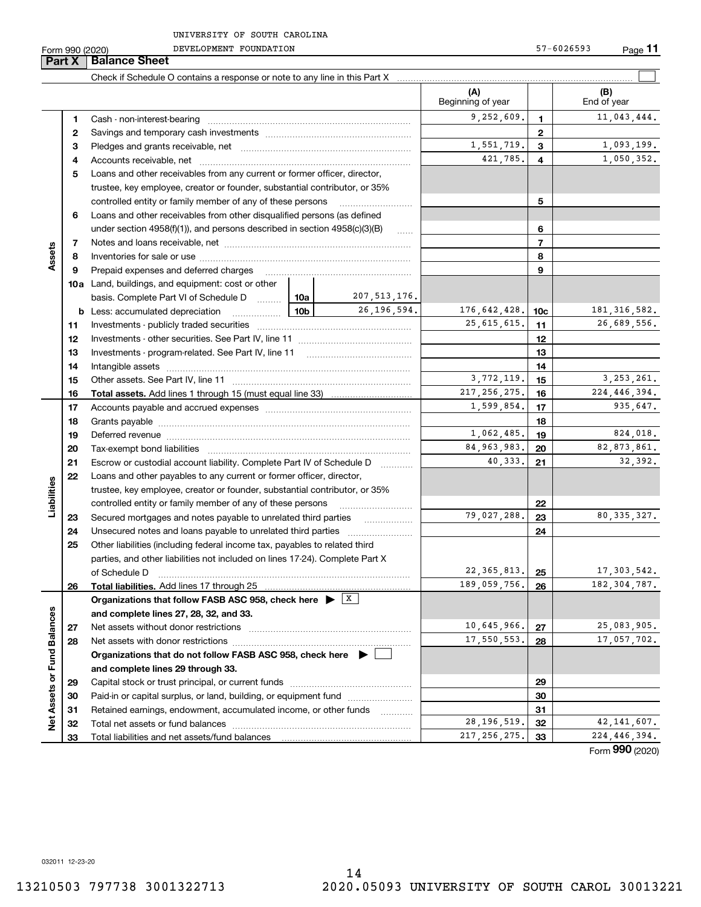UNIVERSITY OF SOUTH CAROLINA

Form 990 (2020) DEVELOPMENT FOUNDATION 57-6026593

## Part X Balance Sheet

Check if Schedule O contains a response or note to any line in this Part X ☐

| | | | | (A) Beginning of year | | (B) End of year |
|---|---|---|---|---|---|---|
| **Assets** | 1 | Cash - non-interest-bearing | | 9,252,609. | 1 | 11,043,444. |
| | 2 | Savings and temporary cash investments | | | 2 | |
| | 3 | Pledges and grants receivable, net | | 1,551,719. | 3 | 1,093,199. |
| | 4 | Accounts receivable, net | | 421,785. | 4 | 1,050,352. |
| | 5 | Loans and other receivables from any current or former officer, director, trustee, key employee, creator or founder, substantial contributor, or 35% controlled entity or family member of any of these persons | | | 5 | |
| | 6 | Loans and other receivables from other disqualified persons (as defined under section 4958(f)(1)), and persons described in section 4958(c)(3)(B) | | | 6 | |
| | 7 | Notes and loans receivable, net | | | 7 | |
| | 8 | Inventories for sale or use | | | 8 | |
| | 9 | Prepaid expenses and deferred charges | | | 9 | |
| | 10a | Land, buildings, and equipment: cost or other basis. Complete Part VI of Schedule D | 10a 207,513,176. | | | |
| | b | Less: accumulated depreciation | 10b 26,196,594. | 176,642,428. | 10c | 181,316,582. |
| | 11 | Investments - publicly traded securities | | 25,615,615. | 11 | 26,689,556. |
| | 12 | Investments - other securities. See Part IV, line 11 | | | 12 | |
| | 13 | Investments - program-related. See Part IV, line 11 | | | 13 | |
| | 14 | Intangible assets | | | 14 | |
| | 15 | Other assets. See Part IV, line 11 | | 3,772,119. | 15 | 3,253,261. |
| | 16 | **Total assets.** Add lines 1 through 15 (must equal line 33) | | 217,256,275. | 16 | 224,446,394. |
| **Liabilities** | 17 | Accounts payable and accrued expenses | | 1,599,854. | 17 | 935,647. |
| | 18 | Grants payable | | | 18 | |
| | 19 | Deferred revenue | | 1,062,485. | 19 | 824,018. |
| | 20 | Tax-exempt bond liabilities | | 84,963,983. | 20 | 82,873,861. |
| | 21 | Escrow or custodial account liability. Complete Part IV of Schedule D | | 40,333. | 21 | 32,392. |
| | 22 | Loans and other payables to any current or former officer, director, trustee, key employee, creator or founder, substantial contributor, or 35% controlled entity or family member of any of these persons | | | 22 | |
| | 23 | Secured mortgages and notes payable to unrelated third parties | | 79,027,288. | 23 | 80,335,327. |
| | 24 | Unsecured notes and loans payable to unrelated third parties | | | 24 | |
| | 25 | Other liabilities (including federal income tax, payables to related third parties, and other liabilities not included on lines 17-24). Complete Part X of Schedule D | | 22,365,813. | 25 | 17,303,542. |
| | 26 | **Total liabilities.** Add lines 17 through 25 | | 189,059,756. | 26 | 182,304,787. |
| **Net Assets or Fund Balances** | | **Organizations that follow FASB ASC 958, check here ▶ [X] and complete lines 27, 28, 32, and 33.** | | | | |
| | 27 | Net assets without donor restrictions | | 10,645,966. | 27 | 25,083,905. |
| | 28 | Net assets with donor restrictions | | 17,550,553. | 28 | 17,057,702. |
| | | **Organizations that do not follow FASB ASC 958, check here ▶ [ ] and complete lines 29 through 33.** | | | | |
| | 29 | Capital stock or trust principal, or current funds | | | 29 | |
| | 30 | Paid-in or capital surplus, or land, building, or equipment fund | | | 30 | |
| | 31 | Retained earnings, endowment, accumulated income, or other funds | | | 31 | |
| | 32 | Total net assets or fund balances | | 28,196,519. | 32 | 42,141,607. |
| | 33 | Total liabilities and net assets/fund balances | | 217,256,275. | 33 | 224,446,394. |

Form **990** (2020)

032011 12-23-20

13210503 797738 3001322713 2020.05093 UNIVERSITY OF SOUTH CAROL 30013221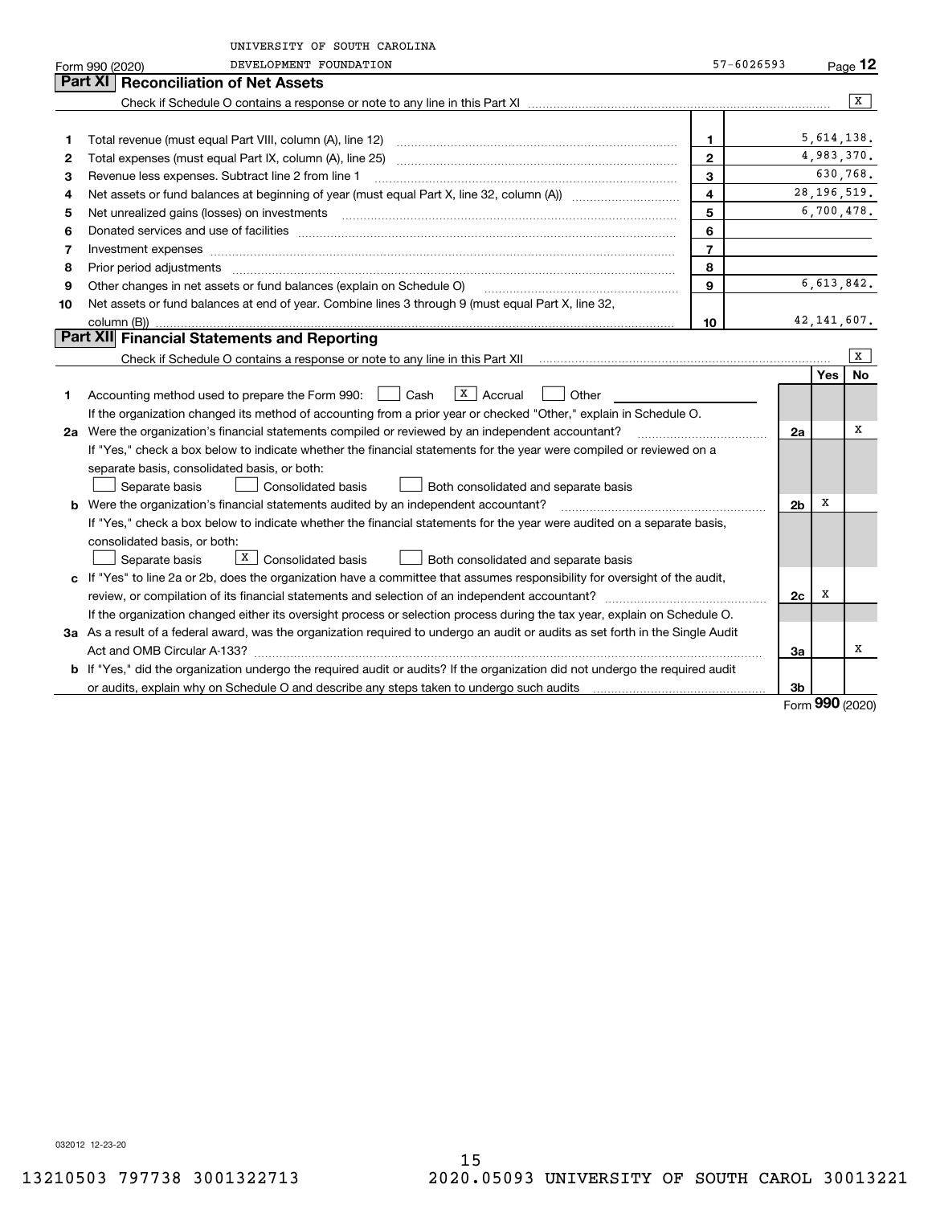UNIVERSITY OF SOUTH CAROLINA

Form 990 (2020) DEVELOPMENT FOUNDATION 57-6026593

## Part XI Reconciliation of Net Assets

Check if Schedule O contains a response or note to any line in this Part XI [X]

| | | | |
|---|---|---|---|
| 1 | Total revenue (must equal Part VIII, column (A), line 12) | 1 | 5,614,138. |
| 2 | Total expenses (must equal Part IX, column (A), line 25) | 2 | 4,983,370. |
| 3 | Revenue less expenses. Subtract line 2 from line 1 | 3 | 630,768. |
| 4 | Net assets or fund balances at beginning of year (must equal Part X, line 32, column (A)) | 4 | 28,196,519. |
| 5 | Net unrealized gains (losses) on investments | 5 | 6,700,478. |
| 6 | Donated services and use of facilities | 6 | |
| 7 | Investment expenses | 7 | |
| 8 | Prior period adjustments | 8 | |
| 9 | Other changes in net assets or fund balances (explain on Schedule O) | 9 | 6,613,842. |
| 10 | Net assets or fund balances at end of year. Combine lines 3 through 9 (must equal Part X, line 32, column (B)) | 10 | 42,141,607. |

## Part XII Financial Statements and Reporting

Check if Schedule O contains a response or note to any line in this Part XII [X]

| | | | Yes | No |
|---|---|---|---|---|
| 1 | Accounting method used to prepare the Form 990: [ ] Cash [X] Accrual [ ] Other<br>If the organization changed its method of accounting from a prior year or checked "Other," explain in Schedule O. | | | |
| 2a | Were the organization's financial statements compiled or reviewed by an independent accountant?<br>If "Yes," check a box below to indicate whether the financial statements for the year were compiled or reviewed on a separate basis, consolidated basis, or both:<br>[ ] Separate basis [ ] Consolidated basis [ ] Both consolidated and separate basis | 2a | | X |
| b | Were the organization's financial statements audited by an independent accountant?<br>If "Yes," check a box below to indicate whether the financial statements for the year were audited on a separate basis, consolidated basis, or both:<br>[ ] Separate basis [X] Consolidated basis [ ] Both consolidated and separate basis | 2b | X | |
| c | If "Yes" to line 2a or 2b, does the organization have a committee that assumes responsibility for oversight of the audit, review, or compilation of its financial statements and selection of an independent accountant?<br>If the organization changed either its oversight process or selection process during the tax year, explain on Schedule O. | 2c | X | |
| 3a | As a result of a federal award, was the organization required to undergo an audit or audits as set forth in the Single Audit Act and OMB Circular A-133? | 3a | | X |
| b | If "Yes," did the organization undergo the required audit or audits? If the organization did not undergo the required audit or audits, explain why on Schedule O and describe any steps taken to undergo such audits | 3b | | |

Form **990** (2020)

032012 12-23-20

13210503 797738 3001322713 2020.05093 UNIVERSITY OF SOUTH CAROL 30013221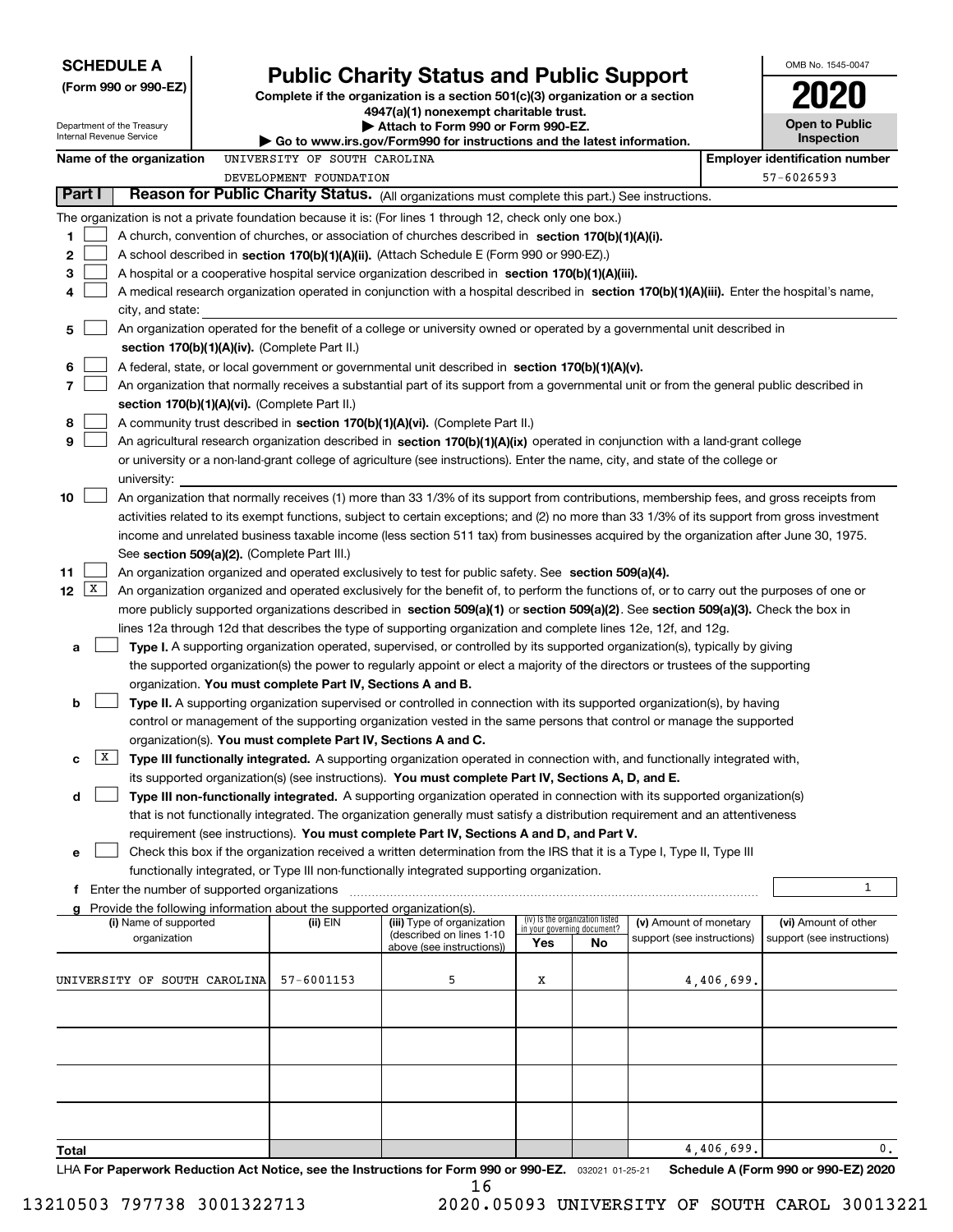**SCHEDULE A**
**(Form 990 or 990-EZ)**

Department of the Treasury
Internal Revenue Service

# Public Charity Status and Public Support

**Complete if the organization is a section 501(c)(3) organization or a section 4947(a)(1) nonexempt charitable trust.**
**▶ Attach to Form 990 or Form 990-EZ.**
**▶ Go to www.irs.gov/Form990 for instructions and the latest information.**

OMB No. 1545-0047

**2020**

**Open to Public Inspection**

**Name of the organization** UNIVERSITY OF SOUTH CAROLINA DEVELOPMENT FOUNDATION

**Employer identification number** 57-6026593

## Part I Reason for Public Charity Status. (All organizations must complete this part.) See instructions.

The organization is not a private foundation because it is: (For lines 1 through 12, check only one box.)

1. [ ] A church, convention of churches, or association of churches described in **section 170(b)(1)(A)(i).**
2. [ ] A school described in **section 170(b)(1)(A)(ii).** (Attach Schedule E (Form 990 or 990-EZ).)
3. [ ] A hospital or a cooperative hospital service organization described in **section 170(b)(1)(A)(iii).**
4. [ ] A medical research organization operated in conjunction with a hospital described in **section 170(b)(1)(A)(iii).** Enter the hospital's name, city, and state:
5. [ ] An organization operated for the benefit of a college or university owned or operated by a governmental unit described in **section 170(b)(1)(A)(iv).** (Complete Part II.)
6. [ ] A federal, state, or local government or governmental unit described in **section 170(b)(1)(A)(v).**
7. [ ] An organization that normally receives a substantial part of its support from a governmental unit or from the general public described in **section 170(b)(1)(A)(vi).** (Complete Part II.)
8. [ ] A community trust described in **section 170(b)(1)(A)(vi).** (Complete Part II.)
9. [ ] An agricultural research organization described in **section 170(b)(1)(A)(ix)** operated in conjunction with a land-grant college or university or a non-land-grant college of agriculture (see instructions). Enter the name, city, and state of the college or university:
10. [ ] An organization that normally receives (1) more than 33 1/3% of its support from contributions, membership fees, and gross receipts from activities related to its exempt functions, subject to certain exceptions; and (2) no more than 33 1/3% of its support from gross investment income and unrelated business taxable income (less section 511 tax) from businesses acquired by the organization after June 30, 1975. See **section 509(a)(2).** (Complete Part III.)
11. [ ] An organization organized and operated exclusively to test for public safety. See **section 509(a)(4).**
12. [X] An organization organized and operated exclusively for the benefit of, to perform the functions of, or to carry out the purposes of one or more publicly supported organizations described in **section 509(a)(1)** or **section 509(a)(2).** See **section 509(a)(3).** Check the box in lines 12a through 12d that describes the type of supporting organization and complete lines 12e, 12f, and 12g.
   - **a** [ ] **Type I.** A supporting organization operated, supervised, or controlled by its supported organization(s), typically by giving the supported organization(s) the power to regularly appoint or elect a majority of the directors or trustees of the supporting organization. **You must complete Part IV, Sections A and B.**
   - **b** [ ] **Type II.** A supporting organization supervised or controlled in connection with its supported organization(s), by having control or management of the supporting organization vested in the same persons that control or manage the supported organization(s). **You must complete Part IV, Sections A and C.**
   - **c** [X] **Type III functionally integrated.** A supporting organization operated in connection with, and functionally integrated with, its supported organization(s) (see instructions). **You must complete Part IV, Sections A, D, and E.**
   - **d** [ ] **Type III non-functionally integrated.** A supporting organization operated in connection with its supported organization(s) that is not functionally integrated. The organization generally must satisfy a distribution requirement and an attentiveness requirement (see instructions). **You must complete Part IV, Sections A and D, and Part V.**
   - **e** [ ] Check this box if the organization received a written determination from the IRS that it is a Type I, Type II, Type III functionally integrated, or Type III non-functionally integrated supporting organization.
   - **f** Enter the number of supported organizations: 1
   - **g** Provide the following information about the supported organization(s).

| (i) Name of supported organization | (ii) EIN | (iii) Type of organization (described on lines 1-10 above (see instructions)) | (iv) Is the organization listed in your governing document? Yes | No | (v) Amount of monetary support (see instructions) | (vi) Amount of other support (see instructions) |
|---|---|---|---|---|---|---|
| UNIVERSITY OF SOUTH CAROLINA | 57-6001153 | 5 | X | | 4,406,699. | |
| | | | | | | |
| | | | | | | |
| | | | | | | |
| | | | | | | |
| **Total** | | | | | 4,406,699. | 0. |

LHA **For Paperwork Reduction Act Notice, see the Instructions for Form 990 or 990-EZ.** 032021 01-25-21 **Schedule A (Form 990 or 990-EZ) 2020**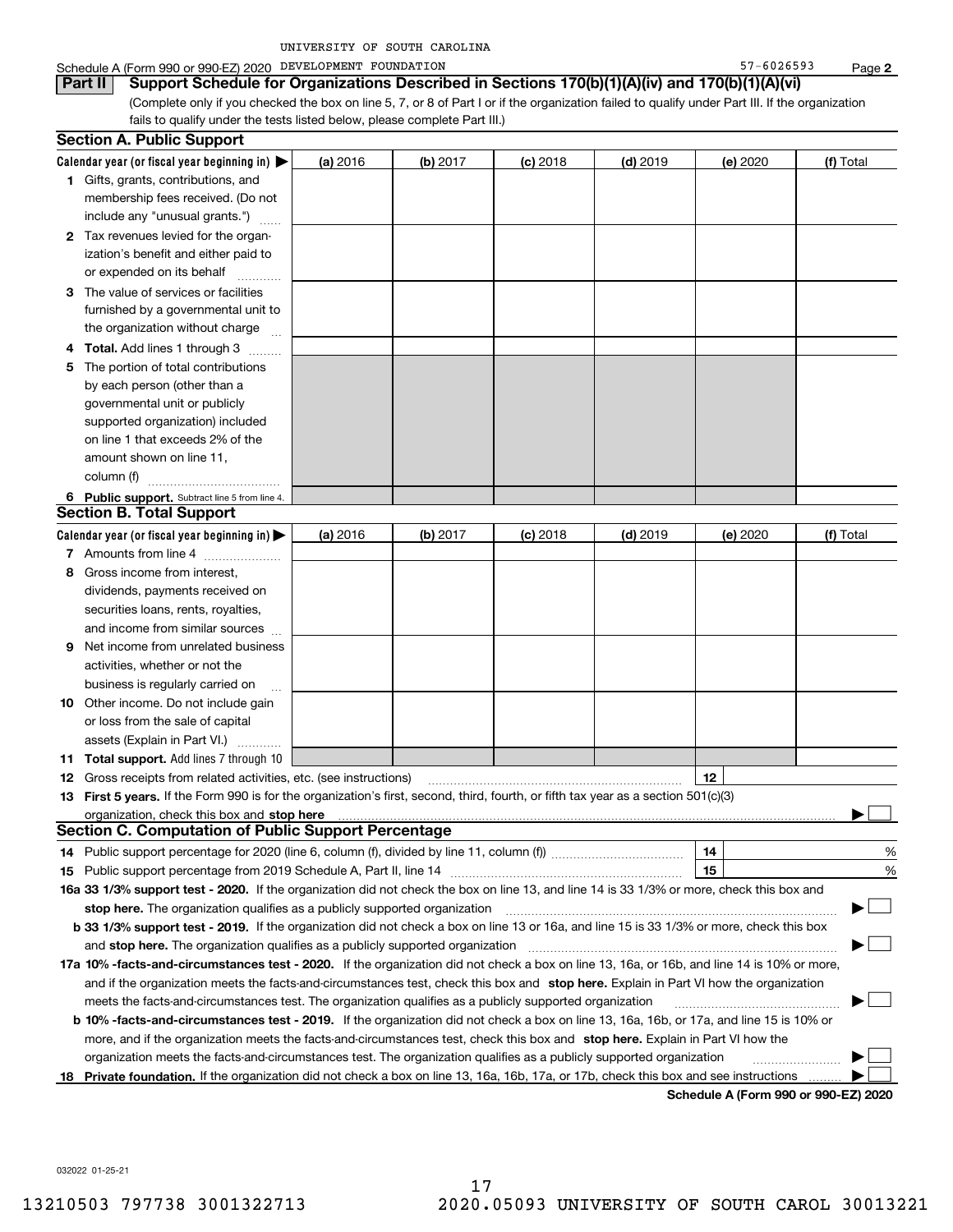UNIVERSITY OF SOUTH CAROLINA

Schedule A (Form 990 or 990-EZ) 2020 DEVELOPMENT FOUNDATION 57-6026593 Page **2**

**Part II** **Support Schedule for Organizations Described in Sections 170(b)(1)(A)(iv) and 170(b)(1)(A)(vi)**

(Complete only if you checked the box on line 5, 7, or 8 of Part I or if the organization failed to qualify under Part III. If the organization fails to qualify under the tests listed below, please complete Part III.)

## Section A. Public Support

| Calendar year (or fiscal year beginning in) ▶ | (a) 2016 | (b) 2017 | (c) 2018 | (d) 2019 | (e) 2020 | (f) Total |
|---|---|---|---|---|---|---|
| **1** Gifts, grants, contributions, and membership fees received. (Do not include any "unusual grants.") | | | | | | |
| **2** Tax revenues levied for the organization's benefit and either paid to or expended on its behalf | | | | | | |
| **3** The value of services or facilities furnished by a governmental unit to the organization without charge | | | | | | |
| **4** **Total.** Add lines 1 through 3 | | | | | | |
| **5** The portion of total contributions by each person (other than a governmental unit or publicly supported organization) included on line 1 that exceeds 2% of the amount shown on line 11, column (f) | | | | | | |
| **6** **Public support.** Subtract line 5 from line 4. | | | | | | |

## Section B. Total Support

| Calendar year (or fiscal year beginning in) ▶ | (a) 2016 | (b) 2017 | (c) 2018 | (d) 2019 | (e) 2020 | (f) Total |
|---|---|---|---|---|---|---|
| **7** Amounts from line 4 | | | | | | |
| **8** Gross income from interest, dividends, payments received on securities loans, rents, royalties, and income from similar sources | | | | | | |
| **9** Net income from unrelated business activities, whether or not the business is regularly carried on | | | | | | |
| **10** Other income. Do not include gain or loss from the sale of capital assets (Explain in Part VI.) | | | | | | |
| **11** **Total support.** Add lines 7 through 10 | | | | | | |

**12** Gross receipts from related activities, etc. (see instructions) **12**

**13** **First 5 years.** If the Form 990 is for the organization's first, second, third, fourth, or fifth tax year as a section 501(c)(3) organization, check this box and **stop here** ▶ ☐

## Section C. Computation of Public Support Percentage

**14** Public support percentage for 2020 (line 6, column (f), divided by line 11, column (f)) **14** %

**15** Public support percentage from 2019 Schedule A, Part II, line 14 **15** %

**16a 33 1/3% support test - 2020.** If the organization did not check the box on line 13, and line 14 is 33 1/3% or more, check this box and **stop here.** The organization qualifies as a publicly supported organization ▶ ☐

**b 33 1/3% support test - 2019.** If the organization did not check a box on line 13 or 16a, and line 15 is 33 1/3% or more, check this box and **stop here.** The organization qualifies as a publicly supported organization ▶ ☐

**17a 10% -facts-and-circumstances test - 2020.** If the organization did not check a box on line 13, 16a, or 16b, and line 14 is 10% or more, and if the organization meets the facts-and-circumstances test, check this box and **stop here.** Explain in Part VI how the organization meets the facts-and-circumstances test. The organization qualifies as a publicly supported organization ▶ ☐

**b 10% -facts-and-circumstances test - 2019.** If the organization did not check a box on line 13, 16a, 16b, or 17a, and line 15 is 10% or more, and if the organization meets the facts-and-circumstances test, check this box and **stop here.** Explain in Part VI how the organization meets the facts-and-circumstances test. The organization qualifies as a publicly supported organization ▶ ☐

**18** **Private foundation.** If the organization did not check a box on line 13, 16a, 16b, 17a, or 17b, check this box and see instructions ▶ ☐

**Schedule A (Form 990 or 990-EZ) 2020**

032022 01-25-21

13210503 797738 3001322713 2020.05093 UNIVERSITY OF SOUTH CAROL 30013221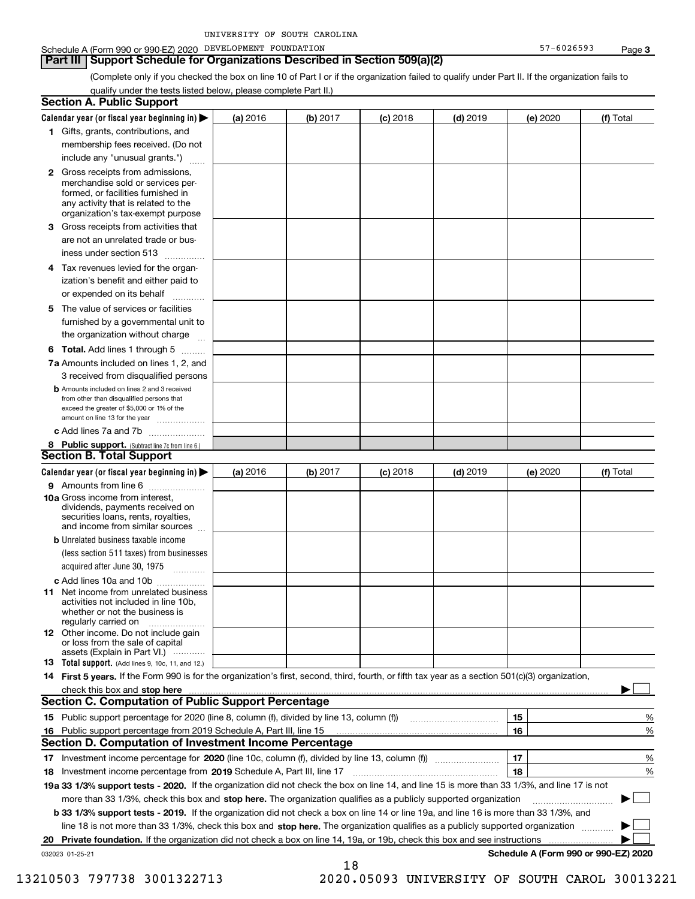UNIVERSITY OF SOUTH CAROLINA

Schedule A (Form 990 or 990-EZ) 2020 DEVELOPMENT FOUNDATION 57-6026593 Page **3**

## Part III Support Schedule for Organizations Described in Section 509(a)(2)

(Complete only if you checked the box on line 10 of Part I or if the organization failed to qualify under Part II. If the organization fails to qualify under the tests listed below, please complete Part II.)

### Section A. Public Support

| Calendar year (or fiscal year beginning in) ▶ | (a) 2016 | (b) 2017 | (c) 2018 | (d) 2019 | (e) 2020 | (f) Total |
|---|---|---|---|---|---|---|
| **1** Gifts, grants, contributions, and membership fees received. (Do not include any "unusual grants.") | | | | | | |
| **2** Gross receipts from admissions, merchandise sold or services performed, or facilities furnished in any activity that is related to the organization's tax-exempt purpose | | | | | | |
| **3** Gross receipts from activities that are not an unrelated trade or business under section 513 | | | | | | |
| **4** Tax revenues levied for the organization's benefit and either paid to or expended on its behalf | | | | | | |
| **5** The value of services or facilities furnished by a governmental unit to the organization without charge | | | | | | |
| **6 Total.** Add lines 1 through 5 | | | | | | |
| **7a** Amounts included on lines 1, 2, and 3 received from disqualified persons | | | | | | |
| **b** Amounts included on lines 2 and 3 received from other than disqualified persons that exceed the greater of $5,000 or 1% of the amount on line 13 for the year | | | | | | |
| **c** Add lines 7a and 7b | | | | | | |
| **8 Public support.** (Subtract line 7c from line 6.) | | | | | | |

### Section B. Total Support

| Calendar year (or fiscal year beginning in) ▶ | (a) 2016 | (b) 2017 | (c) 2018 | (d) 2019 | (e) 2020 | (f) Total |
|---|---|---|---|---|---|---|
| **9** Amounts from line 6 | | | | | | |
| **10a** Gross income from interest, dividends, payments received on securities loans, rents, royalties, and income from similar sources | | | | | | |
| **b** Unrelated business taxable income (less section 511 taxes) from businesses acquired after June 30, 1975 | | | | | | |
| **c** Add lines 10a and 10b | | | | | | |
| **11** Net income from unrelated business activities not included in line 10b, whether or not the business is regularly carried on | | | | | | |
| **12** Other income. Do not include gain or loss from the sale of capital assets (Explain in Part VI.) | | | | | | |
| **13 Total support.** (Add lines 9, 10c, 11, and 12.) | | | | | | |

**14 First 5 years.** If the Form 990 is for the organization's first, second, third, fourth, or fifth tax year as a section 501(c)(3) organization, check this box and **stop here** ▶ ☐

### Section C. Computation of Public Support Percentage

| | | | |
|---|---|---|---|
| **15** | Public support percentage for 2020 (line 8, column (f), divided by line 13, column (f)) | **15** | % |
| **16** | Public support percentage from 2019 Schedule A, Part III, line 15 | **16** | % |

### Section D. Computation of Investment Income Percentage

| | | | |
|---|---|---|---|
| **17** | Investment income percentage for **2020** (line 10c, column (f), divided by line 13, column (f)) | **17** | % |
| **18** | Investment income percentage from **2019** Schedule A, Part III, line 17 | **18** | % |

**19a 33 1/3% support tests - 2020.** If the organization did not check the box on line 14, and line 15 is more than 33 1/3%, and line 17 is not more than 33 1/3%, check this box and **stop here.** The organization qualifies as a publicly supported organization ▶ ☐

**b 33 1/3% support tests - 2019.** If the organization did not check a box on line 14 or line 19a, and line 16 is more than 33 1/3%, and line 18 is not more than 33 1/3%, check this box and **stop here.** The organization qualifies as a publicly supported organization ▶ ☐

**20 Private foundation.** If the organization did not check a box on line 14, 19a, or 19b, check this box and see instructions ▶ ☐

032023 01-25-21 **Schedule A (Form 990 or 990-EZ) 2020**

13210503 797738 3001322713 2020.05093 UNIVERSITY OF SOUTH CAROL 30013221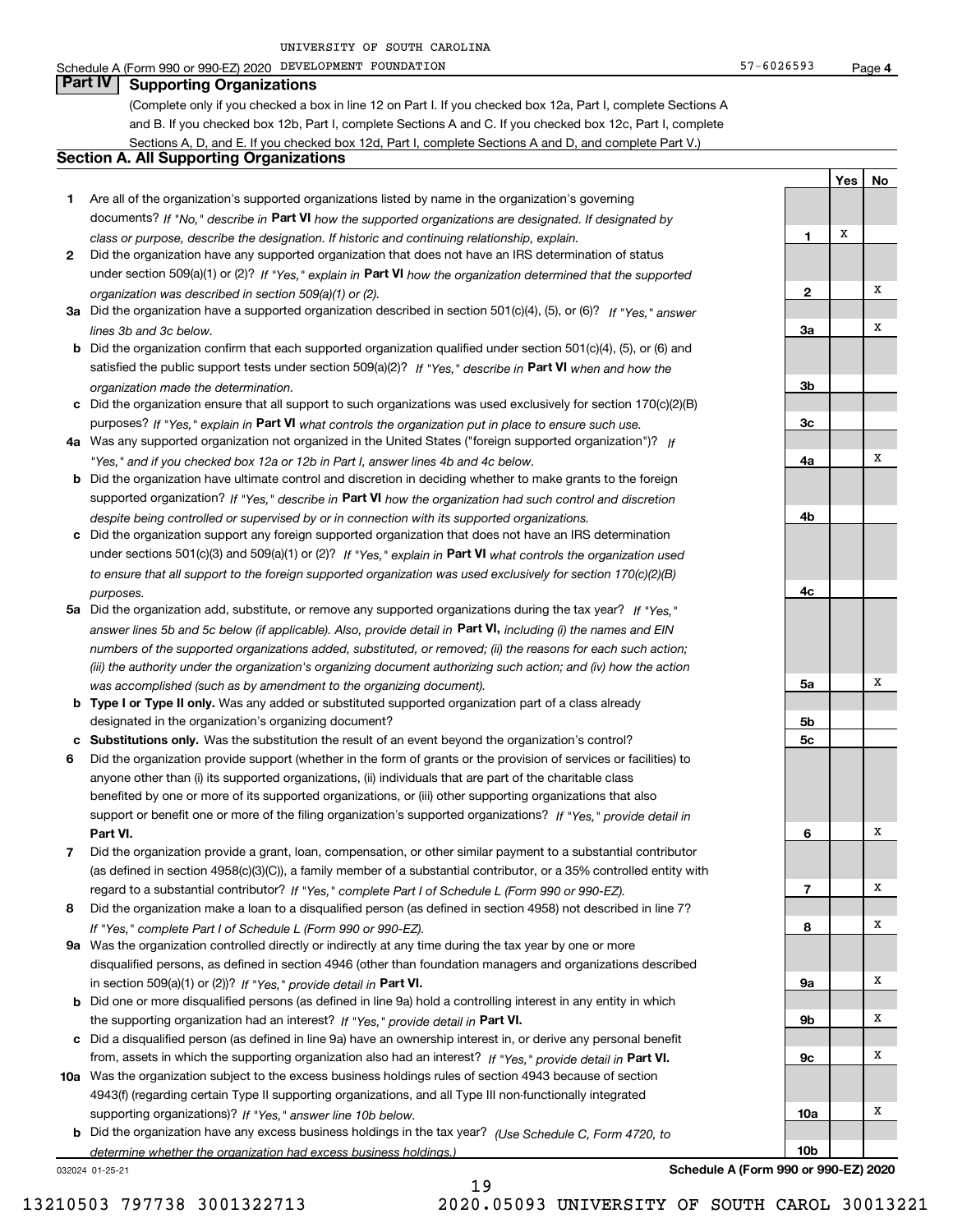UNIVERSITY OF SOUTH CAROLINA

Schedule A (Form 990 or 990-EZ) 2020 DEVELOPMENT FOUNDATION 57-6026593 Page 4

## Part IV Supporting Organizations

(Complete only if you checked a box in line 12 on Part I. If you checked box 12a, Part I, complete Sections A and B. If you checked box 12b, Part I, complete Sections A and C. If you checked box 12c, Part I, complete Sections A, D, and E. If you checked box 12d, Part I, complete Sections A and D, and complete Part V.)

### Section A. All Supporting Organizations

| | | Line | Yes | No |
|---|---|---|---|---|
| 1 | Are all of the organization's supported organizations listed by name in the organization's governing documents? *If "No," describe in* **Part VI** *how the supported organizations are designated. If designated by class or purpose, describe the designation. If historic and continuing relationship, explain.* | 1 | X | |
| 2 | Did the organization have any supported organization that does not have an IRS determination of status under section 509(a)(1) or (2)? *If "Yes," explain in* **Part VI** *how the organization determined that the supported organization was described in section 509(a)(1) or (2).* | 2 | | X |
| 3a | Did the organization have a supported organization described in section 501(c)(4), (5), or (6)? *If "Yes," answer lines 3b and 3c below.* | 3a | | X |
| b | Did the organization confirm that each supported organization qualified under section 501(c)(4), (5), or (6) and satisfied the public support tests under section 509(a)(2)? *If "Yes," describe in* **Part VI** *when and how the organization made the determination.* | 3b | | |
| c | Did the organization ensure that all support to such organizations was used exclusively for section 170(c)(2)(B) purposes? *If "Yes," explain in* **Part VI** *what controls the organization put in place to ensure such use.* | 3c | | |
| 4a | Was any supported organization not organized in the United States ("foreign supported organization")? *If "Yes," and if you checked box 12a or 12b in Part I, answer lines 4b and 4c below.* | 4a | | X |
| b | Did the organization have ultimate control and discretion in deciding whether to make grants to the foreign supported organization? *If "Yes," describe in* **Part VI** *how the organization had such control and discretion despite being controlled or supervised by or in connection with its supported organizations.* | 4b | | |
| c | Did the organization support any foreign supported organization that does not have an IRS determination under sections 501(c)(3) and 509(a)(1) or (2)? *If "Yes," explain in* **Part VI** *what controls the organization used to ensure that all support to the foreign supported organization was used exclusively for section 170(c)(2)(B) purposes.* | 4c | | |
| 5a | Did the organization add, substitute, or remove any supported organizations during the tax year? *If "Yes," answer lines 5b and 5c below (if applicable). Also, provide detail in* **Part VI,** *including (i) the names and EIN numbers of the supported organizations added, substituted, or removed; (ii) the reasons for each such action; (iii) the authority under the organization's organizing document authorizing such action; and (iv) how the action was accomplished (such as by amendment to the organizing document).* | 5a | | X |
| b | **Type I or Type II only.** Was any added or substituted supported organization part of a class already designated in the organization's organizing document? | 5b | | |
| c | **Substitutions only.** Was the substitution the result of an event beyond the organization's control? | 5c | | |
| 6 | Did the organization provide support (whether in the form of grants or the provision of services or facilities) to anyone other than (i) its supported organizations, (ii) individuals that are part of the charitable class benefited by one or more of its supported organizations, or (iii) other supporting organizations that also support or benefit one or more of the filing organization's supported organizations? *If "Yes," provide detail in* **Part VI.** | 6 | | X |
| 7 | Did the organization provide a grant, loan, compensation, or other similar payment to a substantial contributor (as defined in section 4958(c)(3)(C)), a family member of a substantial contributor, or a 35% controlled entity with regard to a substantial contributor? *If "Yes," complete Part I of Schedule L (Form 990 or 990-EZ).* | 7 | | X |
| 8 | Did the organization make a loan to a disqualified person (as defined in section 4958) not described in line 7? *If "Yes," complete Part I of Schedule L (Form 990 or 990-EZ).* | 8 | | X |
| 9a | Was the organization controlled directly or indirectly at any time during the tax year by one or more disqualified persons, as defined in section 4946 (other than foundation managers and organizations described in section 509(a)(1) or (2))? *If "Yes," provide detail in* **Part VI.** | 9a | | X |
| b | Did one or more disqualified persons (as defined in line 9a) hold a controlling interest in any entity in which the supporting organization had an interest? *If "Yes," provide detail in* **Part VI.** | 9b | | X |
| c | Did a disqualified person (as defined in line 9a) have an ownership interest in, or derive any personal benefit from, assets in which the supporting organization also had an interest? *If "Yes," provide detail in* **Part VI.** | 9c | | X |
| 10a | Was the organization subject to the excess business holdings rules of section 4943 because of section 4943(f) (regarding certain Type II supporting organizations, and all Type III non-functionally integrated supporting organizations)? *If "Yes," answer line 10b below.* | 10a | | X |
| b | Did the organization have any excess business holdings in the tax year? *(Use Schedule C, Form 4720, to determine whether the organization had excess business holdings.)* | 10b | | |

032024 01-25-21 **Schedule A (Form 990 or 990-EZ) 2020**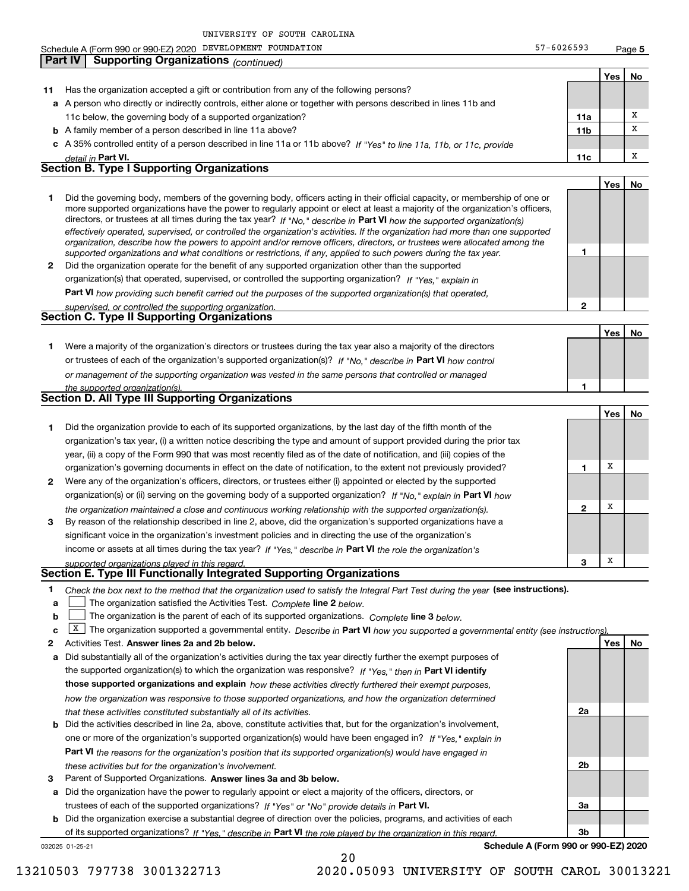UNIVERSITY OF SOUTH CAROLINA

Schedule A (Form 990 or 990-EZ) 2020 DEVELOPMENT FOUNDATION 57-6026593 Page 5

## Part IV Supporting Organizations *(continued)*

| | | | Yes | No |
|---|---|---|---|---|
| **11** | Has the organization accepted a gift or contribution from any of the following persons? | | | |
| **a** | A person who directly or indirectly controls, either alone or together with persons described in lines 11b and 11c below, the governing body of a supported organization? | 11a | | X |
| **b** | A family member of a person described in line 11a above? | 11b | | X |
| **c** | A 35% controlled entity of a person described in line 11a or 11b above? *If "Yes" to line 11a, 11b, or 11c, provide detail in* **Part VI.** | 11c | | X |

### Section B. Type I Supporting Organizations

| | | | Yes | No |
|---|---|---|---|---|
| **1** | Did the governing body, members of the governing body, officers acting in their official capacity, or membership of one or more supported organizations have the power to regularly appoint or elect at least a majority of the organization's officers, directors, or trustees at all times during the tax year? *If "No," describe in* **Part VI** *how the supported organization(s) effectively operated, supervised, or controlled the organization's activities. If the organization had more than one supported organization, describe how the powers to appoint and/or remove officers, directors, or trustees were allocated among the supported organizations and what conditions or restrictions, if any, applied to such powers during the tax year.* | 1 | | |
| **2** | Did the organization operate for the benefit of any supported organization other than the supported organization(s) that operated, supervised, or controlled the supporting organization? *If "Yes," explain in* **Part VI** *how providing such benefit carried out the purposes of the supported organization(s) that operated, supervised, or controlled the supporting organization.* | 2 | | |

### Section C. Type II Supporting Organizations

| | | | Yes | No |
|---|---|---|---|---|
| **1** | Were a majority of the organization's directors or trustees during the tax year also a majority of the directors or trustees of each of the organization's supported organization(s)? *If "No," describe in* **Part VI** *how control or management of the supporting organization was vested in the same persons that controlled or managed the supported organization(s).* | 1 | | |

### Section D. All Type III Supporting Organizations

| | | | Yes | No |
|---|---|---|---|---|
| **1** | Did the organization provide to each of its supported organizations, by the last day of the fifth month of the organization's tax year, (i) a written notice describing the type and amount of support provided during the prior tax year, (ii) a copy of the Form 990 that was most recently filed as of the date of notification, and (iii) copies of the organization's governing documents in effect on the date of notification, to the extent not previously provided? | 1 | X | |
| **2** | Were any of the organization's officers, directors, or trustees either (i) appointed or elected by the supported organization(s) or (ii) serving on the governing body of a supported organization? *If "No," explain in* **Part VI** *how the organization maintained a close and continuous working relationship with the supported organization(s).* | 2 | X | |
| **3** | By reason of the relationship described in line 2, above, did the organization's supported organizations have a significant voice in the organization's investment policies and in directing the use of the organization's income or assets at all times during the tax year? *If "Yes," describe in* **Part VI** *the role the organization's supported organizations played in this regard.* | 3 | X | |

### Section E. Type III Functionally Integrated Supporting Organizations

**1** *Check the box next to the method that the organization used to satisfy the Integral Part Test during the year* **(see instructions).**

- **a** ☐ The organization satisfied the Activities Test. *Complete* **line 2** *below.*
- **b** ☐ The organization is the parent of each of its supported organizations. *Complete* **line 3** *below.*
- **c** ☒ The organization supported a governmental entity. *Describe in* **Part VI** *how you supported a governmental entity (see instructions).*

| | | | Yes | No |
|---|---|---|---|---|
| **2** | Activities Test. **Answer lines 2a and 2b below.** | | | |
| **a** | Did substantially all of the organization's activities during the tax year directly further the exempt purposes of the supported organization(s) to which the organization was responsive? *If "Yes," then in* **Part VI identify those supported organizations and explain** *how these activities directly furthered their exempt purposes, how the organization was responsive to those supported organizations, and how the organization determined that these activities constituted substantially all of its activities.* | 2a | | |
| **b** | Did the activities described in line 2a, above, constitute activities that, but for the organization's involvement, one or more of the organization's supported organization(s) would have been engaged in? *If "Yes," explain in* **Part VI** *the reasons for the organization's position that its supported organization(s) would have engaged in these activities but for the organization's involvement.* | 2b | | |
| **3** | Parent of Supported Organizations. **Answer lines 3a and 3b below.** | | | |
| **a** | Did the organization have the power to regularly appoint or elect a majority of the officers, directors, or trustees of each of the supported organizations? *If "Yes" or "No" provide details in* **Part VI.** | 3a | | |
| **b** | Did the organization exercise a substantial degree of direction over the policies, programs, and activities of each of its supported organizations? *If "Yes," describe in* **Part VI** *the role played by the organization in this regard.* | 3b | | |

032025 01-25-21 **Schedule A (Form 990 or 990-EZ) 2020**

13210503 797738 3001322713 2020.05093 UNIVERSITY OF SOUTH CAROL 30013221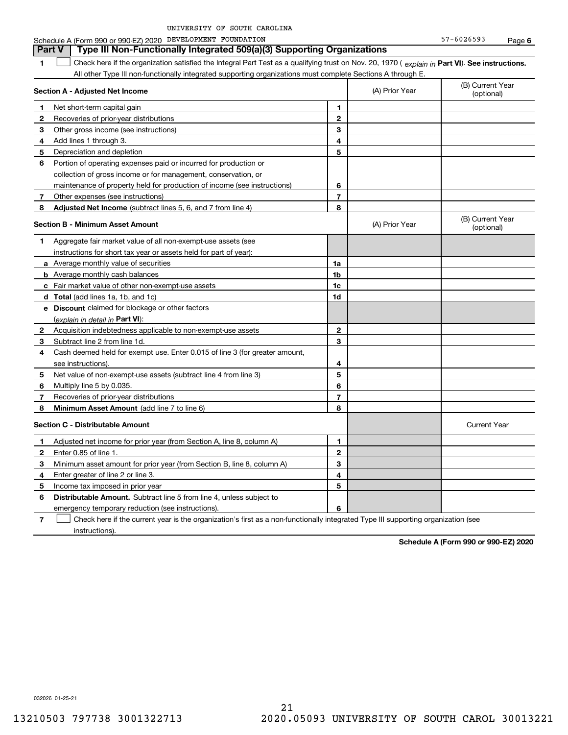UNIVERSITY OF SOUTH CAROLINA

Schedule A (Form 990 or 990-EZ) 2020 DEVELOPMENT FOUNDATION 57-6026593 Page 6

## Part V Type III Non-Functionally Integrated 509(a)(3) Supporting Organizations

**1** ☐ Check here if the organization satisfied the Integral Part Test as a qualifying trust on Nov. 20, 1970 ( *explain in* **Part VI**). **See instructions.** All other Type III non-functionally integrated supporting organizations must complete Sections A through E.

| **Section A - Adjusted Net Income** | | | (A) Prior Year | (B) Current Year (optional) |
|---|---|---|---|---|
| 1 | Net short-term capital gain | 1 | | |
| 2 | Recoveries of prior-year distributions | 2 | | |
| 3 | Other gross income (see instructions) | 3 | | |
| 4 | Add lines 1 through 3. | 4 | | |
| 5 | Depreciation and depletion | 5 | | |
| 6 | Portion of operating expenses paid or incurred for production or collection of gross income or for management, conservation, or maintenance of property held for production of income (see instructions) | 6 | | |
| 7 | Other expenses (see instructions) | 7 | | |
| 8 | **Adjusted Net Income** (subtract lines 5, 6, and 7 from line 4) | 8 | | |

| **Section B - Minimum Asset Amount** | | | (A) Prior Year | (B) Current Year (optional) |
|---|---|---|---|---|
| 1 | Aggregate fair market value of all non-exempt-use assets (see instructions for short tax year or assets held for part of year): | | | |
| a | Average monthly value of securities | 1a | | |
| b | Average monthly cash balances | 1b | | |
| c | Fair market value of other non-exempt-use assets | 1c | | |
| d | **Total** (add lines 1a, 1b, and 1c) | 1d | | |
| e | **Discount** claimed for blockage or other factors (*explain in detail in* **Part VI**): | | | |
| 2 | Acquisition indebtedness applicable to non-exempt-use assets | 2 | | |
| 3 | Subtract line 2 from line 1d. | 3 | | |
| 4 | Cash deemed held for exempt use. Enter 0.015 of line 3 (for greater amount, see instructions). | 4 | | |
| 5 | Net value of non-exempt-use assets (subtract line 4 from line 3) | 5 | | |
| 6 | Multiply line 5 by 0.035. | 6 | | |
| 7 | Recoveries of prior-year distributions | 7 | | |
| 8 | **Minimum Asset Amount** (add line 7 to line 6) | 8 | | |

| **Section C - Distributable Amount** | | | | Current Year |
|---|---|---|---|---|
| 1 | Adjusted net income for prior year (from Section A, line 8, column A) | 1 | | |
| 2 | Enter 0.85 of line 1. | 2 | | |
| 3 | Minimum asset amount for prior year (from Section B, line 8, column A) | 3 | | |
| 4 | Enter greater of line 2 or line 3. | 4 | | |
| 5 | Income tax imposed in prior year | 5 | | |
| 6 | **Distributable Amount.** Subtract line 5 from line 4, unless subject to emergency temporary reduction (see instructions). | 6 | | |

**7** ☐ Check here if the current year is the organization's first as a non-functionally integrated Type III supporting organization (see instructions).

**Schedule A (Form 990 or 990-EZ) 2020**

032026 01-25-21

13210503 797738 3001322713 2020.05093 UNIVERSITY OF SOUTH CAROL 30013221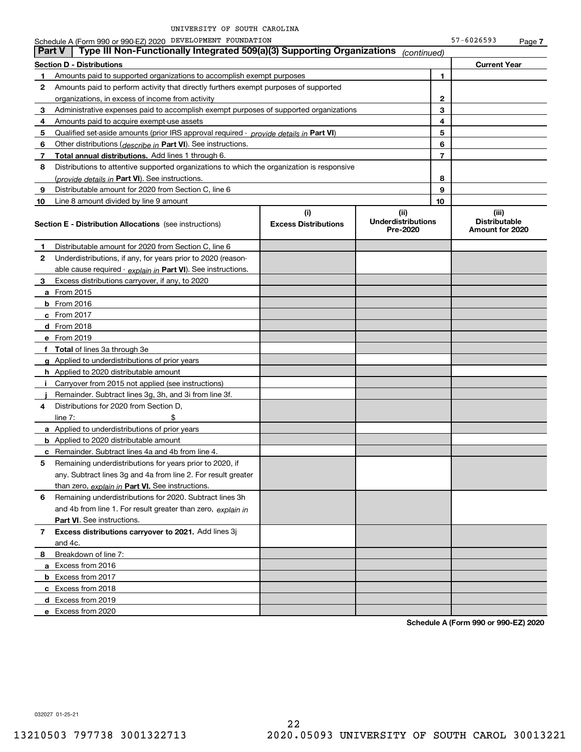UNIVERSITY OF SOUTH CAROLINA

Schedule A (Form 990 or 990-EZ) 2020 DEVELOPMENT FOUNDATION 57-6026593 Page 7

## Part V | Type III Non-Functionally Integrated 509(a)(3) Supporting Organizations *(continued)*

| **Section D - Distributions** | | | **Current Year** |
|---|---|---|---|
| **1** | Amounts paid to supported organizations to accomplish exempt purposes | 1 | |
| **2** | Amounts paid to perform activity that directly furthers exempt purposes of supported organizations, in excess of income from activity | 2 | |
| **3** | Administrative expenses paid to accomplish exempt purposes of supported organizations | 3 | |
| **4** | Amounts paid to acquire exempt-use assets | 4 | |
| **5** | Qualified set-aside amounts (prior IRS approval required - *provide details in* **Part VI**) | 5 | |
| **6** | Other distributions (*describe in* **Part VI**). See instructions. | 6 | |
| **7** | **Total annual distributions.** Add lines 1 through 6. | 7 | |
| **8** | Distributions to attentive supported organizations to which the organization is responsive (*provide details in* **Part VI**). See instructions. | 8 | |
| **9** | Distributable amount for 2020 from Section C, line 6 | 9 | |
| **10** | Line 8 amount divided by line 9 amount | 10 | |

| **Section E - Distribution Allocations** (see instructions) | **(i)** Excess Distributions | **(ii)** Underdistributions Pre-2020 | **(iii)** Distributable Amount for 2020 |
|---|---|---|---|
| **1** Distributable amount for 2020 from Section C, line 6 | | | |
| **2** Underdistributions, if any, for years prior to 2020 (reasonable cause required - *explain in* **Part VI**). See instructions. | | | |
| **3** Excess distributions carryover, if any, to 2020 | | | |
| **a** From 2015 | | | |
| **b** From 2016 | | | |
| **c** From 2017 | | | |
| **d** From 2018 | | | |
| **e** From 2019 | | | |
| **f** **Total** of lines 3a through 3e | | | |
| **g** Applied to underdistributions of prior years | | | |
| **h** Applied to 2020 distributable amount | | | |
| **i** Carryover from 2015 not applied (see instructions) | | | |
| **j** Remainder. Subtract lines 3g, 3h, and 3i from line 3f. | | | |
| **4** Distributions for 2020 from Section D, line 7: $ | | | |
| **a** Applied to underdistributions of prior years | | | |
| **b** Applied to 2020 distributable amount | | | |
| **c** Remainder. Subtract lines 4a and 4b from line 4. | | | |
| **5** Remaining underdistributions for years prior to 2020, if any. Subtract lines 3g and 4a from line 2. For result greater than zero, *explain in* **Part VI**. See instructions. | | | |
| **6** Remaining underdistributions for 2020. Subtract lines 3h and 4b from line 1. For result greater than zero, *explain in* **Part VI**. See instructions. | | | |
| **7** **Excess distributions carryover to 2021.** Add lines 3j and 4c. | | | |
| **8** Breakdown of line 7: | | | |
| **a** Excess from 2016 | | | |
| **b** Excess from 2017 | | | |
| **c** Excess from 2018 | | | |
| **d** Excess from 2019 | | | |
| **e** Excess from 2020 | | | |

**Schedule A (Form 990 or 990-EZ) 2020**

032027 01-25-21

13210503 797738 3001322713 2020.05093 UNIVERSITY OF SOUTH CAROL 30013221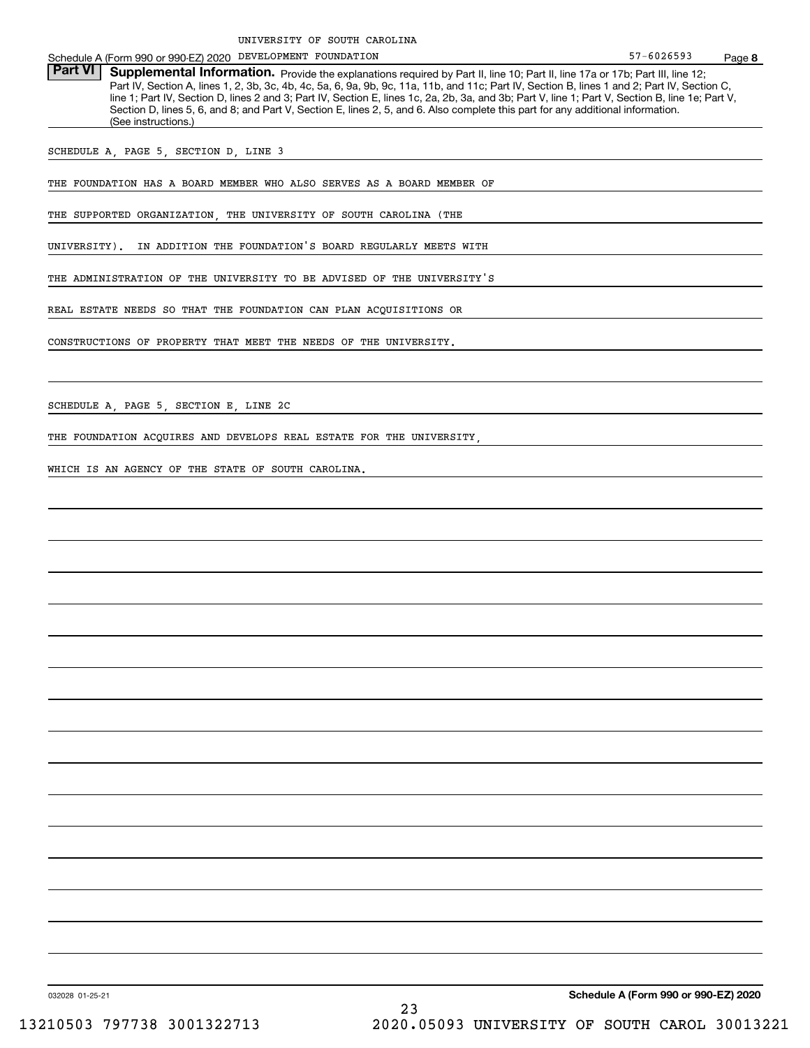UNIVERSITY OF SOUTH CAROLINA

Schedule A (Form 990 or 990-EZ) 2020 DEVELOPMENT FOUNDATION 57-6026593 Page **8**

**Part VI** **Supplemental Information.** Provide the explanations required by Part II, line 10; Part II, line 17a or 17b; Part III, line 12; Part IV, Section A, lines 1, 2, 3b, 3c, 4b, 4c, 5a, 6, 9a, 9b, 9c, 11a, 11b, and 11c; Part IV, Section B, lines 1 and 2; Part IV, Section C, line 1; Part IV, Section D, lines 2 and 3; Part IV, Section E, lines 1c, 2a, 2b, 3a, and 3b; Part V, line 1; Part V, Section B, line 1e; Part V, Section D, lines 5, 6, and 8; and Part V, Section E, lines 2, 5, and 6. Also complete this part for any additional information. (See instructions.)

SCHEDULE A, PAGE 5, SECTION D, LINE 3

THE FOUNDATION HAS A BOARD MEMBER WHO ALSO SERVES AS A BOARD MEMBER OF THE SUPPORTED ORGANIZATION, THE UNIVERSITY OF SOUTH CAROLINA (THE UNIVERSITY). IN ADDITION THE FOUNDATION'S BOARD REGULARLY MEETS WITH THE ADMINISTRATION OF THE UNIVERSITY TO BE ADVISED OF THE UNIVERSITY'S REAL ESTATE NEEDS SO THAT THE FOUNDATION CAN PLAN ACQUISITIONS OR CONSTRUCTIONS OF PROPERTY THAT MEET THE NEEDS OF THE UNIVERSITY.

SCHEDULE A, PAGE 5, SECTION E, LINE 2C

THE FOUNDATION ACQUIRES AND DEVELOPS REAL ESTATE FOR THE UNIVERSITY, WHICH IS AN AGENCY OF THE STATE OF SOUTH CAROLINA.

032028 01-25-21 **Schedule A (Form 990 or 990-EZ) 2020**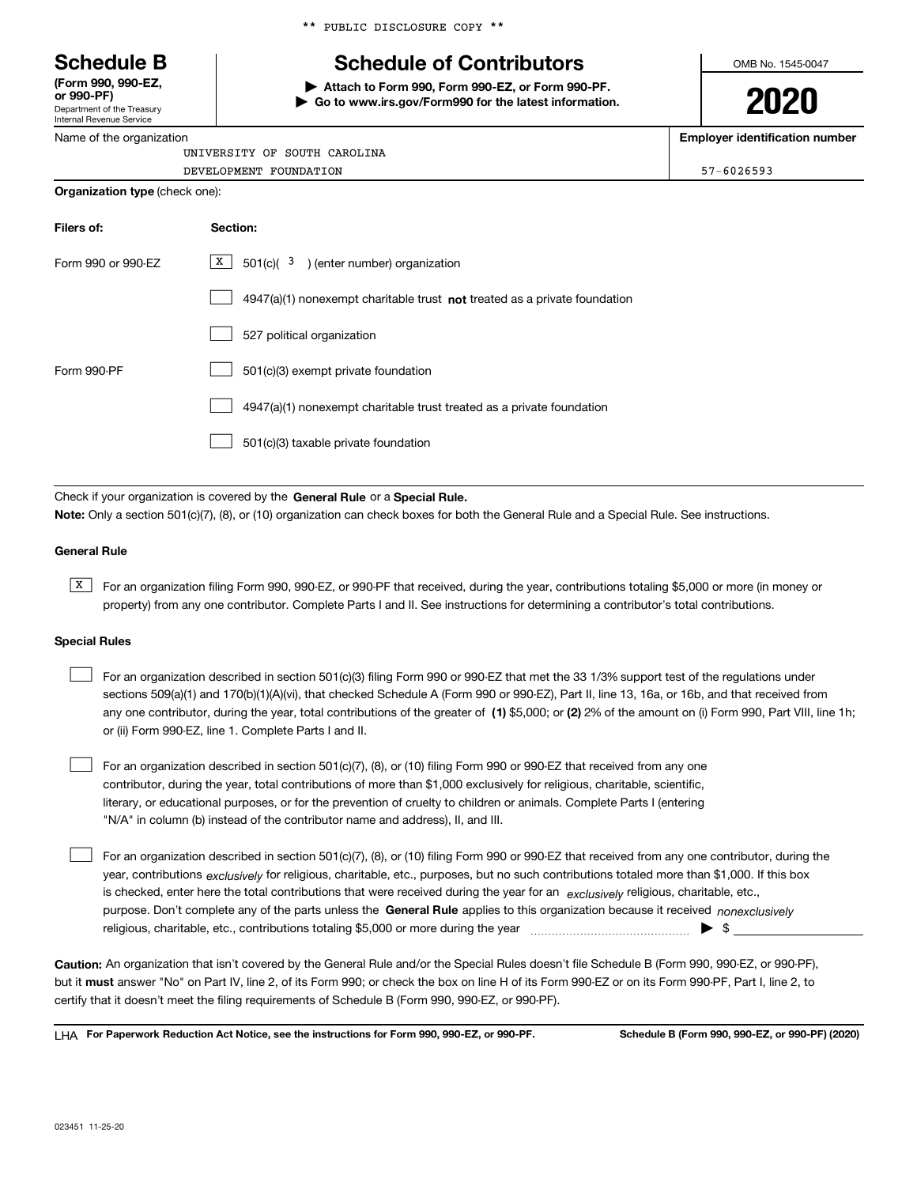\*\* PUBLIC DISCLOSURE COPY \*\*

# Schedule B

**(Form 990, 990-EZ, or 990-PF)**
Department of the Treasury
Internal Revenue Service

# Schedule of Contributors

▶ **Attach to Form 990, Form 990-EZ, or Form 990-PF.**
▶ **Go to www.irs.gov/Form990 for the latest information.**

OMB No. 1545-0047

**2020**

Name of the organization: UNIVERSITY OF SOUTH CAROLINA DEVELOPMENT FOUNDATION

**Employer identification number:** 57-6026593

**Organization type** (check one):

| Filers of: | Section: |
|---|---|
| Form 990 or 990-EZ | [X] 501(c)( 3 ) (enter number) organization |
| | [ ] 4947(a)(1) nonexempt charitable trust **not** treated as a private foundation |
| | [ ] 527 political organization |
| Form 990-PF | [ ] 501(c)(3) exempt private foundation |
| | [ ] 4947(a)(1) nonexempt charitable trust treated as a private foundation |
| | [ ] 501(c)(3) taxable private foundation |

Check if your organization is covered by the **General Rule** or a **Special Rule.**

**Note:** Only a section 501(c)(7), (8), or (10) organization can check boxes for both the General Rule and a Special Rule. See instructions.

**General Rule**

[X] For an organization filing Form 990, 990-EZ, or 990-PF that received, during the year, contributions totaling $5,000 or more (in money or property) from any one contributor. Complete Parts I and II. See instructions for determining a contributor's total contributions.

**Special Rules**

[ ] For an organization described in section 501(c)(3) filing Form 990 or 990-EZ that met the 33 1/3% support test of the regulations under sections 509(a)(1) and 170(b)(1)(A)(vi), that checked Schedule A (Form 990 or 990-EZ), Part II, line 13, 16a, or 16b, and that received from any one contributor, during the year, total contributions of the greater of **(1)** $5,000; or **(2)** 2% of the amount on (i) Form 990, Part VIII, line 1h; or (ii) Form 990-EZ, line 1. Complete Parts I and II.

[ ] For an organization described in section 501(c)(7), (8), or (10) filing Form 990 or 990-EZ that received from any one contributor, during the year, total contributions of more than $1,000 exclusively for religious, charitable, scientific, literary, or educational purposes, or for the prevention of cruelty to children or animals. Complete Parts I (entering "N/A" in column (b) instead of the contributor name and address), II, and III.

[ ] For an organization described in section 501(c)(7), (8), or (10) filing Form 990 or 990-EZ that received from any one contributor, during the year, contributions *exclusively* for religious, charitable, etc., purposes, but no such contributions totaled more than $1,000. If this box is checked, enter here the total contributions that were received during the year for an *exclusively* religious, charitable, etc., purpose. Don't complete any of the parts unless the **General Rule** applies to this organization because it received *nonexclusively* religious, charitable, etc., contributions totaling $5,000 or more during the year ▶ $ ______

**Caution:** An organization that isn't covered by the General Rule and/or the Special Rules doesn't file Schedule B (Form 990, 990-EZ, or 990-PF), but it **must** answer "No" on Part IV, line 2, of its Form 990; or check the box on line H of its Form 990-EZ or on its Form 990-PF, Part I, line 2, to certify that it doesn't meet the filing requirements of Schedule B (Form 990, 990-EZ, or 990-PF).

LHA **For Paperwork Reduction Act Notice, see the instructions for Form 990, 990-EZ, or 990-PF.** **Schedule B (Form 990, 990-EZ, or 990-PF) (2020)**

023451 11-25-20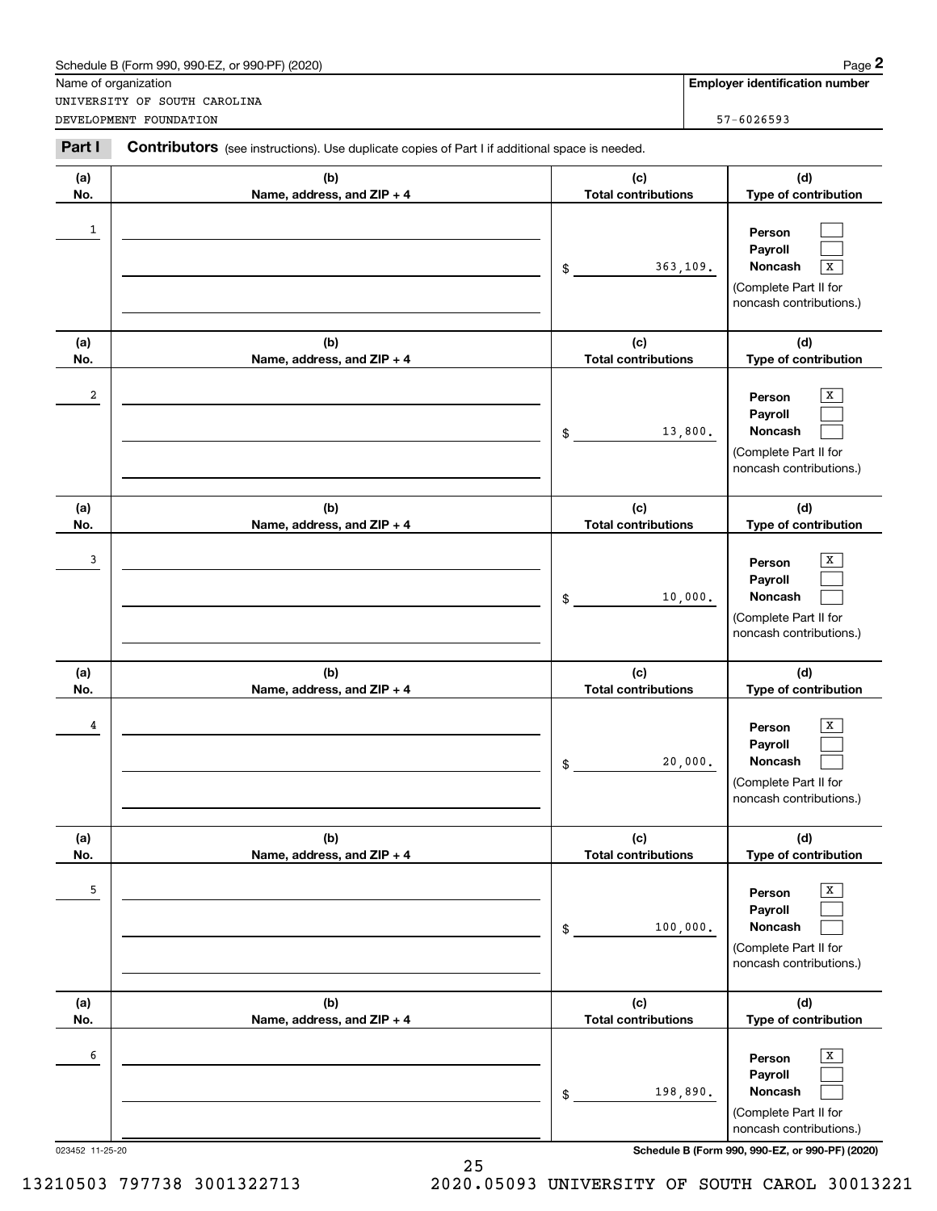Schedule B (Form 990, 990-EZ, or 990-PF) (2020)

Name of organization: UNIVERSITY OF SOUTH CAROLINA DEVELOPMENT FOUNDATION

**Employer identification number**: 57-6026593

**Part I** **Contributors** (see instructions). Use duplicate copies of Part I if additional space is needed.

| (a) No. | (b) Name, address, and ZIP + 4 | (c) Total contributions | (d) Type of contribution |
|---|---|---|---|
| 1 | | $ 363,109. | Person [ ] Payroll [ ] Noncash [X] (Complete Part II for noncash contributions.) |
| 2 | | $ 13,800. | Person [X] Payroll [ ] Noncash [ ] (Complete Part II for noncash contributions.) |
| 3 | | $ 10,000. | Person [X] Payroll [ ] Noncash [ ] (Complete Part II for noncash contributions.) |
| 4 | | $ 20,000. | Person [X] Payroll [ ] Noncash [ ] (Complete Part II for noncash contributions.) |
| 5 | | $ 100,000. | Person [X] Payroll [ ] Noncash [ ] (Complete Part II for noncash contributions.) |
| 6 | | $ 198,890. | Person [X] Payroll [ ] Noncash [ ] (Complete Part II for noncash contributions.) |

023452 11-25-20

**Schedule B (Form 990, 990-EZ, or 990-PF) (2020)**

13210503 797738 3001322713 2020.05093 UNIVERSITY OF SOUTH CAROL 30013221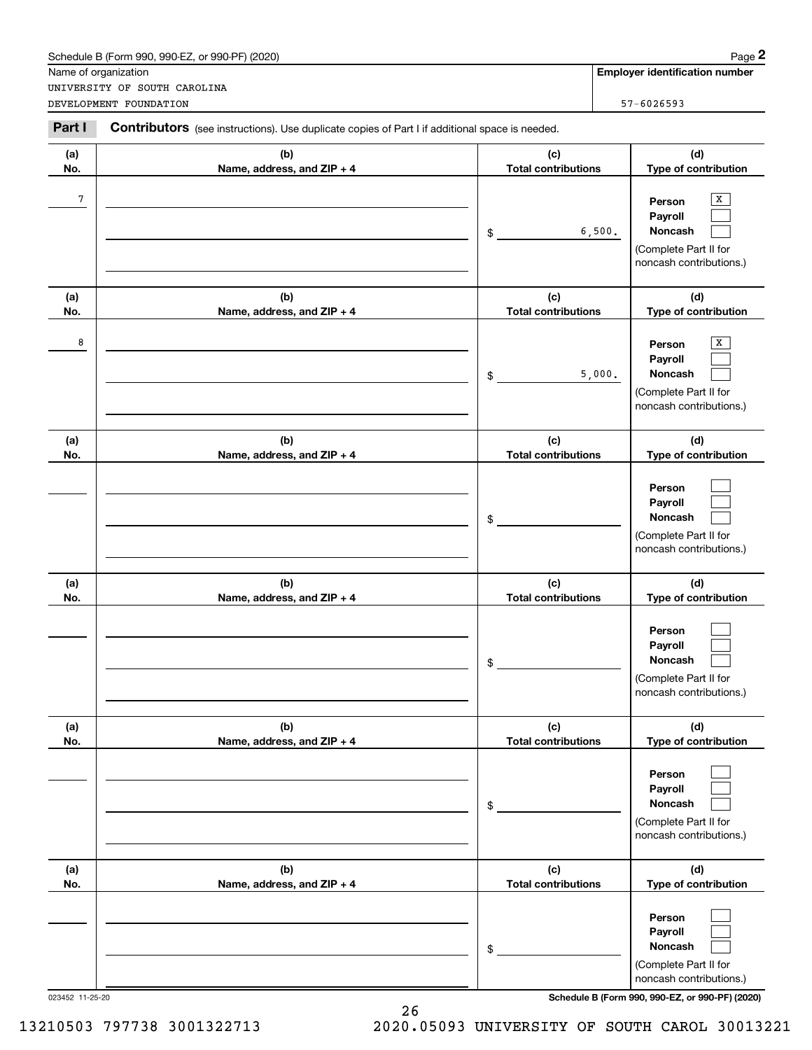Schedule B (Form 990, 990-EZ, or 990-PF) (2020)

Name of organization: UNIVERSITY OF SOUTH CAROLINA DEVELOPMENT FOUNDATION

Employer identification number: 57-6026593

## Part I Contributors (see instructions). Use duplicate copies of Part I if additional space is needed.

| (a) No. | (b) Name, address, and ZIP + 4 | (c) Total contributions | (d) Type of contribution |
|---|---|---|---|
| 7 | | $ 6,500. | Person [X] Payroll [ ] Noncash [ ] (Complete Part II for noncash contributions.) |
| 8 | | $ 5,000. | Person [X] Payroll [ ] Noncash [ ] (Complete Part II for noncash contributions.) |
| | | $ | Person [ ] Payroll [ ] Noncash [ ] (Complete Part II for noncash contributions.) |
| | | $ | Person [ ] Payroll [ ] Noncash [ ] (Complete Part II for noncash contributions.) |
| | | $ | Person [ ] Payroll [ ] Noncash [ ] (Complete Part II for noncash contributions.) |
| | | $ | Person [ ] Payroll [ ] Noncash [ ] (Complete Part II for noncash contributions.) |

023452 11-25-20

Schedule B (Form 990, 990-EZ, or 990-PF) (2020)

13210503 797738 3001322713 2020.05093 UNIVERSITY OF SOUTH CAROL 30013221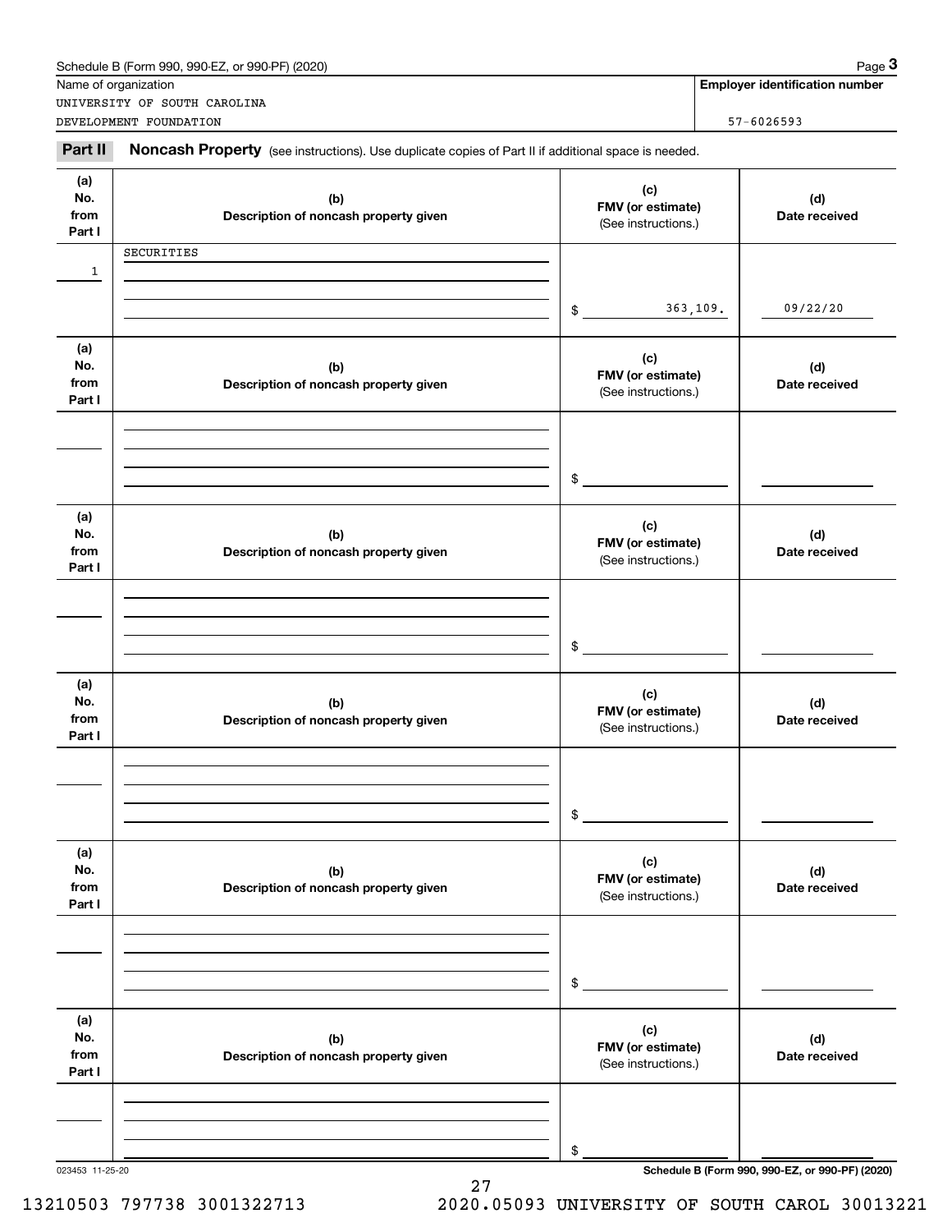Schedule B (Form 990, 990-EZ, or 990-PF) (2020) Page **3**

Name of organization: UNIVERSITY OF SOUTH CAROLINA DEVELOPMENT FOUNDATION

**Employer identification number**: 57-6026593

**Part II** **Noncash Property** (see instructions). Use duplicate copies of Part II if additional space is needed.

| (a) No. from Part I | (b) Description of noncash property given | (c) FMV (or estimate) (See instructions.) | (d) Date received |
|---|---|---|---|
| 1 | SECURITIES | $ 363,109. | 09/22/20 |
| | | $ | |
| | | $ | |
| | | $ | |
| | | $ | |
| | | $ | |

023453 11-25-20 **Schedule B (Form 990, 990-EZ, or 990-PF) (2020)**

13210503 797738 3001322713 2020.05093 UNIVERSITY OF SOUTH CAROL 30013221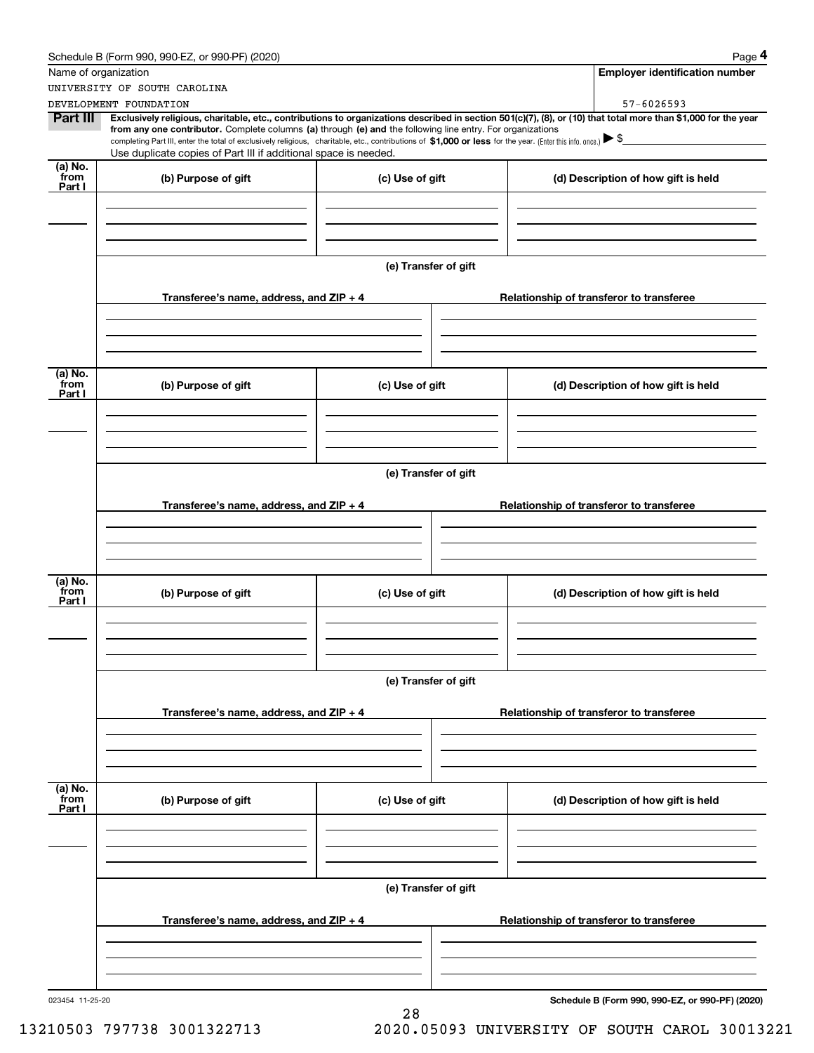Schedule B (Form 990, 990-EZ, or 990-PF) (2020)

Name of organization

UNIVERSITY OF SOUTH CAROLINA
DEVELOPMENT FOUNDATION

**Employer identification number**

57-6026593

**Part III** **Exclusively religious, charitable, etc., contributions to organizations described in section 501(c)(7), (8), or (10) that total more than $1,000 for the year from any one contributor.** Complete columns **(a)** through **(e) and** the following line entry. For organizations completing Part III, enter the total of exclusively religious, charitable, etc., contributions of **$1,000 or less** for the year. (Enter this info. once.) ▶ $

Use duplicate copies of Part III if additional space is needed.

| (a) No. from Part I | (b) Purpose of gift | (c) Use of gift | (d) Description of how gift is held |
|---|---|---|---|
| | | | |

(e) Transfer of gift

| Transferee's name, address, and ZIP + 4 | Relationship of transferor to transferee |
|---|---|
| | |

| (a) No. from Part I | (b) Purpose of gift | (c) Use of gift | (d) Description of how gift is held |
|---|---|---|---|
| | | | |

(e) Transfer of gift

| Transferee's name, address, and ZIP + 4 | Relationship of transferor to transferee |
|---|---|
| | |

| (a) No. from Part I | (b) Purpose of gift | (c) Use of gift | (d) Description of how gift is held |
|---|---|---|---|
| | | | |

(e) Transfer of gift

| Transferee's name, address, and ZIP + 4 | Relationship of transferor to transferee |
|---|---|
| | |

| (a) No. from Part I | (b) Purpose of gift | (c) Use of gift | (d) Description of how gift is held |
|---|---|---|---|
| | | | |

(e) Transfer of gift

| Transferee's name, address, and ZIP + 4 | Relationship of transferor to transferee |
|---|---|
| | |

023454 11-25-20

**Schedule B (Form 990, 990-EZ, or 990-PF) (2020)**

13210503 797738 3001322713 2020.05093 UNIVERSITY OF SOUTH CAROL 30013221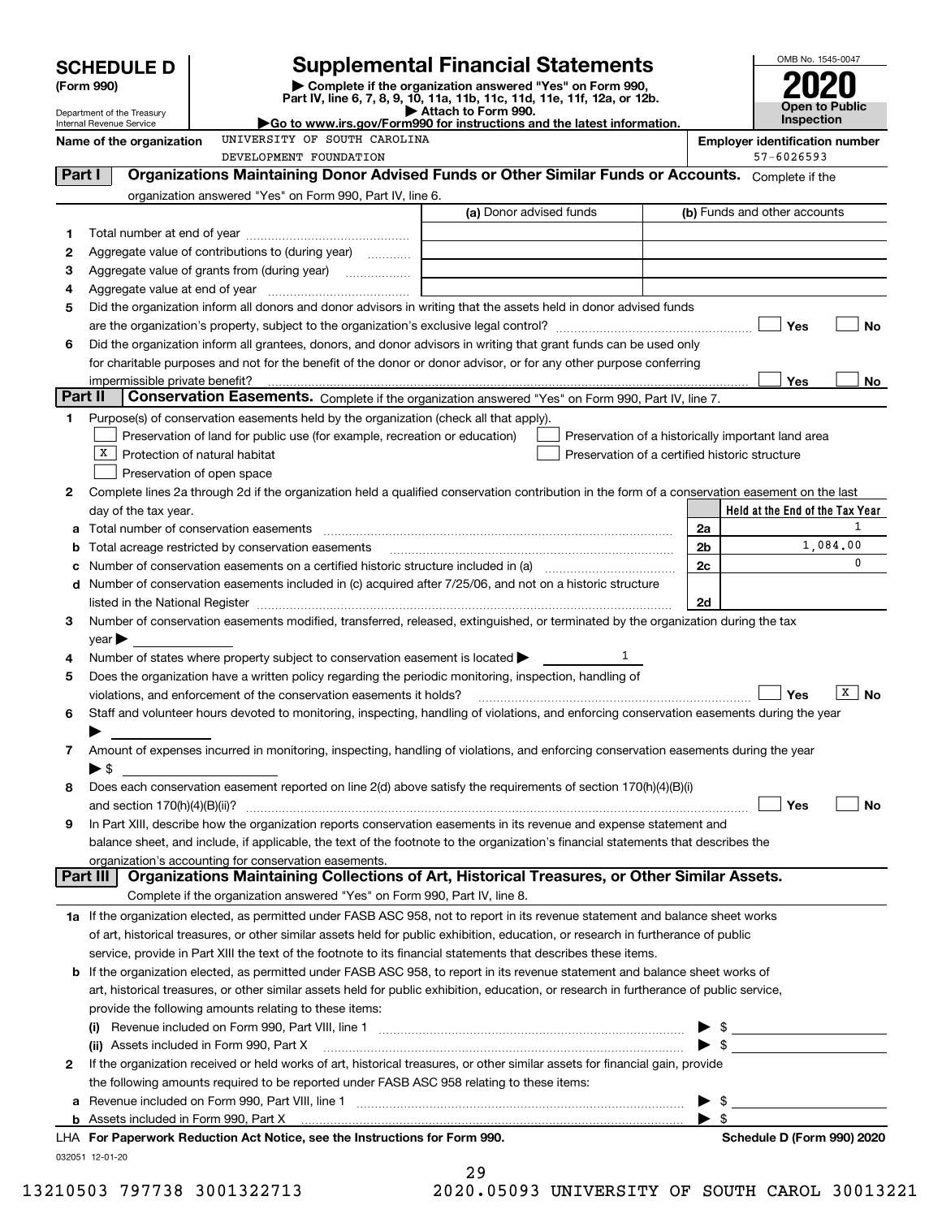# SCHEDULE D (Form 990)

Department of the Treasury
Internal Revenue Service

# Supplemental Financial Statements

▶ Complete if the organization answered "Yes" on Form 990, Part IV, line 6, 7, 8, 9, 10, 11a, 11b, 11c, 11d, 11e, 11f, 12a, or 12b.
▶ Attach to Form 990.
▶Go to www.irs.gov/Form990 for instructions and the latest information.

OMB No. 1545-0047

**2020**

**Open to Public Inspection**

**Name of the organization:** UNIVERSITY OF SOUTH CAROLINA DEVELOPMENT FOUNDATION

**Employer identification number:** 57-6026593

## Part I — Organizations Maintaining Donor Advised Funds or Other Similar Funds or Accounts.

Complete if the organization answered "Yes" on Form 990, Part IV, line 6.

| | | (a) Donor advised funds | (b) Funds and other accounts |
|---|---|---|---|
| 1 | Total number at end of year | | |
| 2 | Aggregate value of contributions to (during year) | | |
| 3 | Aggregate value of grants from (during year) | | |
| 4 | Aggregate value at end of year | | |

5. Did the organization inform all donors and donor advisors in writing that the assets held in donor advised funds are the organization's property, subject to the organization's exclusive legal control? ☐ Yes ☐ No

6. Did the organization inform all grantees, donors, and donor advisors in writing that grant funds can be used only for charitable purposes and not for the benefit of the donor or donor advisor, or for any other purpose conferring impermissible private benefit? ☐ Yes ☐ No

## Part II — Conservation Easements.

Complete if the organization answered "Yes" on Form 990, Part IV, line 7.

1. Purpose(s) of conservation easements held by the organization (check all that apply).
   - ☐ Preservation of land for public use (for example, recreation or education)
   - ☒ Protection of natural habitat
   - ☐ Preservation of open space
   - ☐ Preservation of a historically important land area
   - ☐ Preservation of a certified historic structure

2. Complete lines 2a through 2d if the organization held a qualified conservation contribution in the form of a conservation easement on the last day of the tax year.

| | | | Held at the End of the Tax Year |
|---|---|---|---|
| a | Total number of conservation easements | 2a | 1 |
| b | Total acreage restricted by conservation easements | 2b | 1,084.00 |
| c | Number of conservation easements on a certified historic structure included in (a) | 2c | 0 |
| d | Number of conservation easements included in (c) acquired after 7/25/06, and not on a historic structure listed in the National Register | 2d | |

3. Number of conservation easements modified, transferred, released, extinguished, or terminated by the organization during the tax year ▶
4. Number of states where property subject to conservation easement is located ▶ 1
5. Does the organization have a written policy regarding the periodic monitoring, inspection, handling of violations, and enforcement of the conservation easements it holds? ☐ Yes ☒ No
6. Staff and volunteer hours devoted to monitoring, inspecting, handling of violations, and enforcing conservation easements during the year ▶
7. Amount of expenses incurred in monitoring, inspecting, handling of violations, and enforcing conservation easements during the year ▶ $
8. Does each conservation easement reported on line 2(d) above satisfy the requirements of section 170(h)(4)(B)(i) and section 170(h)(4)(B)(ii)? ☐ Yes ☐ No
9. In Part XIII, describe how the organization reports conservation easements in its revenue and expense statement and balance sheet, and include, if applicable, the text of the footnote to the organization's financial statements that describes the organization's accounting for conservation easements.

## Part III — Organizations Maintaining Collections of Art, Historical Treasures, or Other Similar Assets.

Complete if the organization answered "Yes" on Form 990, Part IV, line 8.

**1a** If the organization elected, as permitted under FASB ASC 958, not to report in its revenue statement and balance sheet works of art, historical treasures, or other similar assets held for public exhibition, education, or research in furtherance of public service, provide in Part XIII the text of the footnote to its financial statements that describes these items.

**b** If the organization elected, as permitted under FASB ASC 958, to report in its revenue statement and balance sheet works of art, historical treasures, or other similar assets held for public exhibition, education, or research in furtherance of public service, provide the following amounts relating to these items:

(i) Revenue included on Form 990, Part VIII, line 1 ▶ $

(ii) Assets included in Form 990, Part X ▶ $

**2** If the organization received or held works of art, historical treasures, or other similar assets for financial gain, provide the following amounts required to be reported under FASB ASC 958 relating to these items:

a Revenue included on Form 990, Part VIII, line 1 ▶ $

b Assets included in Form 990, Part X ▶ $

LHA **For Paperwork Reduction Act Notice, see the Instructions for Form 990.** **Schedule D (Form 990) 2020**

032051 12-01-20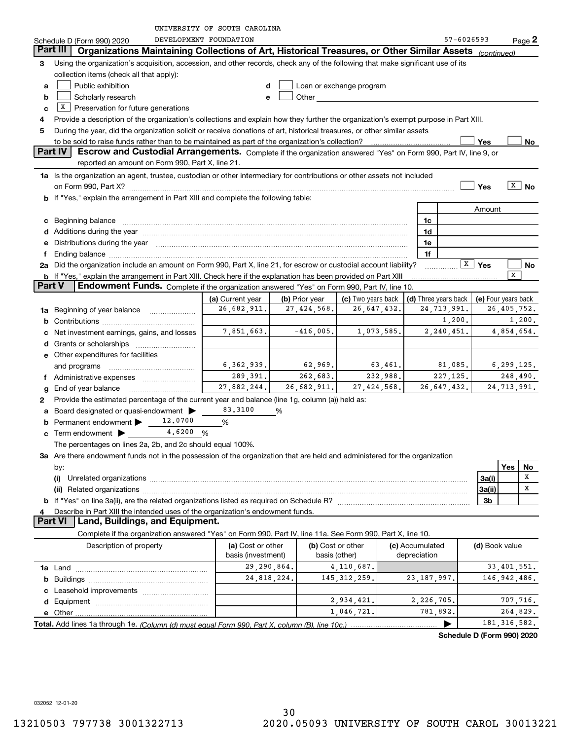UNIVERSITY OF SOUTH CAROLINA

Schedule D (Form 990) 2020 DEVELOPMENT FOUNDATION 57-6026593 Page 2

## Part III Organizations Maintaining Collections of Art, Historical Treasures, or Other Similar Assets *(continued)*

**3** Using the organization's acquisition, accession, and other records, check any of the following that make significant use of its collection items (check all that apply):

- **a** [ ] Public exhibition
- **b** [ ] Scholarly research
- **c** [X] Preservation for future generations
- **d** [ ] Loan or exchange program
- **e** [ ] Other

**4** Provide a description of the organization's collections and explain how they further the organization's exempt purpose in Part XIII.

**5** During the year, did the organization solicit or receive donations of art, historical treasures, or other similar assets to be sold to raise funds rather than to be maintained as part of the organization's collection? [ ] Yes [ ] No

## Part IV Escrow and Custodial Arrangements.

Complete if the organization answered "Yes" on Form 990, Part IV, line 9, or reported an amount on Form 990, Part X, line 21.

**1a** Is the organization an agent, trustee, custodian or other intermediary for contributions or other assets not included on Form 990, Part X? [ ] Yes [X] No

**b** If "Yes," explain the arrangement in Part XIII and complete the following table:

| | | Amount |
|---|---|---|
| **c** Beginning balance | 1c | |
| **d** Additions during the year | 1d | |
| **e** Distributions during the year | 1e | |
| **f** Ending balance | 1f | |

**2a** Did the organization include an amount on Form 990, Part X, line 21, for escrow or custodial account liability? [X] Yes [ ] No

**b** If "Yes," explain the arrangement in Part XIII. Check here if the explanation has been provided on Part XIII [X]

## Part V Endowment Funds.

Complete if the organization answered "Yes" on Form 990, Part IV, line 10.

| | (a) Current year | (b) Prior year | (c) Two years back | (d) Three years back | (e) Four years back |
|---|---|---|---|---|---|
| **1a** Beginning of year balance | 26,682,911. | 27,424,568. | 26,647,432. | 24,713,991. | 26,405,752. |
| **b** Contributions | | | | 1,200. | 1,200. |
| **c** Net investment earnings, gains, and losses | 7,851,663. | -416,005. | 1,073,585. | 2,240,451. | 4,854,654. |
| **d** Grants or scholarships | | | | | |
| **e** Other expenditures for facilities and programs | 6,362,939. | 62,969. | 63,461. | 81,085. | 6,299,125. |
| **f** Administrative expenses | 289,391. | 262,683. | 232,988. | 227,125. | 248,490. |
| **g** End of year balance | 27,882,244. | 26,682,911. | 27,424,568. | 26,647,432. | 24,713,991. |

**2** Provide the estimated percentage of the current year end balance (line 1g, column (a)) held as:

- **a** Board designated or quasi-endowment ▶ 83.3100 %
- **b** Permanent endowment ▶ 12.0700 %
- **c** Term endowment ▶ 4.6200 %

The percentages on lines 2a, 2b, and 2c should equal 100%.

**3a** Are there endowment funds not in the possession of the organization that are held and administered for the organization by:

| | | Yes | No |
|---|---|---|---|
| **(i)** Unrelated organizations | 3a(i) | | X |
| **(ii)** Related organizations | 3a(ii) | | X |
| **b** If "Yes" on line 3a(ii), are the related organizations listed as required on Schedule R? | 3b | | |

**4** Describe in Part XIII the intended uses of the organization's endowment funds.

## Part VI Land, Buildings, and Equipment.

Complete if the organization answered "Yes" on Form 990, Part IV, line 11a. See Form 990, Part X, line 10.

| Description of property | (a) Cost or other basis (investment) | (b) Cost or other basis (other) | (c) Accumulated depreciation | (d) Book value |
|---|---|---|---|---|
| **1a** Land | 29,290,864. | 4,110,687. | | 33,401,551. |
| **b** Buildings | 24,818,224. | 145,312,259. | 23,187,997. | 146,942,486. |
| **c** Leasehold improvements | | | | |
| **d** Equipment | | 2,934,421. | 2,226,705. | 707,716. |
| **e** Other | | 1,046,721. | 781,892. | 264,829. |
| **Total.** Add lines 1a through 1e. *(Column (d) must equal Form 990, Part X, column (B), line 10c.)* | | | ▶ | 181,316,582. |

**Schedule D (Form 990) 2020**

032052 12-01-20

13210503 797738 3001322713 2020.05093 UNIVERSITY OF SOUTH CAROL 30013221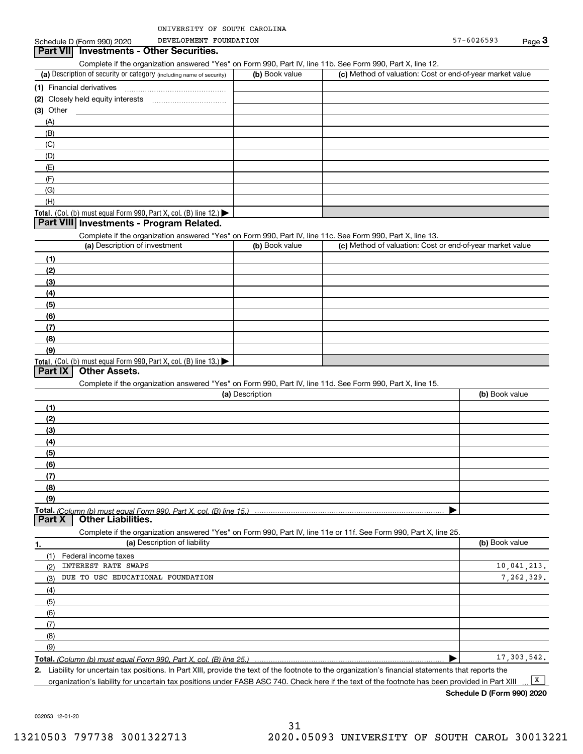UNIVERSITY OF SOUTH CAROLINA
Schedule D (Form 990) 2020 DEVELOPMENT FOUNDATION 57-6026593 Page 3

## Part VII Investments - Other Securities.

Complete if the organization answered "Yes" on Form 990, Part IV, line 11b. See Form 990, Part X, line 12.

| (a) Description of security or category (including name of security) | (b) Book value | (c) Method of valuation: Cost or end-of-year market value |
|---|---|---|
| (1) Financial derivatives | | |
| (2) Closely held equity interests | | |
| (3) Other | | |
| (A) | | |
| (B) | | |
| (C) | | |
| (D) | | |
| (E) | | |
| (F) | | |
| (G) | | |
| (H) | | |
| Total. (Col. (b) must equal Form 990, Part X, col. (B) line 12.) | | |

## Part VIII Investments - Program Related.

Complete if the organization answered "Yes" on Form 990, Part IV, line 11c. See Form 990, Part X, line 13.

| (a) Description of investment | (b) Book value | (c) Method of valuation: Cost or end-of-year market value |
|---|---|---|
| (1) | | |
| (2) | | |
| (3) | | |
| (4) | | |
| (5) | | |
| (6) | | |
| (7) | | |
| (8) | | |
| (9) | | |
| Total. (Col. (b) must equal Form 990, Part X, col. (B) line 13.) | | |

## Part IX Other Assets.

Complete if the organization answered "Yes" on Form 990, Part IV, line 11d. See Form 990, Part X, line 15.

| (a) Description | (b) Book value |
|---|---|
| (1) | |
| (2) | |
| (3) | |
| (4) | |
| (5) | |
| (6) | |
| (7) | |
| (8) | |
| (9) | |
| Total. *(Column (b) must equal Form 990, Part X, col. (B) line 15.)* | |

## Part X Other Liabilities.

Complete if the organization answered "Yes" on Form 990, Part IV, line 11e or 11f. See Form 990, Part X, line 25.

| 1. (a) Description of liability | (b) Book value |
|---|---|
| (1) Federal income taxes | |
| (2) INTEREST RATE SWAPS | 10,041,213. |
| (3) DUE TO USC EDUCATIONAL FOUNDATION | 7,262,329. |
| (4) | |
| (5) | |
| (6) | |
| (7) | |
| (8) | |
| (9) | |
| Total. *(Column (b) must equal Form 990, Part X, col. (B) line 25.)* | 17,303,542. |

2. Liability for uncertain tax positions. In Part XIII, provide the text of the footnote to the organization's financial statements that reports the organization's liability for uncertain tax positions under FASB ASC 740. Check here if the text of the footnote has been provided in Part XIII [X]

Schedule D (Form 990) 2020

032053 12-01-20

13210503 797738 3001322713 2020.05093 UNIVERSITY OF SOUTH CAROL 30013221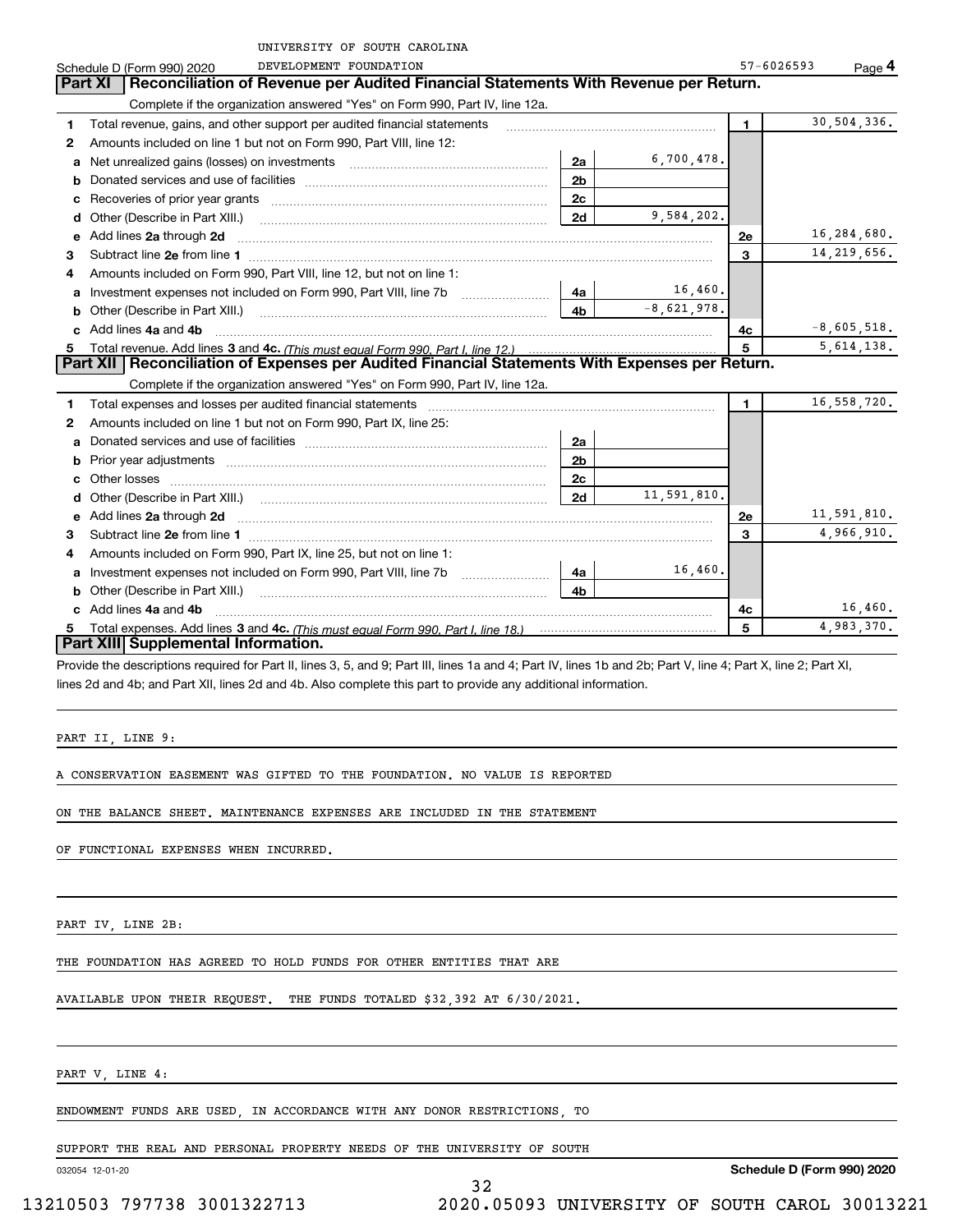UNIVERSITY OF SOUTH CAROLINA

Schedule D (Form 990) 2020 DEVELOPMENT FOUNDATION 57-6026593 Page **4**

## Part XI Reconciliation of Revenue per Audited Financial Statements With Revenue per Return.

Complete if the organization answered "Yes" on Form 990, Part IV, line 12a.

| | | | | | |
|---|---|---|---|---|---|
| **1** | Total revenue, gains, and other support per audited financial statements | | | 1 | 30,504,336. |
| **2** | Amounts included on line 1 but not on Form 990, Part VIII, line 12: | | | | |
| **a** | Net unrealized gains (losses) on investments | 2a | 6,700,478. | | |
| **b** | Donated services and use of facilities | 2b | | | |
| **c** | Recoveries of prior year grants | 2c | | | |
| **d** | Other (Describe in Part XIII.) | 2d | 9,584,202. | | |
| **e** | Add lines **2a** through **2d** | | | 2e | 16,284,680. |
| **3** | Subtract line **2e** from line **1** | | | 3 | 14,219,656. |
| **4** | Amounts included on Form 990, Part VIII, line 12, but not on line 1: | | | | |
| **a** | Investment expenses not included on Form 990, Part VIII, line 7b | 4a | 16,460. | | |
| **b** | Other (Describe in Part XIII.) | 4b | -8,621,978. | | |
| **c** | Add lines **4a** and **4b** | | | 4c | -8,605,518. |
| **5** | Total revenue. Add lines **3** and **4c.** *(This must equal Form 990, Part I, line 12.)* | | | 5 | 5,614,138. |

## Part XII Reconciliation of Expenses per Audited Financial Statements With Expenses per Return.

Complete if the organization answered "Yes" on Form 990, Part IV, line 12a.

| | | | | | |
|---|---|---|---|---|---|
| **1** | Total expenses and losses per audited financial statements | | | 1 | 16,558,720. |
| **2** | Amounts included on line 1 but not on Form 990, Part IX, line 25: | | | | |
| **a** | Donated services and use of facilities | 2a | | | |
| **b** | Prior year adjustments | 2b | | | |
| **c** | Other losses | 2c | | | |
| **d** | Other (Describe in Part XIII.) | 2d | 11,591,810. | | |
| **e** | Add lines **2a** through **2d** | | | 2e | 11,591,810. |
| **3** | Subtract line **2e** from line **1** | | | 3 | 4,966,910. |
| **4** | Amounts included on Form 990, Part IX, line 25, but not on line 1: | | | | |
| **a** | Investment expenses not included on Form 990, Part VIII, line 7b | 4a | 16,460. | | |
| **b** | Other (Describe in Part XIII.) | 4b | | | |
| **c** | Add lines **4a** and **4b** | | | 4c | 16,460. |
| **5** | Total expenses. Add lines **3** and **4c.** *(This must equal Form 990, Part I, line 18.)* | | | 5 | 4,983,370. |

## Part XIII Supplemental Information.

Provide the descriptions required for Part II, lines 3, 5, and 9; Part III, lines 1a and 4; Part IV, lines 1b and 2b; Part V, line 4; Part X, line 2; Part XI, lines 2d and 4b; and Part XII, lines 2d and 4b. Also complete this part to provide any additional information.

PART II, LINE 9:

A CONSERVATION EASEMENT WAS GIFTED TO THE FOUNDATION. NO VALUE IS REPORTED ON THE BALANCE SHEET. MAINTENANCE EXPENSES ARE INCLUDED IN THE STATEMENT OF FUNCTIONAL EXPENSES WHEN INCURRED.

PART IV, LINE 2B:

THE FOUNDATION HAS AGREED TO HOLD FUNDS FOR OTHER ENTITIES THAT ARE AVAILABLE UPON THEIR REQUEST. THE FUNDS TOTALED $32,392 AT 6/30/2021.

PART V, LINE 4:

ENDOWMENT FUNDS ARE USED, IN ACCORDANCE WITH ANY DONOR RESTRICTIONS, TO SUPPORT THE REAL AND PERSONAL PROPERTY NEEDS OF THE UNIVERSITY OF SOUTH

032054 12-01-20 **Schedule D (Form 990) 2020**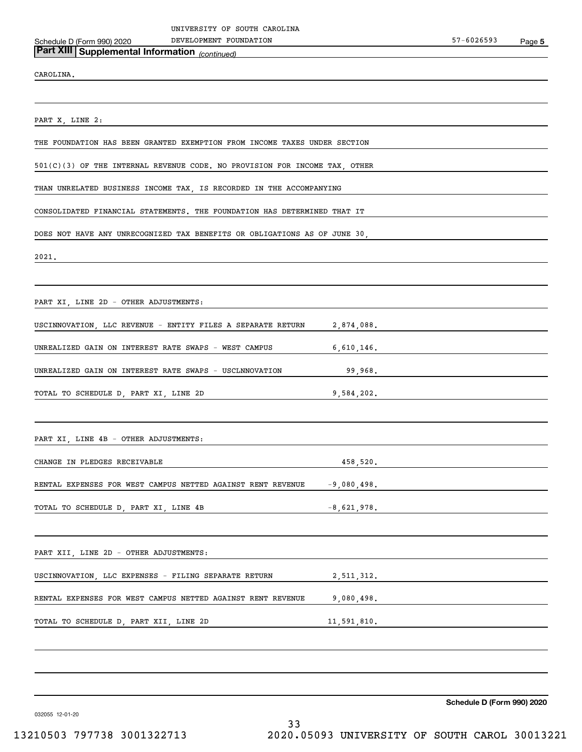## Part XIII Supplemental Information *(continued)*

CAROLINA.

PART X, LINE 2:

THE FOUNDATION HAS BEEN GRANTED EXEMPTION FROM INCOME TAXES UNDER SECTION 501(C)(3) OF THE INTERNAL REVENUE CODE. NO PROVISION FOR INCOME TAX, OTHER THAN UNRELATED BUSINESS INCOME TAX, IS RECORDED IN THE ACCOMPANYING CONSOLIDATED FINANCIAL STATEMENTS. THE FOUNDATION HAS DETERMINED THAT IT DOES NOT HAVE ANY UNRECOGNIZED TAX BENEFITS OR OBLIGATIONS AS OF JUNE 30, 2021.

PART XI, LINE 2D - OTHER ADJUSTMENTS:

| | |
|---|---|
| USCINNOVATION, LLC REVENUE - ENTITY FILES A SEPARATE RETURN | 2,874,088. |
| UNREALIZED GAIN ON INTEREST RATE SWAPS - WEST CAMPUS | 6,610,146. |
| UNREALIZED GAIN ON INTEREST RATE SWAPS - USCLNNOVATION | 99,968. |
| TOTAL TO SCHEDULE D, PART XI, LINE 2D | 9,584,202. |

PART XI, LINE 4B - OTHER ADJUSTMENTS:

| | |
|---|---|
| CHANGE IN PLEDGES RECEIVABLE | 458,520. |
| RENTAL EXPENSES FOR WEST CAMPUS NETTED AGAINST RENT REVENUE | -9,080,498. |
| TOTAL TO SCHEDULE D, PART XI, LINE 4B | -8,621,978. |

PART XII, LINE 2D - OTHER ADJUSTMENTS:

| | |
|---|---|
| USCINNOVATION, LLC EXPENSES - FILING SEPARATE RETURN | 2,511,312. |
| RENTAL EXPENSES FOR WEST CAMPUS NETTED AGAINST RENT REVENUE | 9,080,498. |
| TOTAL TO SCHEDULE D, PART XII, LINE 2D | 11,591,810. |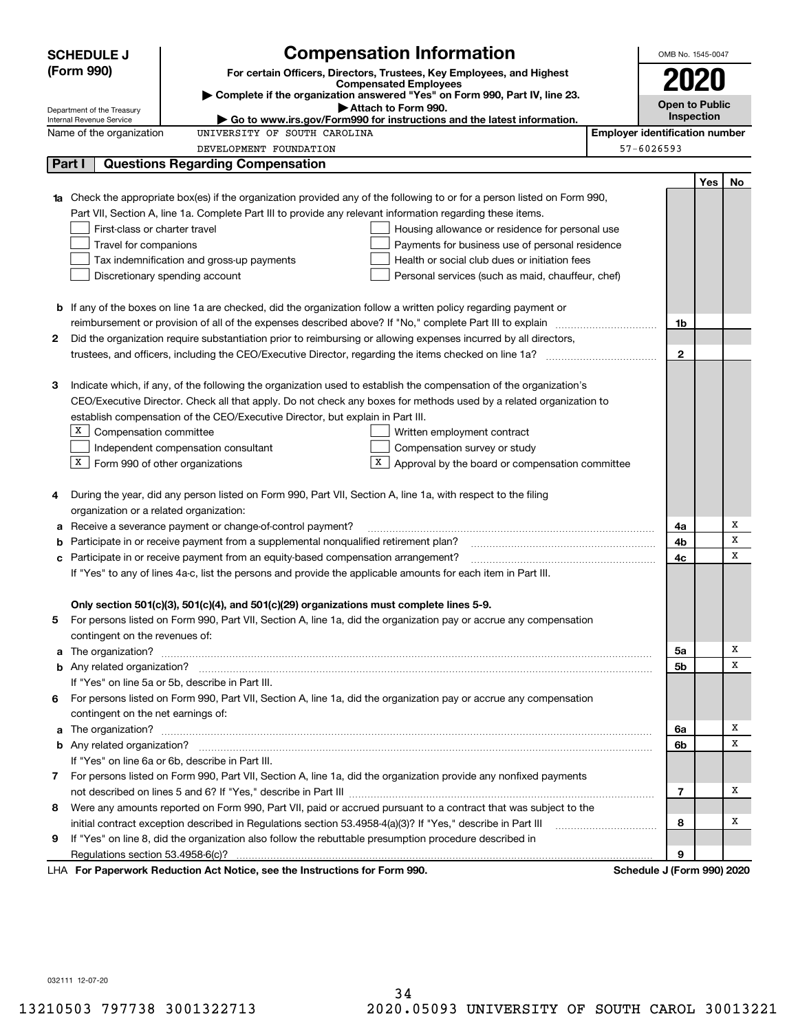**SCHEDULE J**
**(Form 990)**

Department of the Treasury
Internal Revenue Service

# Compensation Information

**For certain Officers, Directors, Trustees, Key Employees, and Highest Compensated Employees**

▶ **Complete if the organization answered "Yes" on Form 990, Part IV, line 23.**

▶ **Attach to Form 990.**

▶ **Go to www.irs.gov/Form990 for instructions and the latest information.**

OMB No. 1545-0047

**2020**

**Open to Public Inspection**

| Name of the organization | Employer identification number |
|---|---|
| UNIVERSITY OF SOUTH CAROLINA DEVELOPMENT FOUNDATION | 57-6026593 |

## Part I Questions Regarding Compensation

| | | | Yes | No |
|---|---|---|---|---|
| **1a** | Check the appropriate box(es) if the organization provided any of the following to or for a person listed on Form 990, Part VII, Section A, line 1a. Complete Part III to provide any relevant information regarding these items. | | | |
| | ☐ First-class or charter travel ☐ Housing allowance or residence for personal use | | | |
| | ☐ Travel for companions ☐ Payments for business use of personal residence | | | |
| | ☐ Tax indemnification and gross-up payments ☐ Health or social club dues or initiation fees | | | |
| | ☐ Discretionary spending account ☐ Personal services (such as maid, chauffeur, chef) | | | |
| **b** | If any of the boxes on line 1a are checked, did the organization follow a written policy regarding payment or reimbursement or provision of all of the expenses described above? If "No," complete Part III to explain | 1b | | |
| **2** | Did the organization require substantiation prior to reimbursing or allowing expenses incurred by all directors, trustees, and officers, including the CEO/Executive Director, regarding the items checked on line 1a? | 2 | | |
| **3** | Indicate which, if any, of the following the organization used to establish the compensation of the organization's CEO/Executive Director. Check all that apply. Do not check any boxes for methods used by a related organization to establish compensation of the CEO/Executive Director, but explain in Part III. | | | |
| | ☒ Compensation committee ☐ Written employment contract | | | |
| | ☐ Independent compensation consultant ☐ Compensation survey or study | | | |
| | ☒ Form 990 of other organizations ☒ Approval by the board or compensation committee | | | |
| **4** | During the year, did any person listed on Form 990, Part VII, Section A, line 1a, with respect to the filing organization or a related organization: | | | |
| **a** | Receive a severance payment or change-of-control payment? | 4a | | X |
| **b** | Participate in or receive payment from a supplemental nonqualified retirement plan? | 4b | | X |
| **c** | Participate in or receive payment from an equity-based compensation arrangement? | 4c | | X |
| | If "Yes" to any of lines 4a-c, list the persons and provide the applicable amounts for each item in Part III. | | | |
| | **Only section 501(c)(3), 501(c)(4), and 501(c)(29) organizations must complete lines 5-9.** | | | |
| **5** | For persons listed on Form 990, Part VII, Section A, line 1a, did the organization pay or accrue any compensation contingent on the revenues of: | | | |
| **a** | The organization? | 5a | | X |
| **b** | Any related organization? | 5b | | X |
| | If "Yes" on line 5a or 5b, describe in Part III. | | | |
| **6** | For persons listed on Form 990, Part VII, Section A, line 1a, did the organization pay or accrue any compensation contingent on the net earnings of: | | | |
| **a** | The organization? | 6a | | X |
| **b** | Any related organization? | 6b | | X |
| | If "Yes" on line 6a or 6b, describe in Part III. | | | |
| **7** | For persons listed on Form 990, Part VII, Section A, line 1a, did the organization provide any nonfixed payments not described on lines 5 and 6? If "Yes," describe in Part III | 7 | | X |
| **8** | Were any amounts reported on Form 990, Part VII, paid or accrued pursuant to a contract that was subject to the initial contract exception described in Regulations section 53.4958-4(a)(3)? If "Yes," describe in Part III | 8 | | X |
| **9** | If "Yes" on line 8, did the organization also follow the rebuttable presumption procedure described in Regulations section 53.4958-6(c)? | 9 | | |

LHA **For Paperwork Reduction Act Notice, see the Instructions for Form 990.** **Schedule J (Form 990) 2020**

032111 12-07-20

13210503 797738 3001322713 2020.05093 UNIVERSITY OF SOUTH CAROL 30013221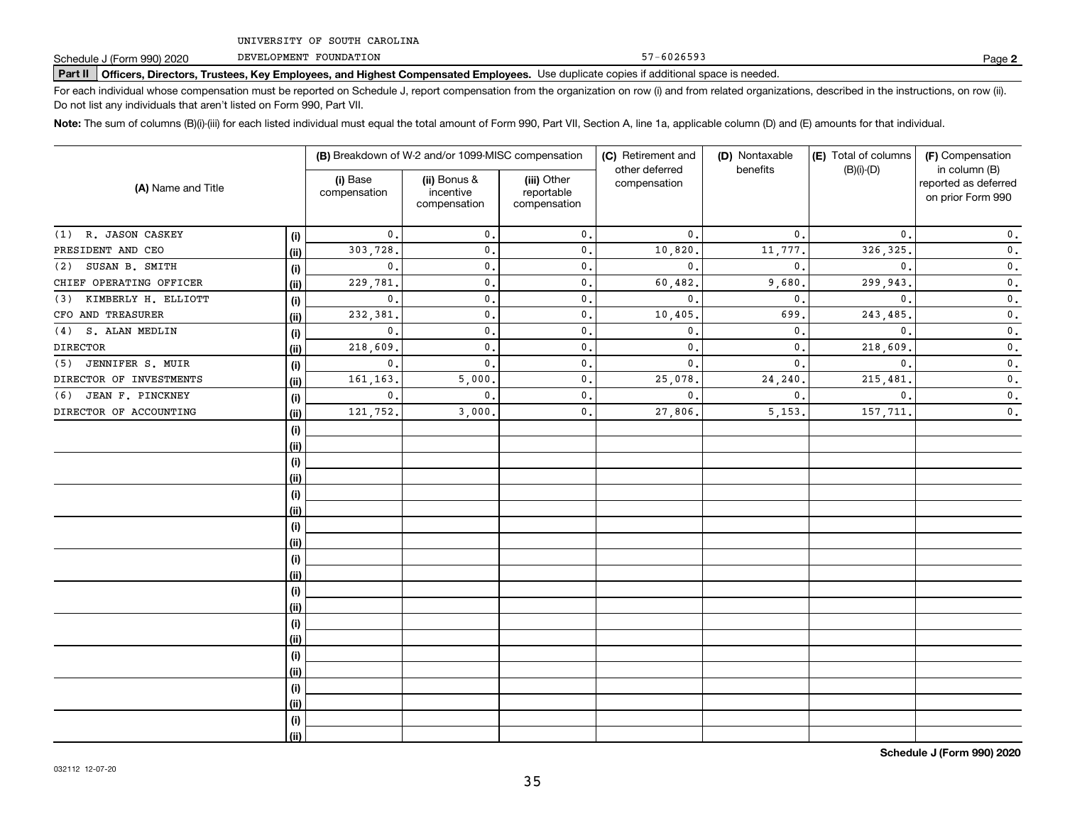UNIVERSITY OF SOUTH CAROLINA

Schedule J (Form 990) 2020 DEVELOPMENT FOUNDATION 57-6026593 Page **2**

**Part II Officers, Directors, Trustees, Key Employees, and Highest Compensated Employees.** Use duplicate copies if additional space is needed.

For each individual whose compensation must be reported on Schedule J, report compensation from the organization on row (i) and from related organizations, described in the instructions, on row (ii). Do not list any individuals that aren't listed on Form 990, Part VII.

**Note:** The sum of columns (B)(i)-(iii) for each listed individual must equal the total amount of Form 990, Part VII, Section A, line 1a, applicable column (D) and (E) amounts for that individual.

| (A) Name and Title | | (B) Breakdown of W-2 and/or 1099-MISC compensation | | | (C) Retirement and other deferred compensation | (D) Nontaxable benefits | (E) Total of columns (B)(i)-(D) | (F) Compensation in column (B) reported as deferred on prior Form 990 |
|---|---|---|---|---|---|---|---|---|
| | | (i) Base compensation | (ii) Bonus & incentive compensation | (iii) Other reportable compensation | | | | |
| (1) R. JASON CASKEY | (i) | 0. | 0. | 0. | 0. | 0. | 0. | 0. |
| PRESIDENT AND CEO | (ii) | 303,728. | 0. | 0. | 10,820. | 11,777. | 326,325. | 0. |
| (2) SUSAN B. SMITH | (i) | 0. | 0. | 0. | 0. | 0. | 0. | 0. |
| CHIEF OPERATING OFFICER | (ii) | 229,781. | 0. | 0. | 60,482. | 9,680. | 299,943. | 0. |
| (3) KIMBERLY H. ELLIOTT | (i) | 0. | 0. | 0. | 0. | 0. | 0. | 0. |
| CFO AND TREASURER | (ii) | 232,381. | 0. | 0. | 10,405. | 699. | 243,485. | 0. |
| (4) S. ALAN MEDLIN | (i) | 0. | 0. | 0. | 0. | 0. | 0. | 0. |
| DIRECTOR | (ii) | 218,609. | 0. | 0. | 0. | 0. | 218,609. | 0. |
| (5) JENNIFER S. MUIR | (i) | 0. | 0. | 0. | 0. | 0. | 0. | 0. |
| DIRECTOR OF INVESTMENTS | (ii) | 161,163. | 5,000. | 0. | 25,078. | 24,240. | 215,481. | 0. |
| (6) JEAN F. PINCKNEY | (i) | 0. | 0. | 0. | 0. | 0. | 0. | 0. |
| DIRECTOR OF ACCOUNTING | (ii) | 121,752. | 3,000. | 0. | 27,806. | 5,153. | 157,711. | 0. |
| | (i) | | | | | | | |
| | (ii) | | | | | | | |
| | (i) | | | | | | | |
| | (ii) | | | | | | | |
| | (i) | | | | | | | |
| | (ii) | | | | | | | |
| | (i) | | | | | | | |
| | (ii) | | | | | | | |
| | (i) | | | | | | | |
| | (ii) | | | | | | | |
| | (i) | | | | | | | |
| | (ii) | | | | | | | |
| | (i) | | | | | | | |
| | (ii) | | | | | | | |
| | (i) | | | | | | | |
| | (ii) | | | | | | | |
| | (i) | | | | | | | |
| | (ii) | | | | | | | |
| | (i) | | | | | | | |
| | (ii) | | | | | | | |

**Schedule J (Form 990) 2020**

032112 12-07-20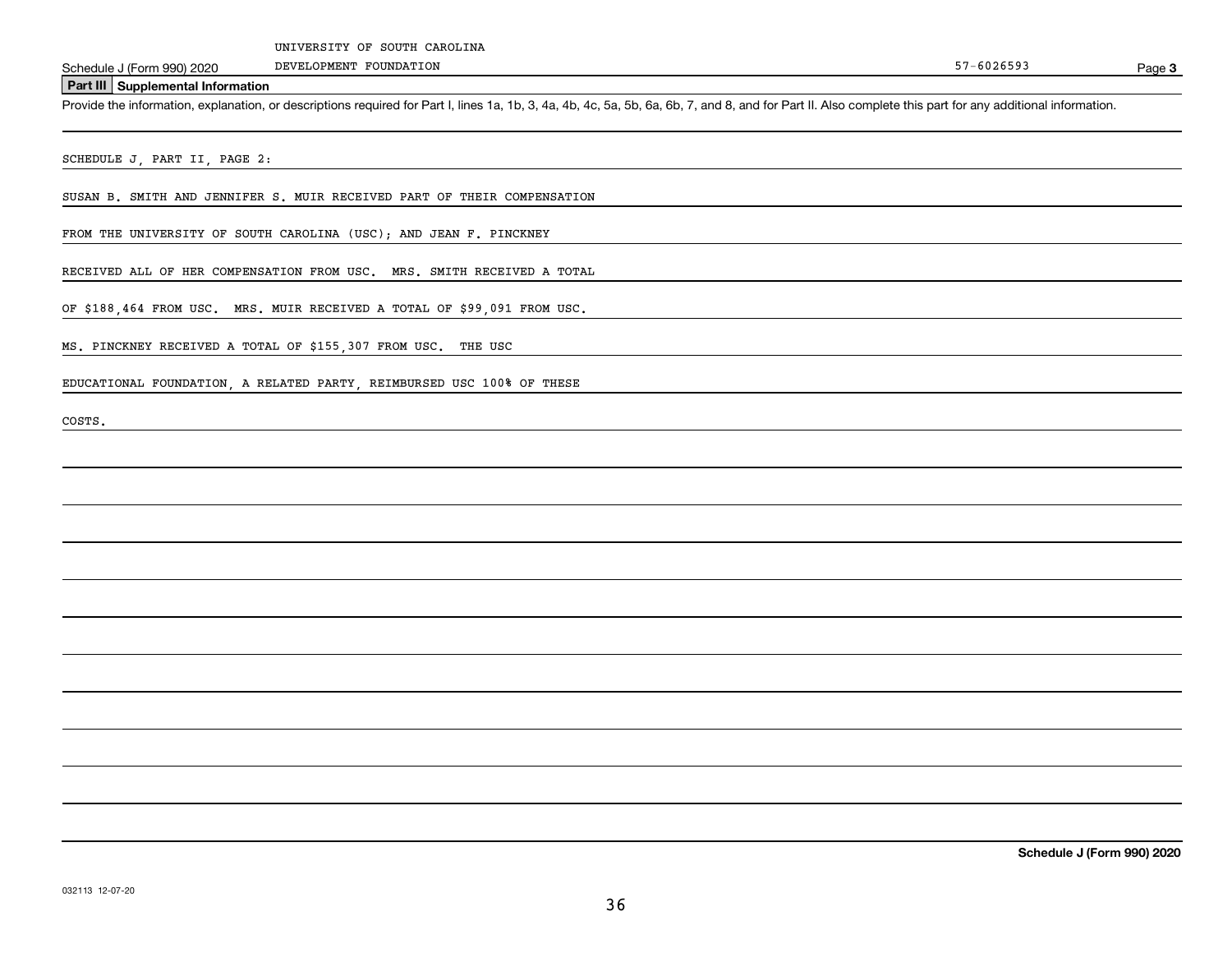UNIVERSITY OF SOUTH CAROLINA

Schedule J (Form 990) 2020 DEVELOPMENT FOUNDATION 57-6026593

## Part III Supplemental Information

Provide the information, explanation, or descriptions required for Part I, lines 1a, 1b, 3, 4a, 4b, 4c, 5a, 5b, 6a, 6b, 7, and 8, and for Part II. Also complete this part for any additional information.

SCHEDULE J, PART II, PAGE 2:

SUSAN B. SMITH AND JENNIFER S. MUIR RECEIVED PART OF THEIR COMPENSATION FROM THE UNIVERSITY OF SOUTH CAROLINA (USC); AND JEAN F. PINCKNEY RECEIVED ALL OF HER COMPENSATION FROM USC. MRS. SMITH RECEIVED A TOTAL OF $188,464 FROM USC. MRS. MUIR RECEIVED A TOTAL OF $99,091 FROM USC. MS. PINCKNEY RECEIVED A TOTAL OF $155,307 FROM USC. THE USC EDUCATIONAL FOUNDATION, A RELATED PARTY, REIMBURSED USC 100% OF THESE COSTS.

**Schedule J (Form 990) 2020**

032113 12-07-20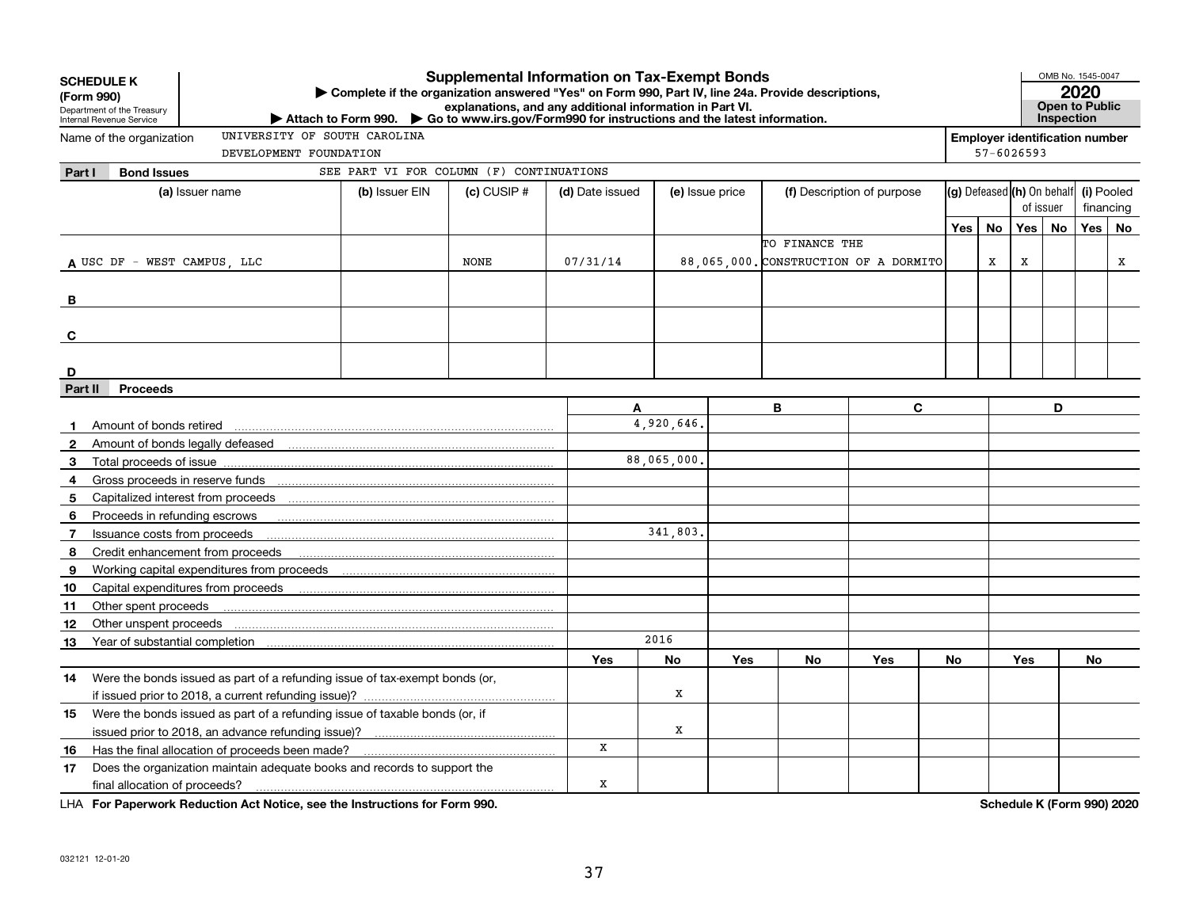**SCHEDULE K (Form 990)**
Department of the Treasury
Internal Revenue Service

# Supplemental Information on Tax-Exempt Bonds

▶ Complete if the organization answered "Yes" on Form 990, Part IV, line 24a. Provide descriptions, explanations, and any additional information in Part VI.
▶ Attach to Form 990. ▶ Go to www.irs.gov/Form990 for instructions and the latest information.

OMB No. 1545-0047
**2020**
**Open to Public Inspection**

Name of the organization: UNIVERSITY OF SOUTH CAROLINA DEVELOPMENT FOUNDATION

Employer identification number: 57-6026593

## Part I Bond Issues

SEE PART VI FOR COLUMN (F) CONTINUATIONS

| | (a) Issuer name | (b) Issuer EIN | (c) CUSIP # | (d) Date issued | (e) Issue price | (f) Description of purpose | (g) Defeased | | (h) On behalf of issuer | | (i) Pooled financing | |
|---|---|---|---|---|---|---|---|---|---|---|---|---|
| | | | | | | | Yes | No | Yes | No | Yes | No |
| A | USC DF - WEST CAMPUS, LLC | | NONE | 07/31/14 | 88,065,000. | TO FINANCE THE CONSTRUCTION OF A DORMITO | | X | X | | | X |
| B | | | | | | | | | | | | |
| C | | | | | | | | | | | | |
| D | | | | | | | | | | | | |

## Part II Proceeds

| | | A | | B | | C | | D | |
|---|---|---|---|---|---|---|---|---|---|
| 1 | Amount of bonds retired | 4,920,646. | | | | | | | |
| 2 | Amount of bonds legally defeased | | | | | | | | |
| 3 | Total proceeds of issue | 88,065,000. | | | | | | | |
| 4 | Gross proceeds in reserve funds | | | | | | | | |
| 5 | Capitalized interest from proceeds | | | | | | | | |
| 6 | Proceeds in refunding escrows | | | | | | | | |
| 7 | Issuance costs from proceeds | 341,803. | | | | | | | |
| 8 | Credit enhancement from proceeds | | | | | | | | |
| 9 | Working capital expenditures from proceeds | | | | | | | | |
| 10 | Capital expenditures from proceeds | | | | | | | | |
| 11 | Other spent proceeds | | | | | | | | |
| 12 | Other unspent proceeds | | | | | | | | |
| 13 | Year of substantial completion | 2016 | | | | | | | |
| | | Yes | No | Yes | No | Yes | No | Yes | No |
| 14 | Were the bonds issued as part of a refunding issue of tax-exempt bonds (or, if issued prior to 2018, a current refunding issue)? | | X | | | | | | |
| 15 | Were the bonds issued as part of a refunding issue of taxable bonds (or, if issued prior to 2018, an advance refunding issue)? | | X | | | | | | |
| 16 | Has the final allocation of proceeds been made? | X | | | | | | | |
| 17 | Does the organization maintain adequate books and records to support the final allocation of proceeds? | X | | | | | | | |

LHA **For Paperwork Reduction Act Notice, see the Instructions for Form 990.** **Schedule K (Form 990) 2020**

032121 12-01-20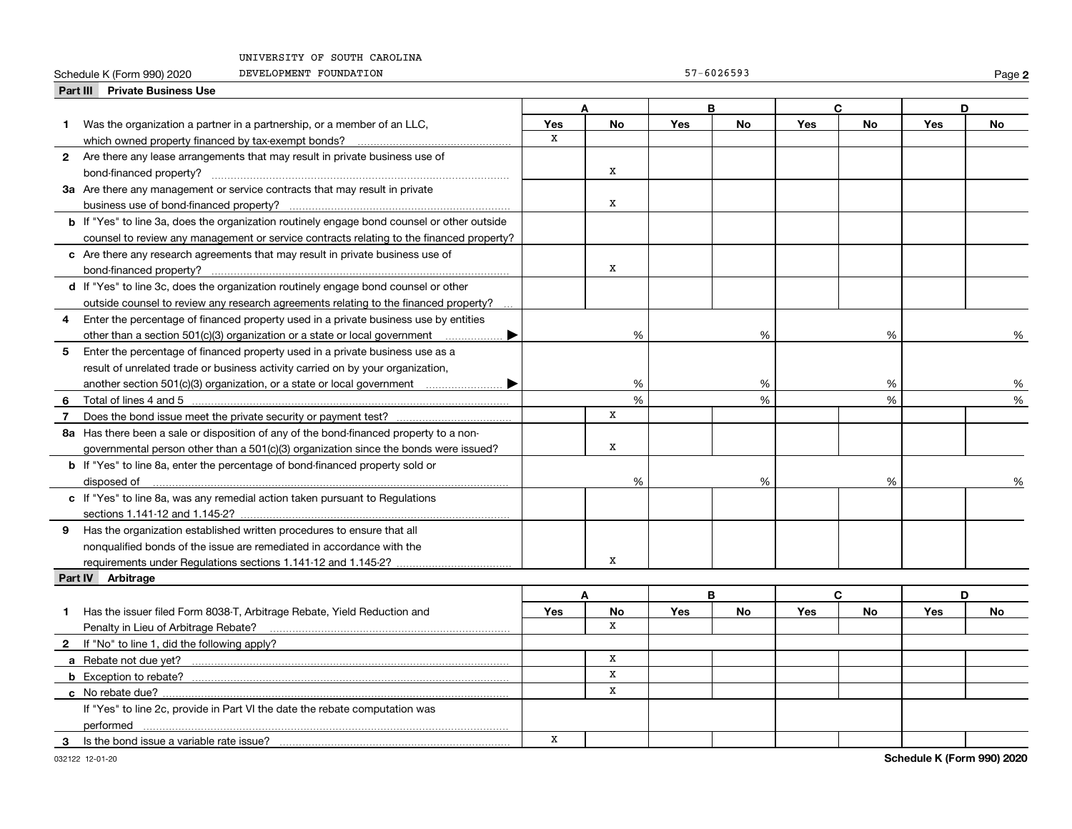UNIVERSITY OF SOUTH CAROLINA

Schedule K (Form 990) 2020 DEVELOPMENT FOUNDATION 57-6026593 Page **2**

## Part III Private Business Use

| | A | | B | | C | | D | |
|---|---|---|---|---|---|---|---|---|
| | Yes | No | Yes | No | Yes | No | Yes | No |
| **1** Was the organization a partner in a partnership, or a member of an LLC, which owned property financed by tax-exempt bonds? | X | | | | | | | |
| **2** Are there any lease arrangements that may result in private business use of bond-financed property? | | X | | | | | | |
| **3a** Are there any management or service contracts that may result in private business use of bond-financed property? | | X | | | | | | |
| **b** If "Yes" to line 3a, does the organization routinely engage bond counsel or other outside counsel to review any management or service contracts relating to the financed property? | | | | | | | | |
| **c** Are there any research agreements that may result in private business use of bond-financed property? | | X | | | | | | |
| **d** If "Yes" to line 3c, does the organization routinely engage bond counsel or other outside counsel to review any research agreements relating to the financed property? | | | | | | | | |
| **4** Enter the percentage of financed property used in a private business use by entities other than a section 501(c)(3) organization or a state or local government ▶ | | % | | % | | % | | % |
| **5** Enter the percentage of financed property used in a private business use as a result of unrelated trade or business activity carried on by your organization, another section 501(c)(3) organization, or a state or local government ▶ | | % | | % | | % | | % |
| **6** Total of lines 4 and 5 | | % | | % | | % | | % |
| **7** Does the bond issue meet the private security or payment test? | | X | | | | | | |
| **8a** Has there been a sale or disposition of any of the bond-financed property to a non-governmental person other than a 501(c)(3) organization since the bonds were issued? | | X | | | | | | |
| **b** If "Yes" to line 8a, enter the percentage of bond-financed property sold or disposed of | | % | | % | | % | | % |
| **c** If "Yes" to line 8a, was any remedial action taken pursuant to Regulations sections 1.141-12 and 1.145-2? | | | | | | | | |
| **9** Has the organization established written procedures to ensure that all nonqualified bonds of the issue are remediated in accordance with the requirements under Regulations sections 1.141-12 and 1.145-2? | | X | | | | | | |

## Part IV Arbitrage

| | A | | B | | C | | D | |
|---|---|---|---|---|---|---|---|---|
| | Yes | No | Yes | No | Yes | No | Yes | No |
| **1** Has the issuer filed Form 8038-T, Arbitrage Rebate, Yield Reduction and Penalty in Lieu of Arbitrage Rebate? | | X | | | | | | |
| **2** If "No" to line 1, did the following apply? | | | | | | | | |
| **a** Rebate not due yet? | | X | | | | | | |
| **b** Exception to rebate? | | X | | | | | | |
| **c** No rebate due? | | X | | | | | | |
| If "Yes" to line 2c, provide in Part VI the date the rebate computation was performed | | | | | | | | |
| **3** Is the bond issue a variable rate issue? | X | | | | | | | |

032122 12-01-20 **Schedule K (Form 990) 2020**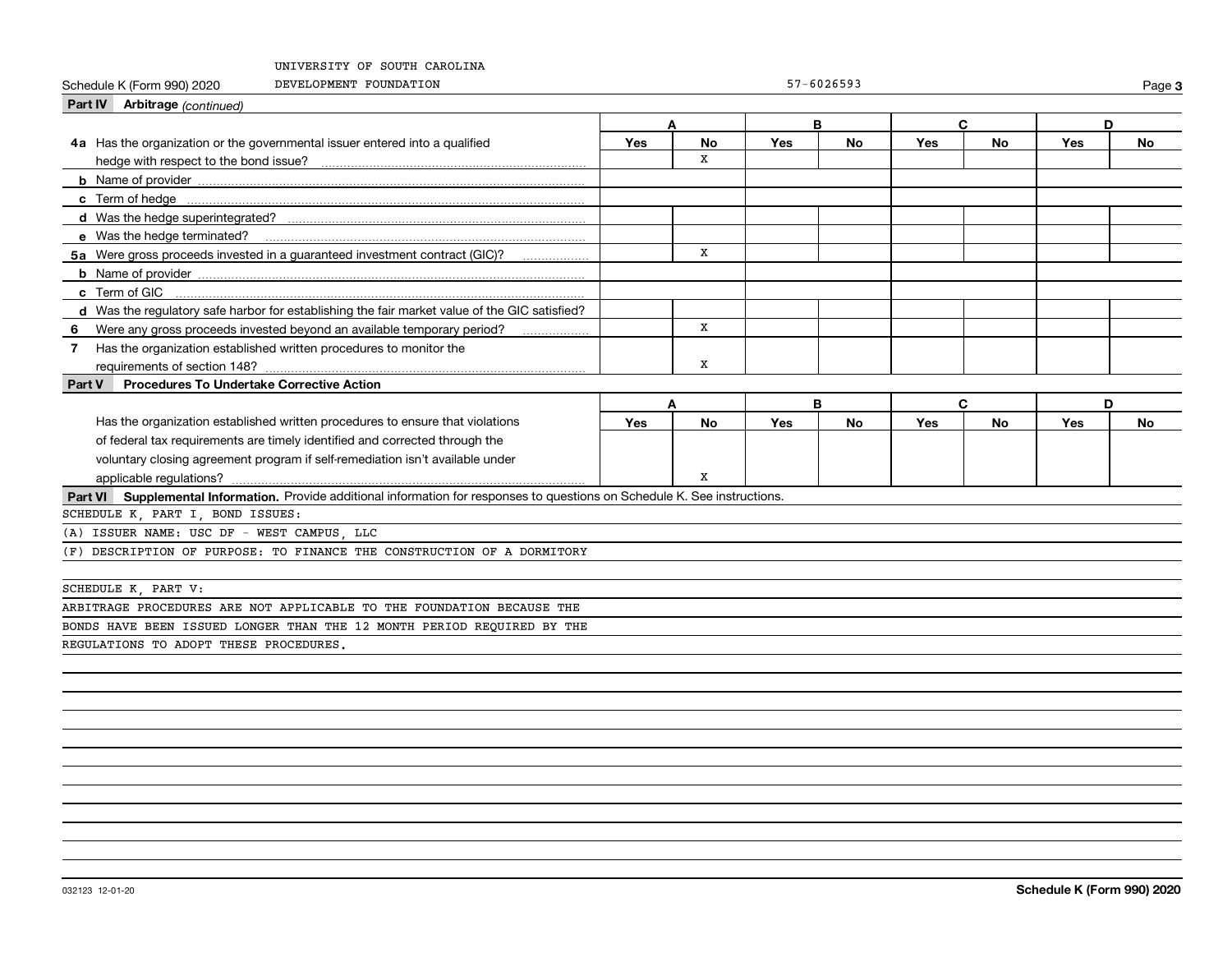UNIVERSITY OF SOUTH CAROLINA

Schedule K (Form 990) 2020 DEVELOPMENT FOUNDATION 57-6026593

**Part IV Arbitrage** *(continued)*

| | A | | B | | C | | D | |
|---|---|---|---|---|---|---|---|---|
| | Yes | No | Yes | No | Yes | No | Yes | No |
| **4a** Has the organization or the governmental issuer entered into a qualified hedge with respect to the bond issue? | | X | | | | | | |
| **b** Name of provider | | | | | | | | |
| **c** Term of hedge | | | | | | | | |
| **d** Was the hedge superintegrated? | | | | | | | | |
| **e** Was the hedge terminated? | | | | | | | | |
| **5a** Were gross proceeds invested in a guaranteed investment contract (GIC)? | | X | | | | | | |
| **b** Name of provider | | | | | | | | |
| **c** Term of GIC | | | | | | | | |
| **d** Was the regulatory safe harbor for establishing the fair market value of the GIC satisfied? | | | | | | | | |
| **6** Were any gross proceeds invested beyond an available temporary period? | | X | | | | | | |
| **7** Has the organization established written procedures to monitor the requirements of section 148? | | X | | | | | | |

**Part V Procedures To Undertake Corrective Action**

| | A | | B | | C | | D | |
|---|---|---|---|---|---|---|---|---|
| | Yes | No | Yes | No | Yes | No | Yes | No |
| Has the organization established written procedures to ensure that violations of federal tax requirements are timely identified and corrected through the voluntary closing agreement program if self-remediation isn't available under applicable regulations? | | X | | | | | | |

**Part VI Supplemental Information.** Provide additional information for responses to questions on Schedule K. See instructions.

SCHEDULE K, PART I, BOND ISSUES:

(A) ISSUER NAME: USC DF - WEST CAMPUS, LLC

(F) DESCRIPTION OF PURPOSE: TO FINANCE THE CONSTRUCTION OF A DORMITORY

SCHEDULE K, PART V:

ARBITRAGE PROCEDURES ARE NOT APPLICABLE TO THE FOUNDATION BECAUSE THE BONDS HAVE BEEN ISSUED LONGER THAN THE 12 MONTH PERIOD REQUIRED BY THE REGULATIONS TO ADOPT THESE PROCEDURES.

032123 12-01-20 **Schedule K (Form 990) 2020**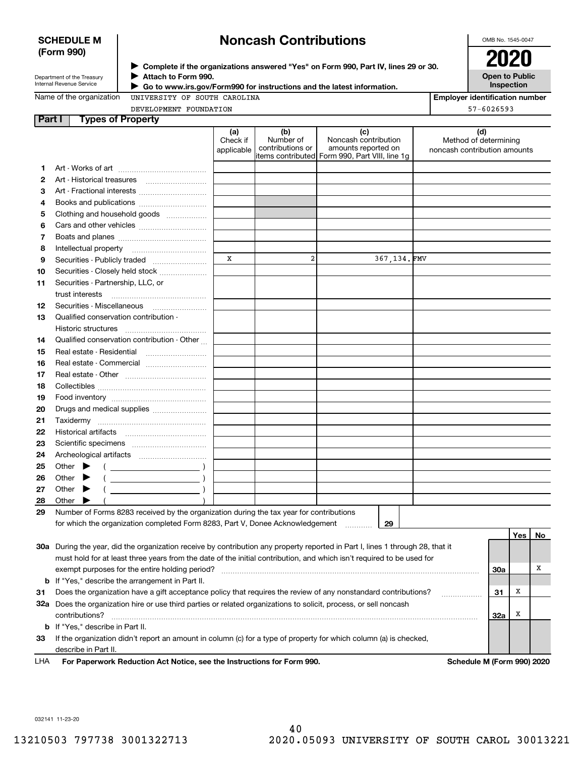**SCHEDULE M (Form 990)**

Department of the Treasury
Internal Revenue Service

# Noncash Contributions

▶ Complete if the organizations answered "Yes" on Form 990, Part IV, lines 29 or 30.
▶ Attach to Form 990.
▶ Go to www.irs.gov/Form990 for instructions and the latest information.

OMB No. 1545-0047

**2020**

**Open to Public Inspection**

Name of the organization: UNIVERSITY OF SOUTH CAROLINA DEVELOPMENT FOUNDATION

Employer identification number: 57-6026593

## Part I Types of Property

| | | (a) Check if applicable | (b) Number of contributions or items contributed | (c) Noncash contribution amounts reported on Form 990, Part VIII, line 1g | (d) Method of determining noncash contribution amounts |
|---|---|---|---|---|---|
| 1 | Art - Works of art | | | | |
| 2 | Art - Historical treasures | | | | |
| 3 | Art - Fractional interests | | | | |
| 4 | Books and publications | | | | |
| 5 | Clothing and household goods | | | | |
| 6 | Cars and other vehicles | | | | |
| 7 | Boats and planes | | | | |
| 8 | Intellectual property | | | | |
| 9 | Securities - Publicly traded | X | 2 | 367,134. | FMV |
| 10 | Securities - Closely held stock | | | | |
| 11 | Securities - Partnership, LLC, or trust interests | | | | |
| 12 | Securities - Miscellaneous | | | | |
| 13 | Qualified conservation contribution - Historic structures | | | | |
| 14 | Qualified conservation contribution - Other | | | | |
| 15 | Real estate - Residential | | | | |
| 16 | Real estate - Commercial | | | | |
| 17 | Real estate - Other | | | | |
| 18 | Collectibles | | | | |
| 19 | Food inventory | | | | |
| 20 | Drugs and medical supplies | | | | |
| 21 | Taxidermy | | | | |
| 22 | Historical artifacts | | | | |
| 23 | Scientific specimens | | | | |
| 24 | Archeological artifacts | | | | |
| 25 | Other ▶ ( ) | | | | |
| 26 | Other ▶ ( ) | | | | |
| 27 | Other ▶ ( ) | | | | |
| 28 | Other ▶ ( ) | | | | |

**29** Number of Forms 8283 received by the organization during the tax year for contributions for which the organization completed Form 8283, Part V, Donee Acknowledgement ..... **29**

| | | | Yes | No |
|---|---|---|---|---|
| 30a | During the year, did the organization receive by contribution any property reported in Part I, lines 1 through 28, that it must hold for at least three years from the date of the initial contribution, and which isn't required to be used for exempt purposes for the entire holding period? | 30a | | X |
| b | If "Yes," describe the arrangement in Part II. | | | |
| 31 | Does the organization have a gift acceptance policy that requires the review of any nonstandard contributions? | 31 | X | |
| 32a | Does the organization hire or use third parties or related organizations to solicit, process, or sell noncash contributions? | 32a | X | |
| b | If "Yes," describe in Part II. | | | |
| 33 | If the organization didn't report an amount in column (c) for a type of property for which column (a) is checked, describe in Part II. | | | |

LHA **For Paperwork Reduction Act Notice, see the Instructions for Form 990.** **Schedule M (Form 990) 2020**

032141 11-23-20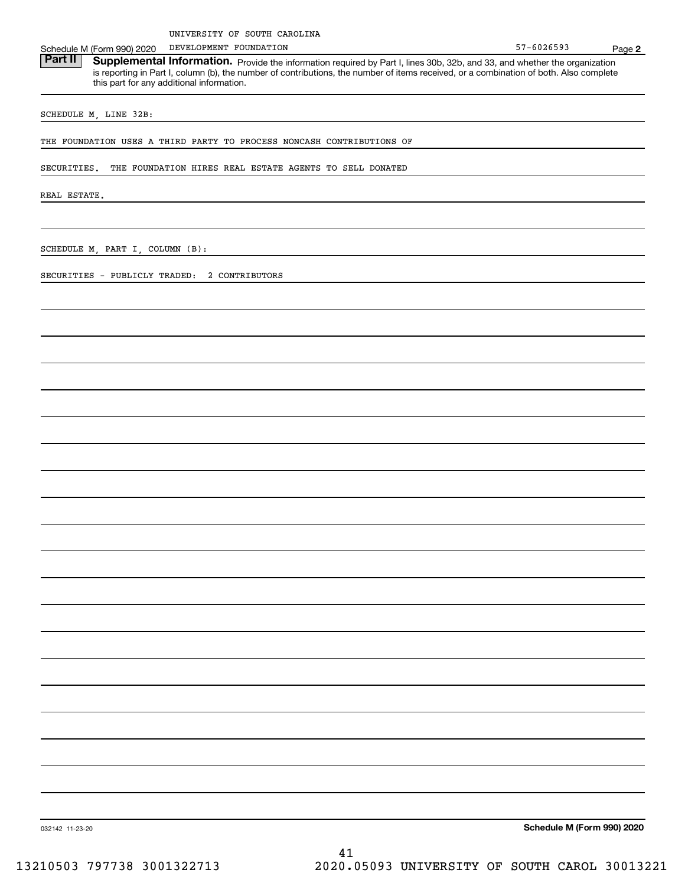UNIVERSITY OF SOUTH CAROLINA
Schedule M (Form 990) 2020 DEVELOPMENT FOUNDATION 57-6026593 Page **2**

**Part II** **Supplemental Information.** Provide the information required by Part I, lines 30b, 32b, and 33, and whether the organization is reporting in Part I, column (b), the number of contributions, the number of items received, or a combination of both. Also complete this part for any additional information.

SCHEDULE M, LINE 32B:

THE FOUNDATION USES A THIRD PARTY TO PROCESS NONCASH CONTRIBUTIONS OF SECURITIES. THE FOUNDATION HIRES REAL ESTATE AGENTS TO SELL DONATED REAL ESTATE.

SCHEDULE M, PART I, COLUMN (B):

SECURITIES - PUBLICLY TRADED: 2 CONTRIBUTORS

032142 11-23-20 **Schedule M (Form 990) 2020**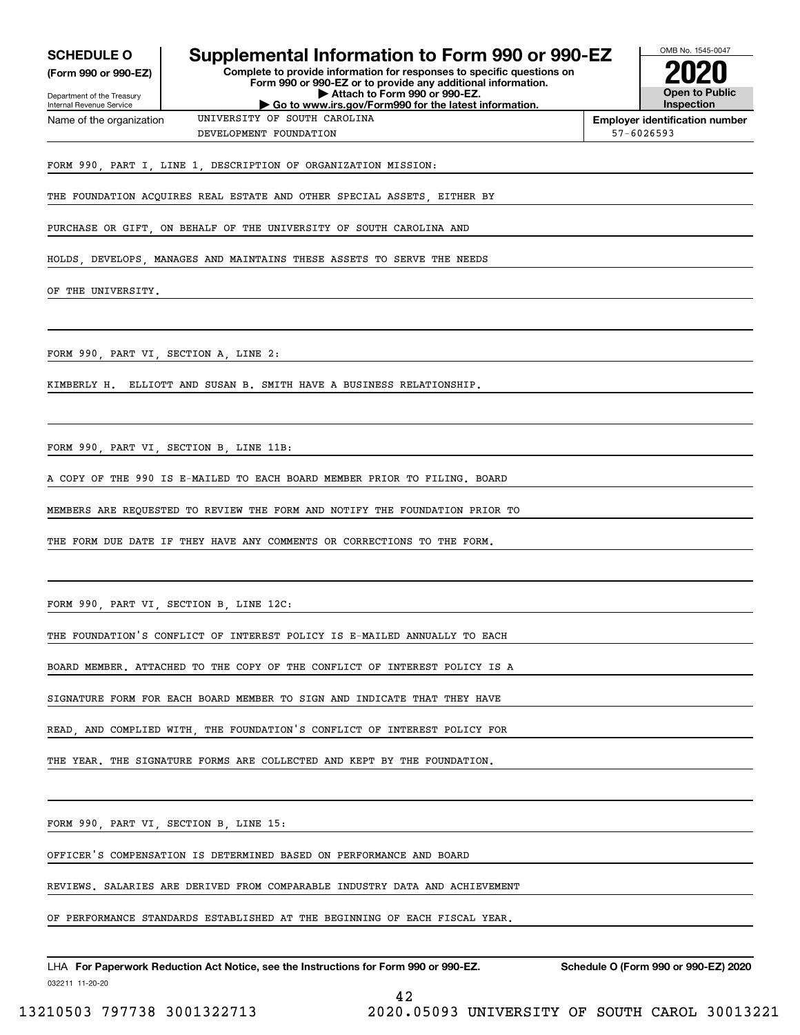**SCHEDULE O**
**(Form 990 or 990-EZ)**

Department of the Treasury
Internal Revenue Service

# Supplemental Information to Form 990 or 990-EZ

**Complete to provide information for responses to specific questions on Form 990 or 990-EZ or to provide any additional information.**
**▶ Attach to Form 990 or 990-EZ.**
**▶ Go to www.irs.gov/Form990 for the latest information.**

OMB No. 1545-0047
**2020**
**Open to Public Inspection**

Name of the organization: UNIVERSITY OF SOUTH CAROLINA DEVELOPMENT FOUNDATION

**Employer identification number:** 57-6026593

FORM 990, PART I, LINE 1, DESCRIPTION OF ORGANIZATION MISSION:

THE FOUNDATION ACQUIRES REAL ESTATE AND OTHER SPECIAL ASSETS, EITHER BY PURCHASE OR GIFT, ON BEHALF OF THE UNIVERSITY OF SOUTH CAROLINA AND HOLDS, DEVELOPS, MANAGES AND MAINTAINS THESE ASSETS TO SERVE THE NEEDS OF THE UNIVERSITY.

FORM 990, PART VI, SECTION A, LINE 2:

KIMBERLY H. ELLIOTT AND SUSAN B. SMITH HAVE A BUSINESS RELATIONSHIP.

FORM 990, PART VI, SECTION B, LINE 11B:

A COPY OF THE 990 IS E-MAILED TO EACH BOARD MEMBER PRIOR TO FILING. BOARD MEMBERS ARE REQUESTED TO REVIEW THE FORM AND NOTIFY THE FOUNDATION PRIOR TO THE FORM DUE DATE IF THEY HAVE ANY COMMENTS OR CORRECTIONS TO THE FORM.

FORM 990, PART VI, SECTION B, LINE 12C:

THE FOUNDATION'S CONFLICT OF INTEREST POLICY IS E-MAILED ANNUALLY TO EACH BOARD MEMBER. ATTACHED TO THE COPY OF THE CONFLICT OF INTEREST POLICY IS A SIGNATURE FORM FOR EACH BOARD MEMBER TO SIGN AND INDICATE THAT THEY HAVE READ, AND COMPLIED WITH, THE FOUNDATION'S CONFLICT OF INTEREST POLICY FOR THE YEAR. THE SIGNATURE FORMS ARE COLLECTED AND KEPT BY THE FOUNDATION.

FORM 990, PART VI, SECTION B, LINE 15:

OFFICER'S COMPENSATION IS DETERMINED BASED ON PERFORMANCE AND BOARD REVIEWS. SALARIES ARE DERIVED FROM COMPARABLE INDUSTRY DATA AND ACHIEVEMENT OF PERFORMANCE STANDARDS ESTABLISHED AT THE BEGINNING OF EACH FISCAL YEAR.

LHA **For Paperwork Reduction Act Notice, see the Instructions for Form 990 or 990-EZ.** **Schedule O (Form 990 or 990-EZ) 2020**

032211 11-20-20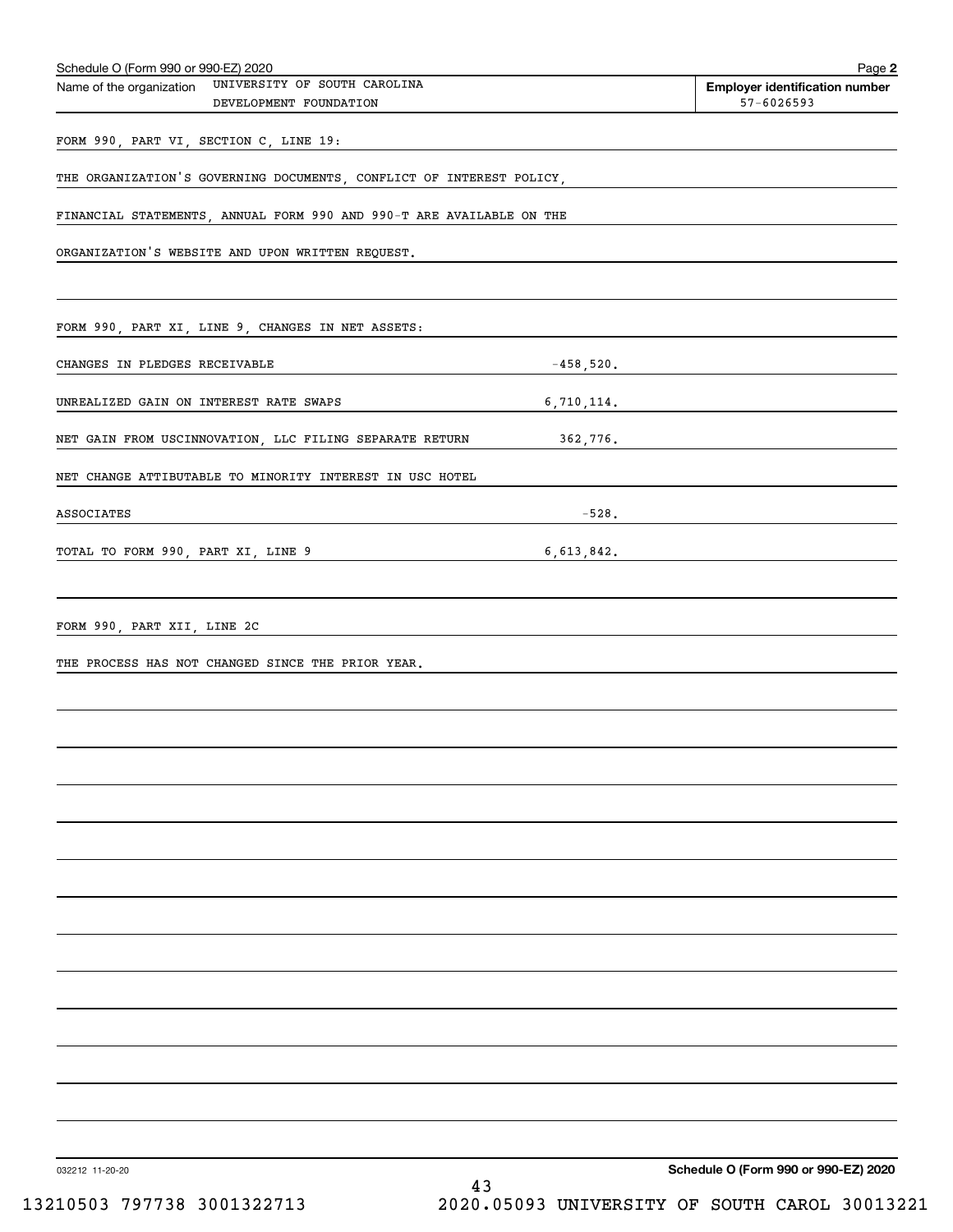Schedule O (Form 990 or 990-EZ) 2020

Name of the organization: UNIVERSITY OF SOUTH CAROLINA DEVELOPMENT FOUNDATION

**Employer identification number** 57-6026593

FORM 990, PART VI, SECTION C, LINE 19:

THE ORGANIZATION'S GOVERNING DOCUMENTS, CONFLICT OF INTEREST POLICY, FINANCIAL STATEMENTS, ANNUAL FORM 990 AND 990-T ARE AVAILABLE ON THE ORGANIZATION'S WEBSITE AND UPON WRITTEN REQUEST.

FORM 990, PART XI, LINE 9, CHANGES IN NET ASSETS:

| | |
|---|---|
| CHANGES IN PLEDGES RECEIVABLE | -458,520. |
| UNREALIZED GAIN ON INTEREST RATE SWAPS | 6,710,114. |
| NET GAIN FROM USCINNOVATION, LLC FILING SEPARATE RETURN | 362,776. |
| NET CHANGE ATTIBUTABLE TO MINORITY INTEREST IN USC HOTEL ASSOCIATES | -528. |
| TOTAL TO FORM 990, PART XI, LINE 9 | 6,613,842. |

FORM 990, PART XII, LINE 2C

THE PROCESS HAS NOT CHANGED SINCE THE PRIOR YEAR.

032212 11-20-20

**Schedule O (Form 990 or 990-EZ) 2020**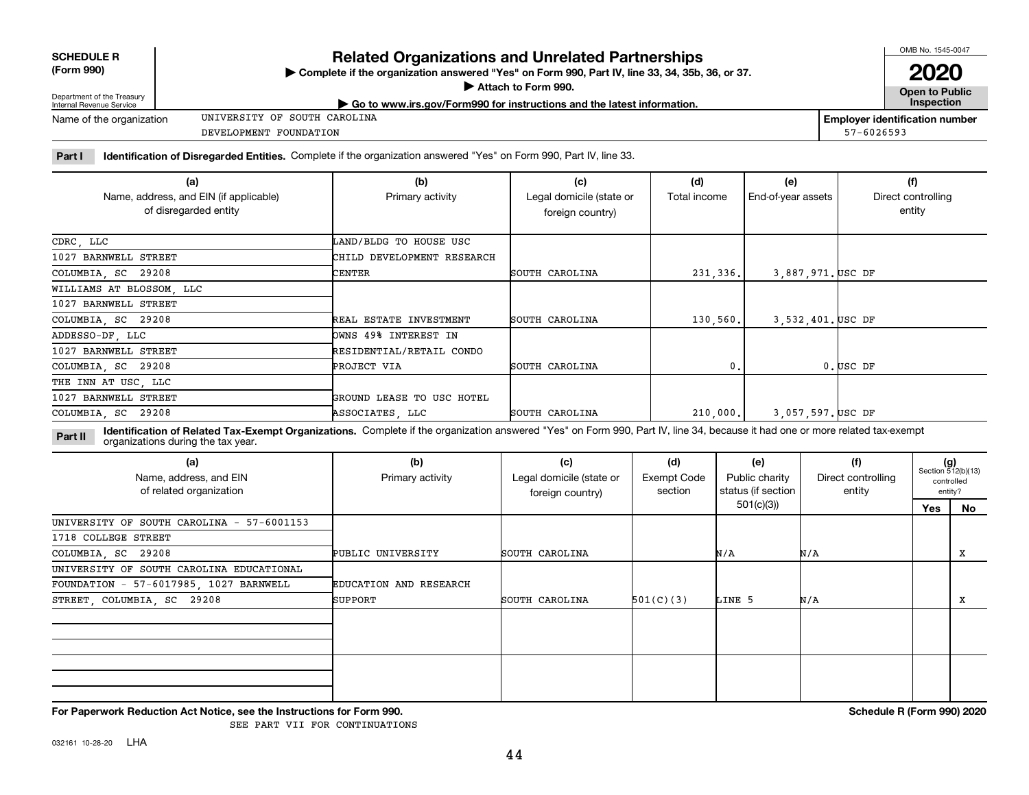**SCHEDULE R (Form 990)**

Department of the Treasury
Internal Revenue Service

# Related Organizations and Unrelated Partnerships

▶ Complete if the organization answered "Yes" on Form 990, Part IV, line 33, 34, 35b, 36, or 37.
▶ Attach to Form 990.
▶ Go to www.irs.gov/Form990 for instructions and the latest information.

OMB No. 1545-0047

**2020**

**Open to Public Inspection**

Name of the organization: UNIVERSITY OF SOUTH CAROLINA DEVELOPMENT FOUNDATION

**Employer identification number** 57-6026593

**Part I Identification of Disregarded Entities.** Complete if the organization answered "Yes" on Form 990, Part IV, line 33.

| (a) Name, address, and EIN (if applicable) of disregarded entity | (b) Primary activity | (c) Legal domicile (state or foreign country) | (d) Total income | (e) End-of-year assets | (f) Direct controlling entity |
|---|---|---|---|---|---|
| CDRC, LLC 1027 BARNWELL STREET COLUMBIA, SC 29208 | LAND/BLDG TO HOUSE USC CHILD DEVELOPMENT RESEARCH CENTER | SOUTH CAROLINA | 231,336. | 3,887,971. | USC DF |
| WILLIAMS AT BLOSSOM, LLC 1027 BARNWELL STREET COLUMBIA, SC 29208 | REAL ESTATE INVESTMENT | SOUTH CAROLINA | 130,560. | 3,532,401. | USC DF |
| ADDESSO-DF, LLC 1027 BARNWELL STREET COLUMBIA, SC 29208 | OWNS 49% INTEREST IN RESIDENTIAL/RETAIL CONDO PROJECT VIA | SOUTH CAROLINA | 0. | 0. | USC DF |
| THE INN AT USC, LLC 1027 BARNWELL STREET COLUMBIA, SC 29208 | GROUND LEASE TO USC HOTEL ASSOCIATES, LLC | SOUTH CAROLINA | 210,000. | 3,057,597. | USC DF |

**Part II Identification of Related Tax-Exempt Organizations.** Complete if the organization answered "Yes" on Form 990, Part IV, line 34, because it had one or more related tax-exempt organizations during the tax year.

| (a) Name, address, and EIN of related organization | (b) Primary activity | (c) Legal domicile (state or foreign country) | (d) Exempt Code section | (e) Public charity status (if section 501(c)(3)) | (f) Direct controlling entity | (g) Section 512(b)(13) controlled entity? Yes | No |
|---|---|---|---|---|---|---|---|
| UNIVERSITY OF SOUTH CAROLINA - 57-6001153 1718 COLLEGE STREET COLUMBIA, SC 29208 | PUBLIC UNIVERSITY | SOUTH CAROLINA | | N/A | N/A | | X |
| UNIVERSITY OF SOUTH CAROLINA EDUCATIONAL FOUNDATION - 57-6017985, 1027 BARNWELL STREET, COLUMBIA, SC 29208 | EDUCATION AND RESEARCH SUPPORT | SOUTH CAROLINA | 501(C)(3) | LINE 5 | N/A | | X |
| | | | | | | | |
| | | | | | | | |

**For Paperwork Reduction Act Notice, see the Instructions for Form 990.**

SEE PART VII FOR CONTINUATIONS

**Schedule R (Form 990) 2020**

032161 10-28-20 LHA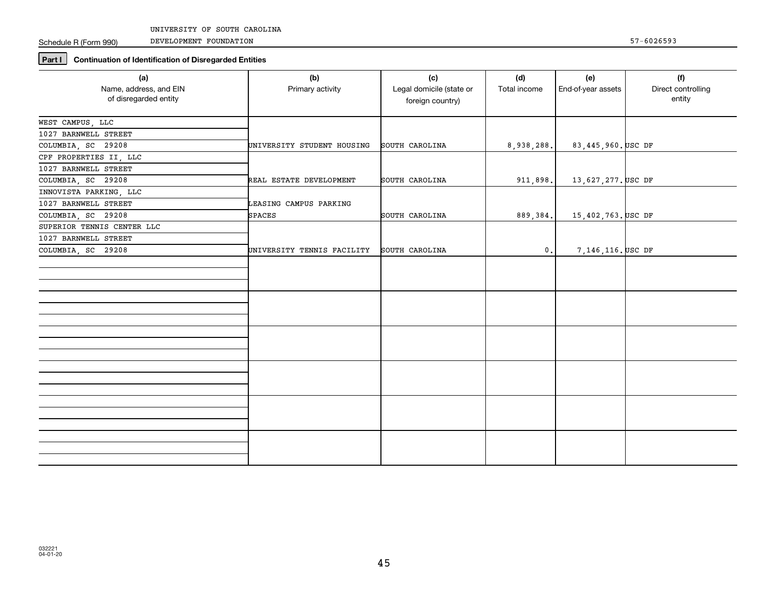UNIVERSITY OF SOUTH CAROLINA

Schedule R (Form 990) DEVELOPMENT FOUNDATION 57-6026593

**Part I** **Continuation of Identification of Disregarded Entities**

| (a) Name, address, and EIN of disregarded entity | (b) Primary activity | (c) Legal domicile (state or foreign country) | (d) Total income | (e) End-of-year assets | (f) Direct controlling entity |
|---|---|---|---|---|---|
| WEST CAMPUS, LLC<br>1027 BARNWELL STREET<br>COLUMBIA, SC 29208 | UNIVERSITY STUDENT HOUSING | SOUTH CAROLINA | 8,938,288. | 83,445,960. | USC DF |
| CPF PROPERTIES II, LLC<br>1027 BARNWELL STREET<br>COLUMBIA, SC 29208 | REAL ESTATE DEVELOPMENT | SOUTH CAROLINA | 911,898. | 13,627,277. | USC DF |
| INNOVISTA PARKING, LLC<br>1027 BARNWELL STREET<br>COLUMBIA, SC 29208 | LEASING CAMPUS PARKING SPACES | SOUTH CAROLINA | 889,384. | 15,402,763. | USC DF |
| SUPERIOR TENNIS CENTER LLC<br>1027 BARNWELL STREET<br>COLUMBIA, SC 29208 | UNIVERSITY TENNIS FACILITY | SOUTH CAROLINA | 0. | 7,146,116. | USC DF |
| | | | | | |
| | | | | | |
| | | | | | |
| | | | | | |
| | | | | | |
| | | | | | |

032221
04-01-20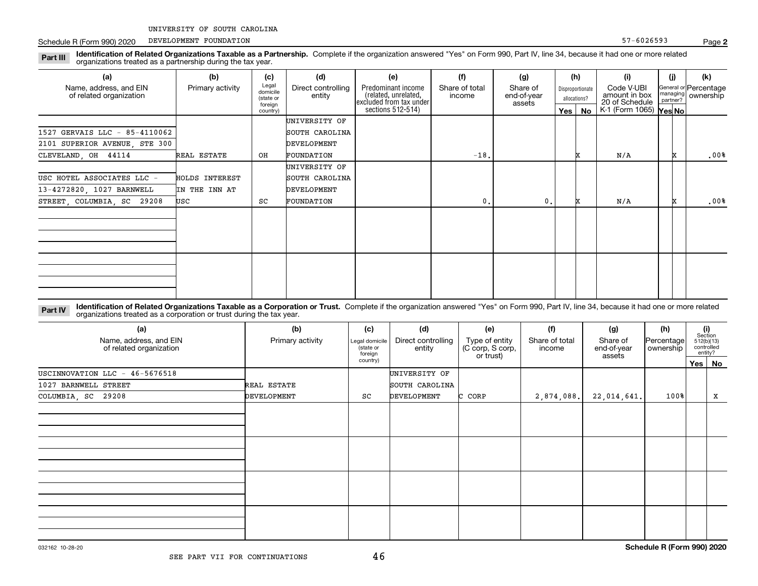UNIVERSITY OF SOUTH CAROLINA

Schedule R (Form 990) 2020 DEVELOPMENT FOUNDATION 57-6026593 Page **2**

**Part III** **Identification of Related Organizations Taxable as a Partnership.** Complete if the organization answered "Yes" on Form 990, Part IV, line 34, because it had one or more related organizations treated as a partnership during the tax year.

| (a) Name, address, and EIN of related organization | (b) Primary activity | (c) Legal domicile (state or foreign country) | (d) Direct controlling entity | (e) Predominant income (related, unrelated, excluded from tax under sections 512-514) | (f) Share of total income | (g) Share of end-of-year assets | (h) Disproportionate allocations? Yes | (h) No | (i) Code V-UBI amount in box 20 of Schedule K-1 (Form 1065) | (j) General or managing partner? Yes | (j) No | (k) Percentage ownership |
|---|---|---|---|---|---|---|---|---|---|---|---|---|
| 1527 GERVAIS LLC - 85-4110062 2101 SUPERIOR AVENUE, STE 300 CLEVELAND, OH 44114 | REAL ESTATE | OH | UNIVERSITY OF SOUTH CAROLINA DEVELOPMENT FOUNDATION | | -18. | | | X | N/A | | X | .00% |
| USC HOTEL ASSOCIATES LLC - 13-4272820, 1027 BARNWELL STREET, COLUMBIA, SC 29208 | HOLDS INTEREST IN THE INN AT USC | SC | UNIVERSITY OF SOUTH CAROLINA DEVELOPMENT FOUNDATION | | 0. | 0. | | X | N/A | | X | .00% |

**Part IV** **Identification of Related Organizations Taxable as a Corporation or Trust.** Complete if the organization answered "Yes" on Form 990, Part IV, line 34, because it had one or more related organizations treated as a corporation or trust during the tax year.

| (a) Name, address, and EIN of related organization | (b) Primary activity | (c) Legal domicile (state or foreign country) | (d) Direct controlling entity | (e) Type of entity (C corp, S corp, or trust) | (f) Share of total income | (g) Share of end-of-year assets | (h) Percentage ownership | (i) Section 512(b)(13) controlled entity? Yes | (i) No |
|---|---|---|---|---|---|---|---|---|---|
| USCINNOVATION LLC - 46-5676518 1027 BARNWELL STREET COLUMBIA, SC 29208 | REAL ESTATE DEVELOPMENT | SC | UNIVERSITY OF SOUTH CAROLINA DEVELOPMENT | C CORP | 2,874,088. | 22,014,641. | 100% | | X |

032162 10-28-20 **Schedule R (Form 990) 2020**

SEE PART VII FOR CONTINUATIONS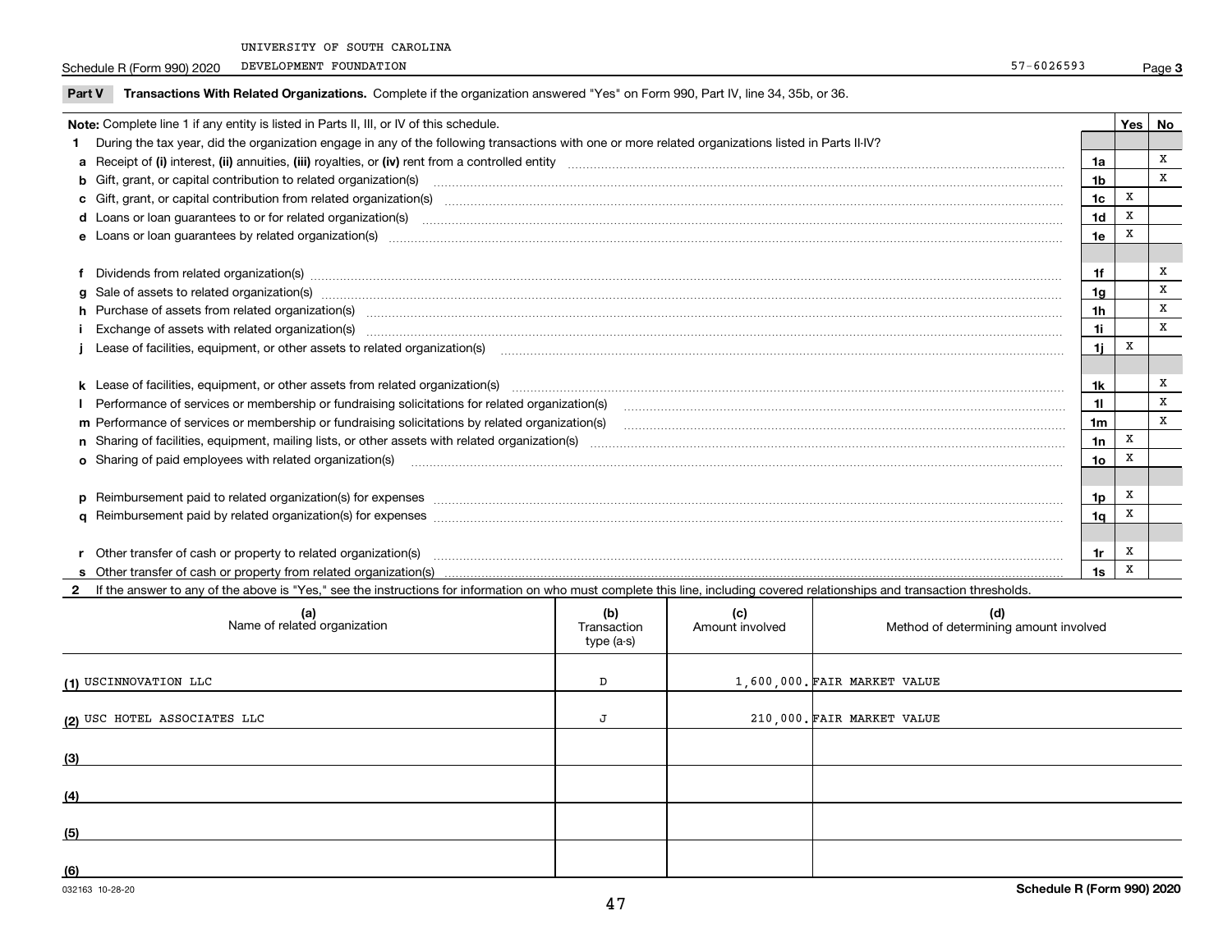UNIVERSITY OF SOUTH CAROLINA

Schedule R (Form 990) 2020 DEVELOPMENT FOUNDATION 57-6026593 Page 3

**Part V Transactions With Related Organizations.** Complete if the organization answered "Yes" on Form 990, Part IV, line 34, 35b, or 36.

| **Note:** Complete line 1 if any entity is listed in Parts II, III, or IV of this schedule. | | Yes | No |
|---|---|---|---|
| **1** During the tax year, did the organization engage in any of the following transactions with one or more related organizations listed in Parts II-IV? | | | |
| **a** Receipt of **(i)** interest, **(ii)** annuities, **(iii)** royalties, or **(iv)** rent from a controlled entity | **1a** | | X |
| **b** Gift, grant, or capital contribution to related organization(s) | **1b** | | X |
| **c** Gift, grant, or capital contribution from related organization(s) | **1c** | X | |
| **d** Loans or loan guarantees to or for related organization(s) | **1d** | X | |
| **e** Loans or loan guarantees by related organization(s) | **1e** | X | |
| **f** Dividends from related organization(s) | **1f** | | X |
| **g** Sale of assets to related organization(s) | **1g** | | X |
| **h** Purchase of assets from related organization(s) | **1h** | | X |
| **i** Exchange of assets with related organization(s) | **1i** | | X |
| **j** Lease of facilities, equipment, or other assets to related organization(s) | **1j** | X | |
| **k** Lease of facilities, equipment, or other assets from related organization(s) | **1k** | | X |
| **l** Performance of services or membership or fundraising solicitations for related organization(s) | **1l** | | X |
| **m** Performance of services or membership or fundraising solicitations by related organization(s) | **1m** | | X |
| **n** Sharing of facilities, equipment, mailing lists, or other assets with related organization(s) | **1n** | X | |
| **o** Sharing of paid employees with related organization(s) | **1o** | X | |
| **p** Reimbursement paid to related organization(s) for expenses | **1p** | X | |
| **q** Reimbursement paid by related organization(s) for expenses | **1q** | X | |
| **r** Other transfer of cash or property to related organization(s) | **1r** | X | |
| **s** Other transfer of cash or property from related organization(s) | **1s** | X | |

**2** If the answer to any of the above is "Yes," see the instructions for information on who must complete this line, including covered relationships and transaction thresholds.

| (a) Name of related organization | (b) Transaction type (a-s) | (c) Amount involved | (d) Method of determining amount involved |
|---|---|---|---|
| (1) USCINNOVATION LLC | D | 1,600,000. | FAIR MARKET VALUE |
| (2) USC HOTEL ASSOCIATES LLC | J | 210,000. | FAIR MARKET VALUE |
| (3) | | | |
| (4) | | | |
| (5) | | | |
| (6) | | | |

032163 10-28-20 **Schedule R (Form 990) 2020**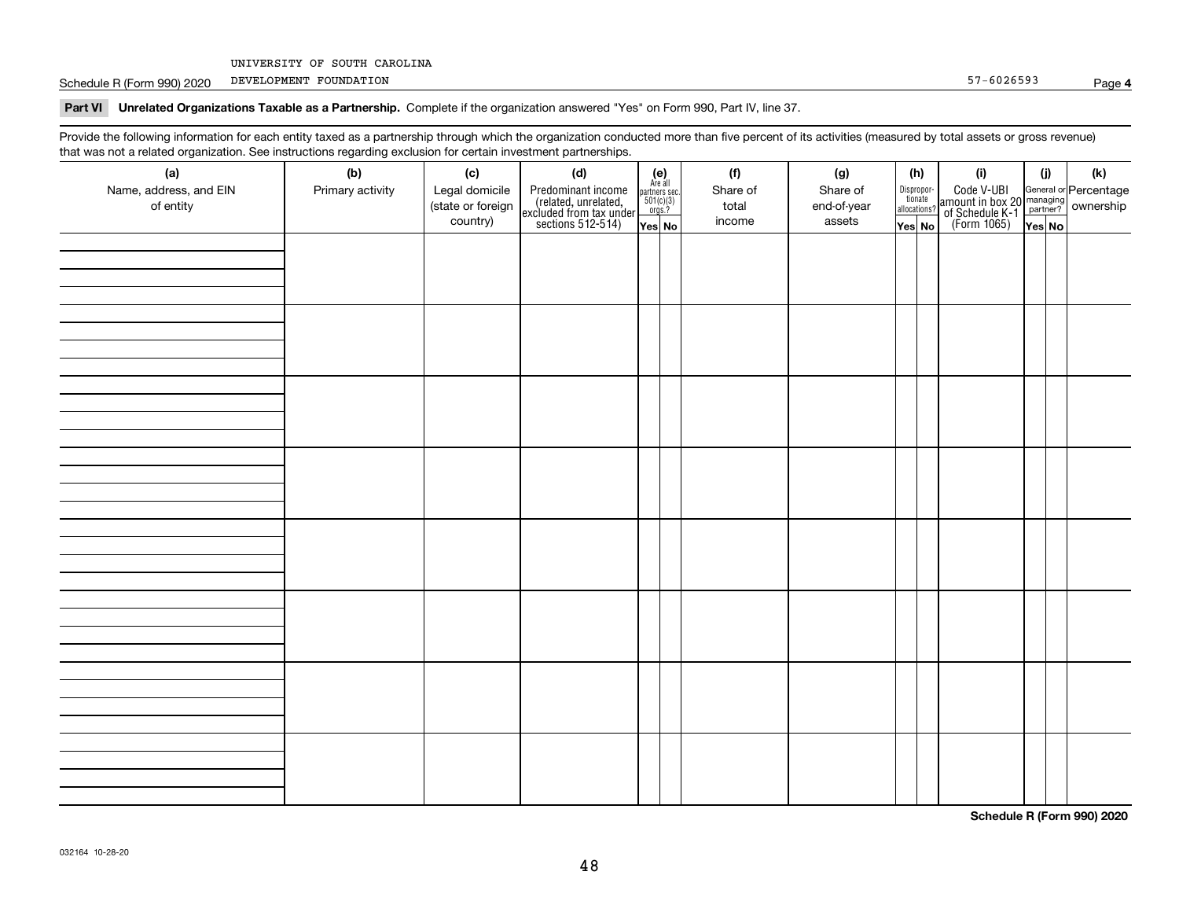UNIVERSITY OF SOUTH CAROLINA

Schedule R (Form 990) 2020 DEVELOPMENT FOUNDATION 57-6026593 Page **4**

**Part VI Unrelated Organizations Taxable as a Partnership.** Complete if the organization answered "Yes" on Form 990, Part IV, line 37.

Provide the following information for each entity taxed as a partnership through which the organization conducted more than five percent of its activities (measured by total assets or gross revenue) that was not a related organization. See instructions regarding exclusion for certain investment partnerships.

| (a) Name, address, and EIN of entity | (b) Primary activity | (c) Legal domicile (state or foreign country) | (d) Predominant income (related, unrelated, excluded from tax under sections 512-514) | (e) Are all partners sec. 501(c)(3) orgs.? | | (f) Share of total income | (g) Share of end-of-year assets | (h) Dispropor-tionate allocations? | | (i) Code V-UBI amount in box 20 of Schedule K-1 (Form 1065) | (j) General or managing partner? | | (k) Percentage ownership |
|---|---|---|---|---|---|---|---|---|---|---|---|---|---|
| | | | | Yes | No | | | Yes | No | | Yes | No | |
| | | | | | | | | | | | | | |
| | | | | | | | | | | | | | |
| | | | | | | | | | | | | | |
| | | | | | | | | | | | | | |
| | | | | | | | | | | | | | |
| | | | | | | | | | | | | | |
| | | | | | | | | | | | | | |
| | | | | | | | | | | | | | |

**Schedule R (Form 990) 2020**

032164 10-28-20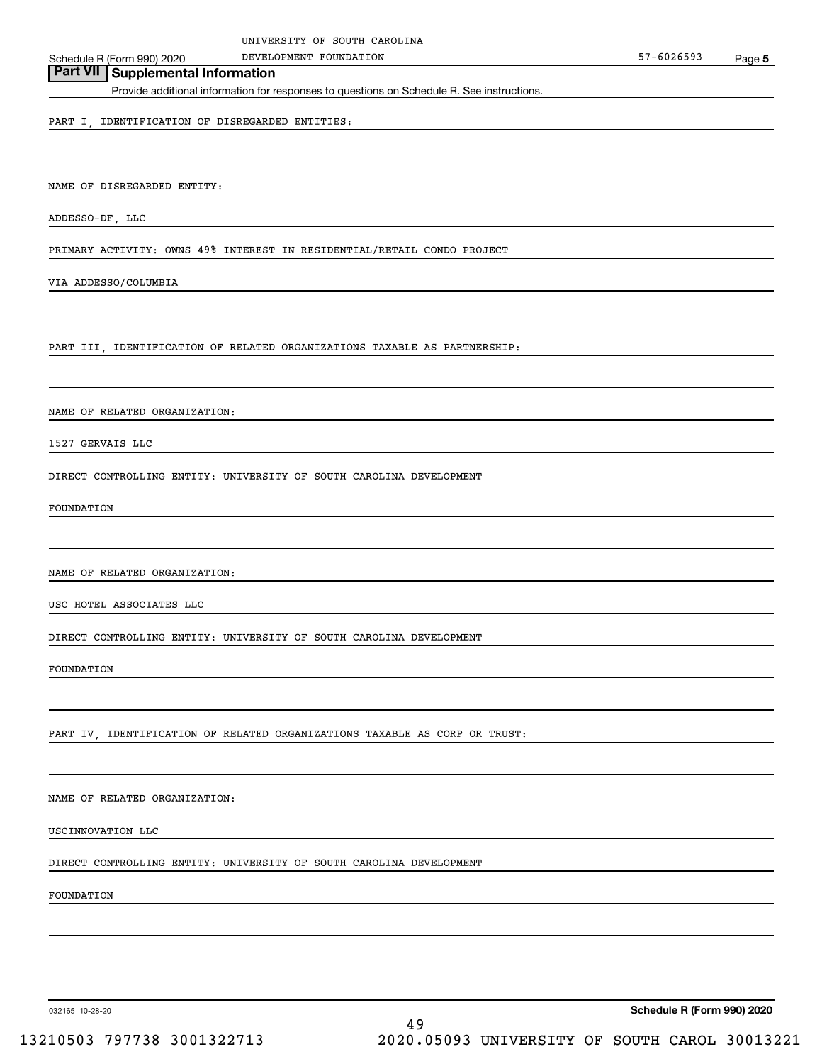UNIVERSITY OF SOUTH CAROLINA

Schedule R (Form 990) 2020 DEVELOPMENT FOUNDATION 57-6026593 Page 5

## Part VII Supplemental Information

Provide additional information for responses to questions on Schedule R. See instructions.

PART I, IDENTIFICATION OF DISREGARDED ENTITIES:

NAME OF DISREGARDED ENTITY:

ADDESSO-DF, LLC

PRIMARY ACTIVITY: OWNS 49% INTEREST IN RESIDENTIAL/RETAIL CONDO PROJECT

VIA ADDESSO/COLUMBIA

PART III, IDENTIFICATION OF RELATED ORGANIZATIONS TAXABLE AS PARTNERSHIP:

NAME OF RELATED ORGANIZATION:

1527 GERVAIS LLC

DIRECT CONTROLLING ENTITY: UNIVERSITY OF SOUTH CAROLINA DEVELOPMENT

FOUNDATION

NAME OF RELATED ORGANIZATION:

USC HOTEL ASSOCIATES LLC

DIRECT CONTROLLING ENTITY: UNIVERSITY OF SOUTH CAROLINA DEVELOPMENT

FOUNDATION

PART IV, IDENTIFICATION OF RELATED ORGANIZATIONS TAXABLE AS CORP OR TRUST:

NAME OF RELATED ORGANIZATION:

USCINNOVATION LLC

DIRECT CONTROLLING ENTITY: UNIVERSITY OF SOUTH CAROLINA DEVELOPMENT

FOUNDATION

032165 10-28-20 **Schedule R (Form 990) 2020**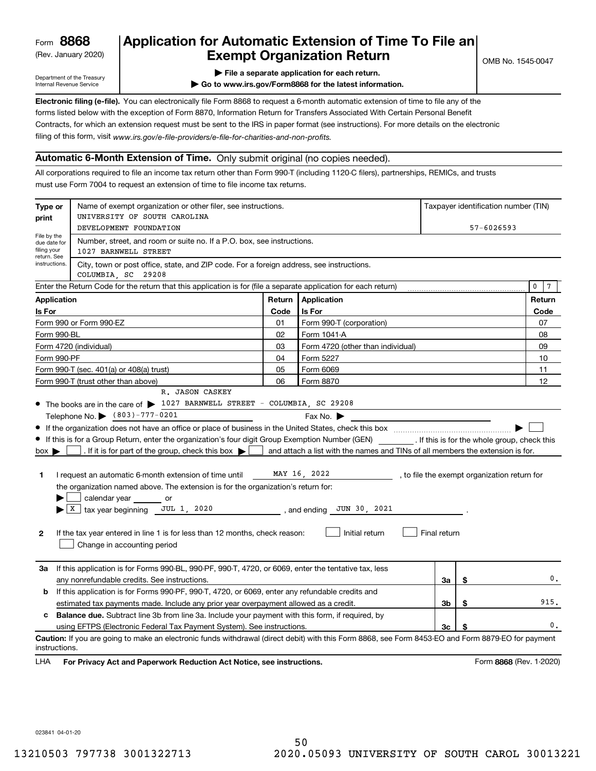Form **8868**
(Rev. January 2020)

Department of the Treasury
Internal Revenue Service

# Application for Automatic Extension of Time To File an Exempt Organization Return

▶ File a separate application for each return.

▶ Go to www.irs.gov/Form8868 for the latest information.

OMB No. 1545-0047

**Electronic filing (e-file).** You can electronically file Form 8868 to request a 6-month automatic extension of time to file any of the forms listed below with the exception of Form 8870, Information Return for Transfers Associated With Certain Personal Benefit Contracts, for which an extension request must be sent to the IRS in paper format (see instructions). For more details on the electronic filing of this form, visit *www.irs.gov/e-file-providers/e-file-for-charities-and-non-profits.*

## Automatic 6-Month Extension of Time. Only submit original (no copies needed).

All corporations required to file an income tax return other than Form 990-T (including 1120-C filers), partnerships, REMICs, and trusts must use Form 7004 to request an extension of time to file income tax returns.

| Type or print | Name of exempt organization or other filer, see instructions. UNIVERSITY OF SOUTH CAROLINA DEVELOPMENT FOUNDATION | Taxpayer identification number (TIN) 57-6026593 |
|---|---|---|
| File by the due date for filing your return. See instructions. | Number, street, and room or suite no. If a P.O. box, see instructions. 1027 BARNWELL STREET | |
| | City, town or post office, state, and ZIP code. For a foreign address, see instructions. COLUMBIA, SC 29208 | |

Enter the Return Code for the return that this application is for (file a separate application for each return) ..... 0 7

| Application Is For | Return Code | Application Is For | Return Code |
|---|---|---|---|
| Form 990 or Form 990-EZ | 01 | Form 990-T (corporation) | 07 |
| Form 990-BL | 02 | Form 1041-A | 08 |
| Form 4720 (individual) | 03 | Form 4720 (other than individual) | 09 |
| Form 990-PF | 04 | Form 5227 | 10 |
| Form 990-T (sec. 401(a) or 408(a) trust) | 05 | Form 6069 | 11 |
| Form 990-T (trust other than above) | 06 | Form 8870 | 12 |

- The books are in the care of ▶ R. JASON CASKEY 1027 BARNWELL STREET - COLUMBIA, SC 29208
  Telephone No. ▶ (803)-777-0201 Fax No. ▶
- If the organization does not have an office or place of business in the United States, check this box ..... ▶ ☐
- If this is for a Group Return, enter the organization's four digit Group Exemption Number (GEN) ________ . If this is for the whole group, check this box ▶ ☐ . If it is for part of the group, check this box ▶ ☐ and attach a list with the names and TINs of all members the extension is for.

**1** I request an automatic 6-month extension of time until MAY 16, 2022 , to file the exempt organization return for the organization named above. The extension is for the organization's return for:
▶ ☐ calendar year ______ or
▶ ☒ tax year beginning JUL 1, 2020 , and ending JUN 30, 2021 .

**2** If the tax year entered in line 1 is for less than 12 months, check reason: ☐ Initial return ☐ Final return ☐ Change in accounting period

| | | | |
|---|---|---|---|
| **3a** | If this application is for Forms 990-BL, 990-PF, 990-T, 4720, or 6069, enter the tentative tax, less any nonrefundable credits. See instructions. | 3a | $ 0. |
| **b** | If this application is for Forms 990-PF, 990-T, 4720, or 6069, enter any refundable credits and estimated tax payments made. Include any prior year overpayment allowed as a credit. | 3b | $ 915. |
| **c** | **Balance due.** Subtract line 3b from line 3a. Include your payment with this form, if required, by using EFTPS (Electronic Federal Tax Payment System). See instructions. | 3c | $ 0. |

**Caution:** If you are going to make an electronic funds withdrawal (direct debit) with this Form 8868, see Form 8453-EO and Form 8879-EO for payment instructions.

LHA **For Privacy Act and Paperwork Reduction Act Notice, see instructions.** Form **8868** (Rev. 1-2020)

023841 04-01-20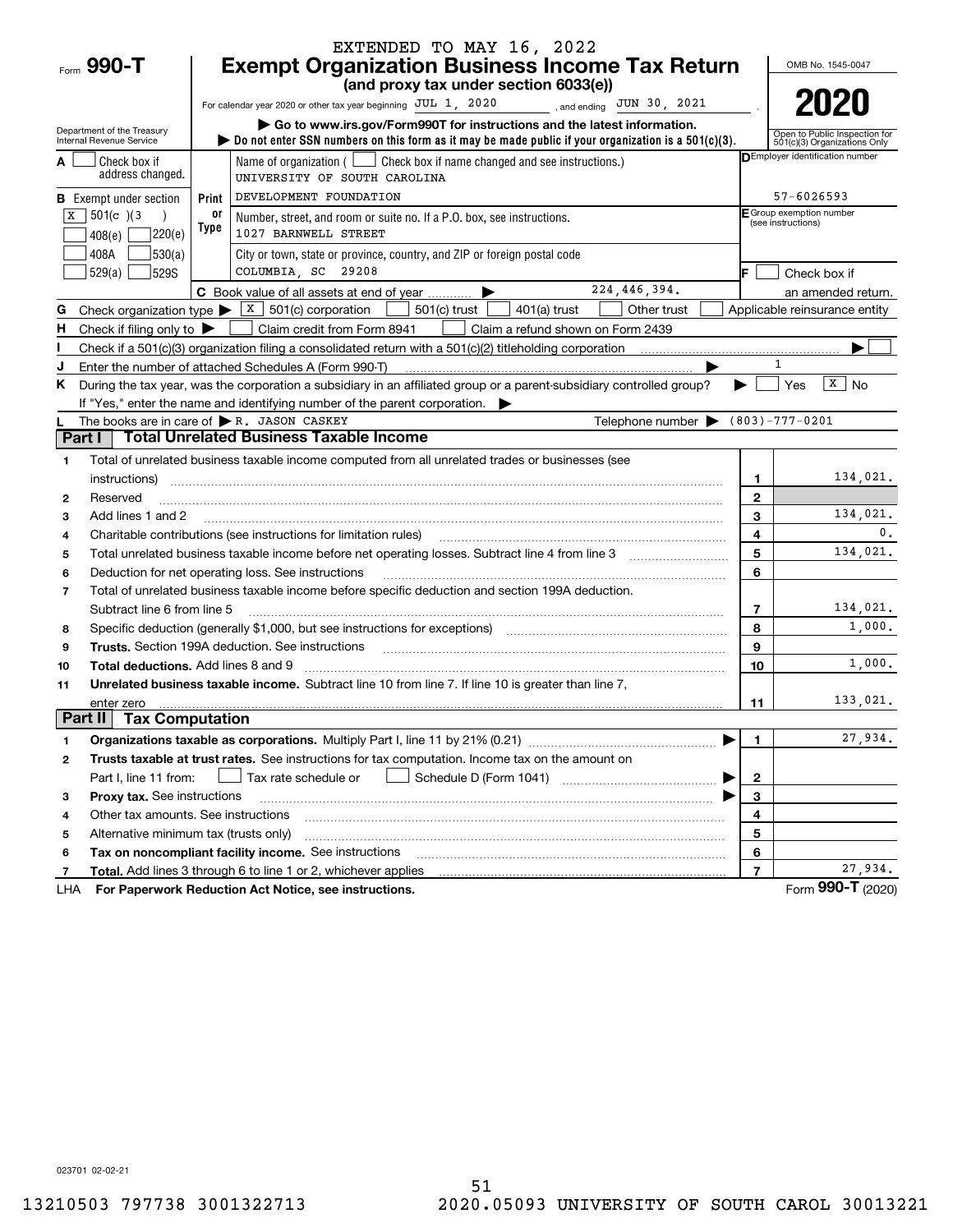EXTENDED TO MAY 16, 2022

# Form 990-T Exempt Organization Business Income Tax Return

**(and proxy tax under section 6033(e))**

For calendar year 2020 or other tax year beginning JUL 1, 2020 , and ending JUN 30, 2021 .

▶ Go to www.irs.gov/Form990T for instructions and the latest information.

▶ Do not enter SSN numbers on this form as it may be made public if your organization is a 501(c)(3).

OMB No. 1545-0047

**2020**

Open to Public Inspection for 501(c)(3) Organizations Only

Department of the Treasury
Internal Revenue Service

**A** ☐ Check box if address changed.

**B** Exempt under section ☒ 501(c)(3) ☐ 408(e) ☐ 220(e) ☐ 408A ☐ 530(a) ☐ 529(a) ☐ 529S

Print or Type

Name of organization ( ☐ Check box if name changed and see instructions.)
UNIVERSITY OF SOUTH CAROLINA
DEVELOPMENT FOUNDATION

Number, street, and room or suite no. If a P.O. box, see instructions.
1027 BARNWELL STREET

City or town, state or province, country, and ZIP or foreign postal code
COLUMBIA, SC 29208

**D** Employer identification number: 57-6026593

**E** Group exemption number (see instructions)

**F** ☐ Check box if an amended return.

**C** Book value of all assets at end of year ▶ 224,446,394.

**G** Check organization type ▶ ☒ 501(c) corporation ☐ 501(c) trust ☐ 401(a) trust ☐ Other trust ☐ Applicable reinsurance entity

**H** Check if filing only to ▶ ☐ Claim credit from Form 8941 ☐ Claim a refund shown on Form 2439

**I** Check if a 501(c)(3) organization filing a consolidated return with a 501(c)(2) titleholding corporation ▶ ☐

**J** Enter the number of attached Schedules A (Form 990-T) ▶ 1

**K** During the tax year, was the corporation a subsidiary in an affiliated group or a parent-subsidiary controlled group? ▶ ☐ Yes ☒ No

If "Yes," enter the name and identifying number of the parent corporation. ▶

**L** The books are in care of ▶ R. JASON CASKEY Telephone number ▶ (803)-777-0201

## Part I Total Unrelated Business Taxable Income

| | | | |
|---|---|---|---|
| 1 | Total of unrelated business taxable income computed from all unrelated trades or businesses (see instructions) | 1 | 134,021. |
| 2 | Reserved | 2 | |
| 3 | Add lines 1 and 2 | 3 | 134,021. |
| 4 | Charitable contributions (see instructions for limitation rules) | 4 | 0. |
| 5 | Total unrelated business taxable income before net operating losses. Subtract line 4 from line 3 | 5 | 134,021. |
| 6 | Deduction for net operating loss. See instructions | 6 | |
| 7 | Total of unrelated business taxable income before specific deduction and section 199A deduction. Subtract line 6 from line 5 | 7 | 134,021. |
| 8 | Specific deduction (generally $1,000, but see instructions for exceptions) | 8 | 1,000. |
| 9 | **Trusts.** Section 199A deduction. See instructions | 9 | |
| 10 | **Total deductions.** Add lines 8 and 9 | 10 | 1,000. |
| 11 | **Unrelated business taxable income.** Subtract line 10 from line 7. If line 10 is greater than line 7, enter zero | 11 | 133,021. |

## Part II Tax Computation

| | | | |
|---|---|---|---|
| 1 | **Organizations taxable as corporations.** Multiply Part I, line 11 by 21% (0.21) ▶ | 1 | 27,934. |
| 2 | **Trusts taxable at trust rates.** See instructions for tax computation. Income tax on the amount on Part I, line 11 from: ☐ Tax rate schedule or ☐ Schedule D (Form 1041) ▶ | 2 | |
| 3 | **Proxy tax.** See instructions ▶ | 3 | |
| 4 | Other tax amounts. See instructions | 4 | |
| 5 | Alternative minimum tax (trusts only) | 5 | |
| 6 | **Tax on noncompliant facility income.** See instructions | 6 | |
| 7 | **Total.** Add lines 3 through 6 to line 1 or 2, whichever applies | 7 | 27,934. |

LHA **For Paperwork Reduction Act Notice, see instructions.** Form **990-T** (2020)

023701 02-02-21

13210503 797738 3001322713 2020.05093 UNIVERSITY OF SOUTH CAROL 30013221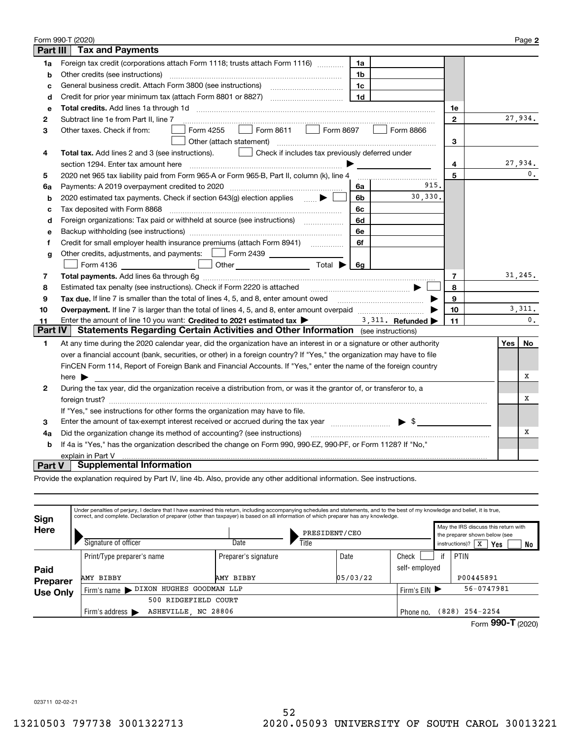Form 990-T (2020) Page **2**

## Part III Tax and Payments

| Line | Description | Ref | Amount | Ref | Amount |
|---|---|---|---|---|---|
| 1a | Foreign tax credit (corporations attach Form 1118; trusts attach Form 1116) | 1a | | | |
| b | Other credits (see instructions) | 1b | | | |
| c | General business credit. Attach Form 3800 (see instructions) | 1c | | | |
| d | Credit for prior year minimum tax (attach Form 8801 or 8827) | 1d | | | |
| e | **Total credits.** Add lines 1a through 1d | | | 1e | |
| 2 | Subtract line 1e from Part II, line 7 | | | 2 | 27,934. |
| 3 | Other taxes. Check if from: ☐ Form 4255 ☐ Form 8611 ☐ Form 8697 ☐ Form 8866 ☐ Other (attach statement) | | | 3 | |
| 4 | **Total tax.** Add lines 2 and 3 (see instructions). ☐ Check if includes tax previously deferred under section 1294. Enter tax amount here ▶ | | | 4 | 27,934. |
| 5 | 2020 net 965 tax liability paid from Form 965-A or Form 965-B, Part II, column (k), line 4 | | | 5 | 0. |
| 6a | Payments: A 2019 overpayment credited to 2020 | 6a | 915. | | |
| b | 2020 estimated tax payments. Check if section 643(g) election applies ▶ ☐ | 6b | 30,330. | | |
| c | Tax deposited with Form 8868 | 6c | | | |
| d | Foreign organizations: Tax paid or withheld at source (see instructions) | 6d | | | |
| e | Backup withholding (see instructions) | 6e | | | |
| f | Credit for small employer health insurance premiums (attach Form 8941) | 6f | | | |
| g | Other credits, adjustments, and payments: ☐ Form 2439 ☐ Form 4136 ☐ Other Total ▶ | 6g | | | |
| 7 | **Total payments.** Add lines 6a through 6g | | | 7 | 31,245. |
| 8 | Estimated tax penalty (see instructions). Check if Form 2220 is attached ▶ ☐ | | | 8 | |
| 9 | **Tax due.** If line 7 is smaller than the total of lines 4, 5, and 8, enter amount owed ▶ | | | 9 | |
| 10 | **Overpayment.** If line 7 is larger than the total of lines 4, 5, and 8, enter amount overpaid ▶ | | | 10 | 3,311. |
| 11 | Enter the amount of line 10 you want: **Credited to 2021 estimated tax** ▶ 3,311. **Refunded** ▶ | | | 11 | 0. |

## Part IV Statements Regarding Certain Activities and Other Information (see instructions)

| Line | Question | Yes | No |
|---|---|---|---|
| 1 | At any time during the 2020 calendar year, did the organization have an interest in or a signature or other authority over a financial account (bank, securities, or other) in a foreign country? If "Yes," the organization may have to file FinCEN Form 114, Report of Foreign Bank and Financial Accounts. If "Yes," enter the name of the foreign country here ▶ | | X |
| 2 | During the tax year, did the organization receive a distribution from, or was it the grantor of, or transferor to, a foreign trust? If "Yes," see instructions for other forms the organization may have to file. | | X |
| 3 | Enter the amount of tax-exempt interest received or accrued during the tax year ▶ $ | | |
| 4a | Did the organization change its method of accounting? (see instructions) | | X |
| b | If 4a is "Yes," has the organization described the change on Form 990, 990-EZ, 990-PF, or Form 1128? If "No," explain in Part V | | |

## Part V Supplemental Information

Provide the explanation required by Part IV, line 4b. Also, provide any other additional information. See instructions.

**Sign Here**

Under penalties of perjury, I declare that I have examined this return, including accompanying schedules and statements, and to the best of my knowledge and belief, it is true, correct, and complete. Declaration of preparer (other than taxpayer) is based on all information of which preparer has any knowledge.

| Signature of officer | Date | Title |
|---|---|---|
| | | PRESIDENT/CEO |

May the IRS discuss this return with the preparer shown below (see instructions)? [X] Yes ☐ No

**Paid Preparer Use Only**

| Print/Type preparer's name | Preparer's signature | Date | Check ☐ if self-employed | PTIN |
|---|---|---|---|---|
| AMY BIBBY | AMY BIBBY | 05/03/22 | | P00445891 |

Firm's name ▶ DIXON HUGHES GOODMAN LLP — Firm's EIN ▶ 56-0747981

Firm's address ▶ 500 RIDGEFIELD COURT, ASHEVILLE, NC 28806 — Phone no. (828) 254-2254

Form **990-T** (2020)

023711 02-02-21

13210503 797738 3001322713 2020.05093 UNIVERSITY OF SOUTH CAROL 30013221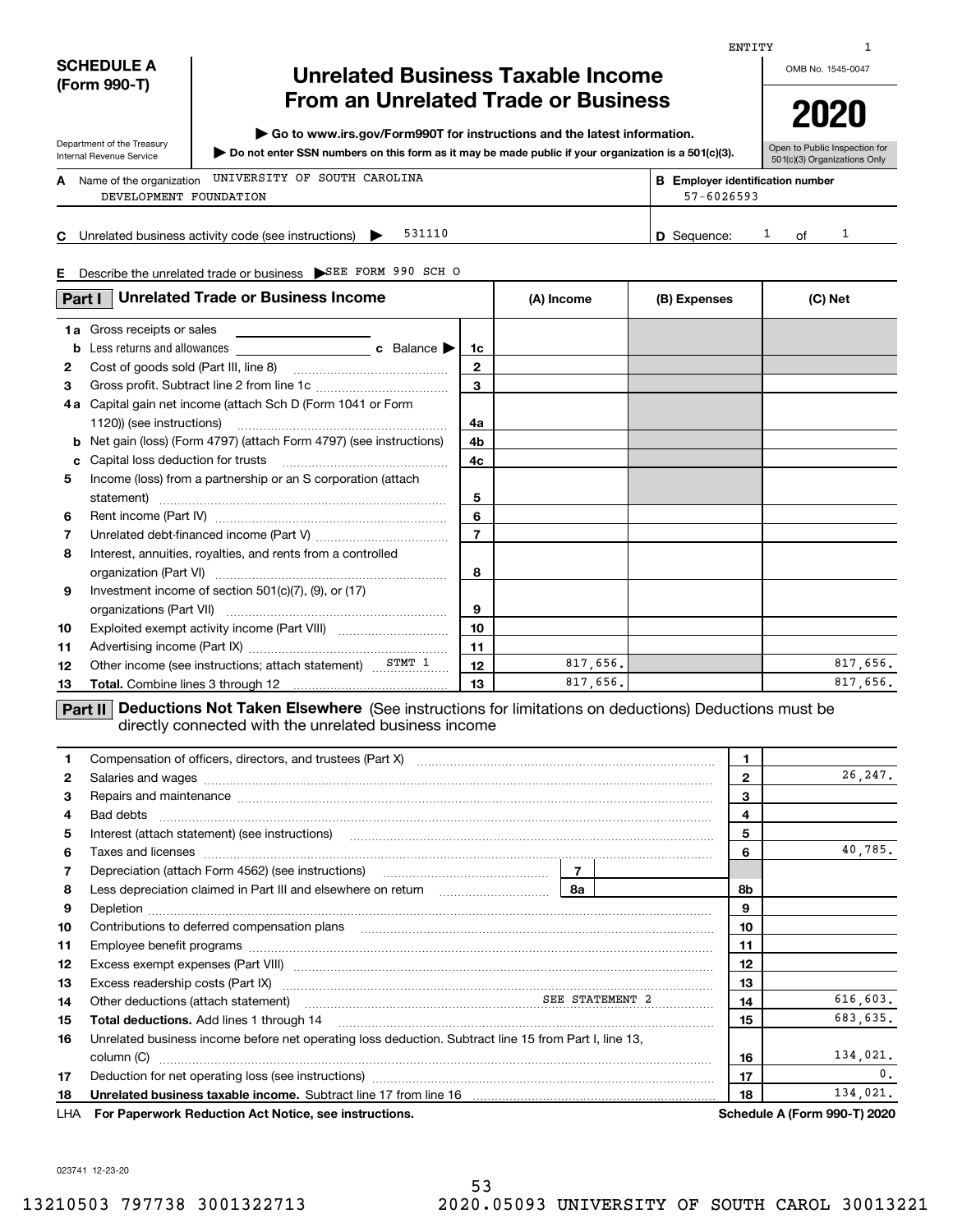ENTITY 1

**SCHEDULE A (Form 990-T)**

Department of the Treasury
Internal Revenue Service

# Unrelated Business Taxable Income From an Unrelated Trade or Business

▶ Go to www.irs.gov/Form990T for instructions and the latest information.

▶ Do not enter SSN numbers on this form as it may be made public if your organization is a 501(c)(3).

OMB No. 1545-0047

**2020**

Open to Public Inspection for 501(c)(3) Organizations Only

**A** Name of the organization UNIVERSITY OF SOUTH CAROLINA DEVELOPMENT FOUNDATION

**B** Employer identification number 57-6026593

**C** Unrelated business activity code (see instructions) ▶ 531110

**D** Sequence: 1 of 1

**E** Describe the unrelated trade or business ▶ SEE FORM 990 SCH O

## Part I Unrelated Trade or Business Income

| | | | (A) Income | (B) Expenses | (C) Net |
|---|---|---|---|---|---|
| 1a | Gross receipts or sales | | | | |
| b | Less returns and allowances c Balance ▶ | 1c | | | |
| 2 | Cost of goods sold (Part III, line 8) | 2 | | | |
| 3 | Gross profit. Subtract line 2 from line 1c | 3 | | | |
| 4a | Capital gain net income (attach Sch D (Form 1041 or Form 1120)) (see instructions) | 4a | | | |
| b | Net gain (loss) (Form 4797) (attach Form 4797) (see instructions) | 4b | | | |
| c | Capital loss deduction for trusts | 4c | | | |
| 5 | Income (loss) from a partnership or an S corporation (attach statement) | 5 | | | |
| 6 | Rent income (Part IV) | 6 | | | |
| 7 | Unrelated debt-financed income (Part V) | 7 | | | |
| 8 | Interest, annuities, royalties, and rents from a controlled organization (Part VI) | 8 | | | |
| 9 | Investment income of section 501(c)(7), (9), or (17) organizations (Part VII) | 9 | | | |
| 10 | Exploited exempt activity income (Part VIII) | 10 | | | |
| 11 | Advertising income (Part IX) | 11 | | | |
| 12 | Other income (see instructions; attach statement) STMT 1 | 12 | 817,656. | | 817,656. |
| 13 | **Total.** Combine lines 3 through 12 | 13 | 817,656. | | 817,656. |

## Part II Deductions Not Taken Elsewhere (See instructions for limitations on deductions) Deductions must be directly connected with the unrelated business income

| | | | |
|---|---|---|---|
| 1 | Compensation of officers, directors, and trustees (Part X) | 1 | |
| 2 | Salaries and wages | 2 | 26,247. |
| 3 | Repairs and maintenance | 3 | |
| 4 | Bad debts | 4 | |
| 5 | Interest (attach statement) (see instructions) | 5 | |
| 6 | Taxes and licenses | 6 | 40,785. |
| 7 | Depreciation (attach Form 4562) (see instructions) — 7 | | |
| 8 | Less depreciation claimed in Part III and elsewhere on return — 8a | 8b | |
| 9 | Depletion | 9 | |
| 10 | Contributions to deferred compensation plans | 10 | |
| 11 | Employee benefit programs | 11 | |
| 12 | Excess exempt expenses (Part VIII) | 12 | |
| 13 | Excess readership costs (Part IX) | 13 | |
| 14 | Other deductions (attach statement) SEE STATEMENT 2 | 14 | 616,603. |
| 15 | **Total deductions.** Add lines 1 through 14 | 15 | 683,635. |
| 16 | Unrelated business income before net operating loss deduction. Subtract line 15 from Part I, line 13, column (C) | 16 | 134,021. |
| 17 | Deduction for net operating loss (see instructions) | 17 | 0. |
| 18 | **Unrelated business taxable income.** Subtract line 17 from line 16 | 18 | 134,021. |

LHA **For Paperwork Reduction Act Notice, see instructions.** **Schedule A (Form 990-T) 2020**

023741 12-23-20

13210503 797738 3001322713 2020.05093 UNIVERSITY OF SOUTH CAROL 30013221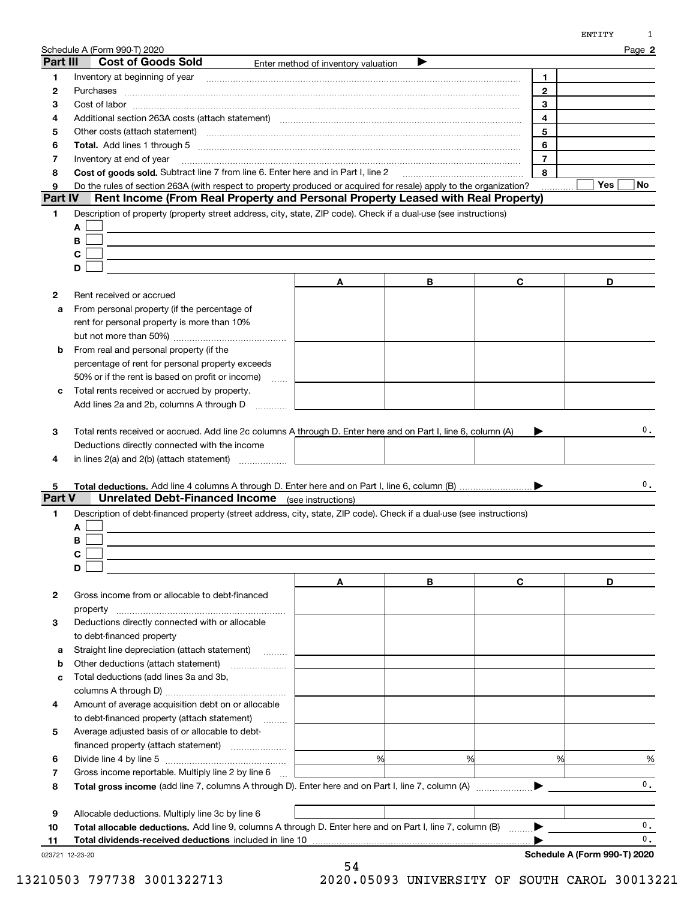Schedule A (Form 990-T) 2020 Page **2**

## Part III Cost of Goods Sold

Enter method of inventory valuation ▶

| | | | |
|---|---|---|---|
| 1 | Inventory at beginning of year | 1 | |
| 2 | Purchases | 2 | |
| 3 | Cost of labor | 3 | |
| 4 | Additional section 263A costs (attach statement) | 4 | |
| 5 | Other costs (attach statement) | 5 | |
| 6 | **Total.** Add lines 1 through 5 | 6 | |
| 7 | Inventory at end of year | 7 | |
| 8 | **Cost of goods sold.** Subtract line 7 from line 6. Enter here and in Part I, line 2 | 8 | |
| 9 | Do the rules of section 263A (with respect to property produced or acquired for resale) apply to the organization? | | ☐ Yes ☐ No |

## Part IV Rent Income (From Real Property and Personal Property Leased with Real Property)

1 Description of property (property street address, city, state, ZIP code). Check if a dual-use (see instructions)

A ☐

B ☐

C ☐

D ☐

| | | A | B | C | D |
|---|---|---|---|---|---|
| 2 | Rent received or accrued | | | | |
| a | From personal property (if the percentage of rent for personal property is more than 10% but not more than 50%) | | | | |
| b | From real and personal property (if the percentage of rent for personal property exceeds 50% or if the rent is based on profit or income) | | | | |
| c | Total rents received or accrued by property. Add lines 2a and 2b, columns A through D | | | | |
| 3 | Total rents received or accrued. Add line 2c columns A through D. Enter here and on Part I, line 6, column (A) ▶ | | | | 0. |
| 4 | Deductions directly connected with the income in lines 2(a) and 2(b) (attach statement) | | | | |
| 5 | **Total deductions.** Add line 4 columns A through D. Enter here and on Part I, line 6, column (B) ▶ | | | | 0. |

## Part V Unrelated Debt-Financed Income (see instructions)

1 Description of debt-financed property (street address, city, state, ZIP code). Check if a dual-use (see instructions)

A ☐

B ☐

C ☐

D ☐

| | | A | B | C | D |
|---|---|---|---|---|---|
| 2 | Gross income from or allocable to debt-financed property | | | | |
| 3 | Deductions directly connected with or allocable to debt-financed property | | | | |
| a | Straight line depreciation (attach statement) | | | | |
| b | Other deductions (attach statement) | | | | |
| c | Total deductions (add lines 3a and 3b, columns A through D) | | | | |
| 4 | Amount of average acquisition debt on or allocable to debt-financed property (attach statement) | | | | |
| 5 | Average adjusted basis of or allocable to debt-financed property (attach statement) | | | | |
| 6 | Divide line 4 by line 5 | % | % | % | % |
| 7 | Gross income reportable. Multiply line 2 by line 6 | | | | |
| 8 | **Total gross income** (add line 7, columns A through D). Enter here and on Part I, line 7, column (A) ▶ | | | | 0. |
| 9 | Allocable deductions. Multiply line 3c by line 6 | | | | |
| 10 | **Total allocable deductions.** Add line 9, columns A through D. Enter here and on Part I, line 7, column (B) ▶ | | | | 0. |
| 11 | **Total dividends-received deductions** included in line 10 ▶ | | | | 0. |

023721 12-23-20 **Schedule A (Form 990-T) 2020**

13210503 797738 3001322713 2020.05093 UNIVERSITY OF SOUTH CAROL 30013221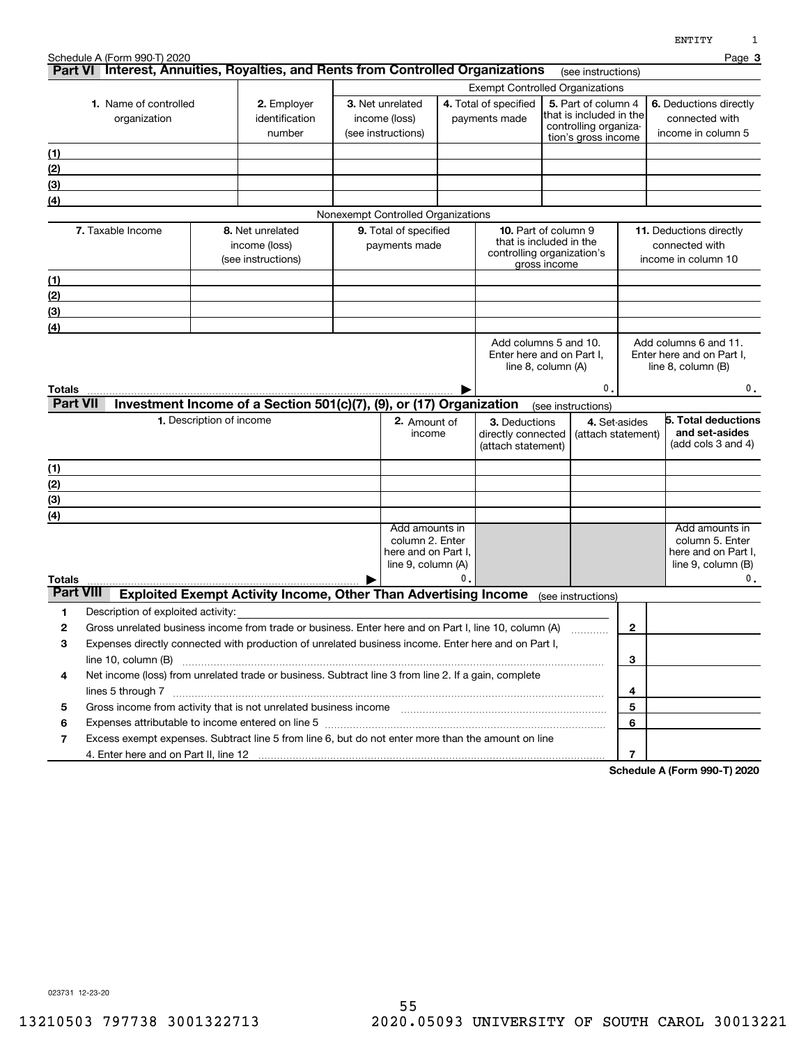Schedule A (Form 990-T) 2020 Page **3**

## Part VI Interest, Annuities, Royalties, and Rents from Controlled Organizations (see instructions)

| 1. Name of controlled organization | 2. Employer identification number | Exempt Controlled Organizations | | | |
|---|---|---|---|---|---|
| | | 3. Net unrelated income (loss) (see instructions) | 4. Total of specified payments made | 5. Part of column 4 that is included in the controlling organization's gross income | 6. Deductions directly connected with income in column 5 |
| (1) | | | | | |
| (2) | | | | | |
| (3) | | | | | |
| (4) | | | | | |

Nonexempt Controlled Organizations

| | 7. Taxable Income | 8. Net unrelated income (loss) (see instructions) | 9. Total of specified payments made | 10. Part of column 9 that is included in the controlling organization's gross income | 11. Deductions directly connected with income in column 10 |
|---|---|---|---|---|---|
| (1) | | | | | |
| (2) | | | | | |
| (3) | | | | | |
| (4) | | | | | |
| | | | | Add columns 5 and 10. Enter here and on Part I, line 8, column (A) | Add columns 6 and 11. Enter here and on Part I, line 8, column (B) |
| **Totals** ▶ | | | | 0. | 0. |

## Part VII Investment Income of a Section 501(c)(7), (9), or (17) Organization (see instructions)

| 1. Description of income | 2. Amount of income | 3. Deductions directly connected (attach statement) | 4. Set-asides (attach statement) | 5. Total deductions and set-asides (add cols 3 and 4) |
|---|---|---|---|---|
| (1) | | | | |
| (2) | | | | |
| (3) | | | | |
| (4) | | | | |
| | Add amounts in column 2. Enter here and on Part I, line 9, column (A) | | | Add amounts in column 5. Enter here and on Part I, line 9, column (B) |
| **Totals** ▶ | 0. | | | 0. |

## Part VIII Exploited Exempt Activity Income, Other Than Advertising Income (see instructions)

| | | Line | Amount |
|---|---|---|---|
| 1 | Description of exploited activity: | | |
| 2 | Gross unrelated business income from trade or business. Enter here and on Part I, line 10, column (A) | 2 | |
| 3 | Expenses directly connected with production of unrelated business income. Enter here and on Part I, line 10, column (B) | 3 | |
| 4 | Net income (loss) from unrelated trade or business. Subtract line 3 from line 2. If a gain, complete lines 5 through 7 | 4 | |
| 5 | Gross income from activity that is not unrelated business income | 5 | |
| 6 | Expenses attributable to income entered on line 5 | 6 | |
| 7 | Excess exempt expenses. Subtract line 5 from line 6, but do not enter more than the amount on line 4. Enter here and on Part II, line 12 | 7 | |

**Schedule A (Form 990-T) 2020**

023731 12-23-20

13210503 797738 3001322713 2020.05093 UNIVERSITY OF SOUTH CAROL 30013221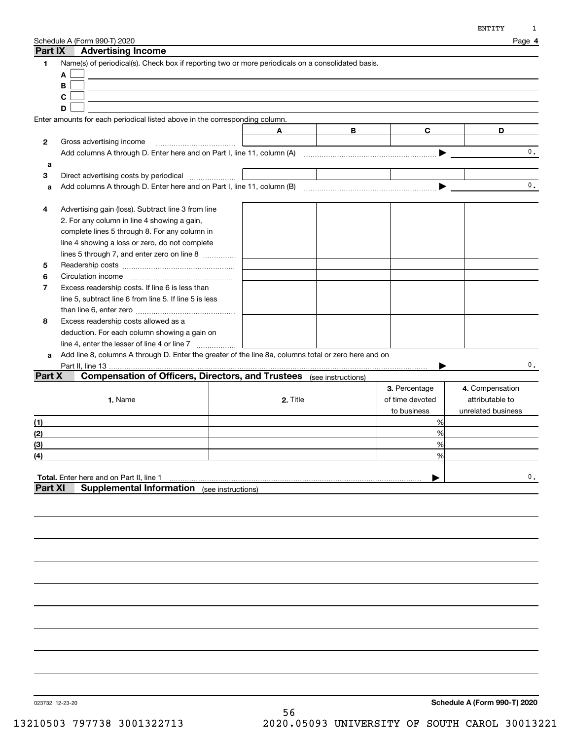Schedule A (Form 990-T) 2020

## Part IX Advertising Income

**1** Name(s) of periodical(s). Check box if reporting two or more periodicals on a consolidated basis.

A ☐

B ☐

C ☐

D ☐

Enter amounts for each periodical listed above in the corresponding column.

| | | A | B | C | D |
|---|---|---|---|---|---|
| **2** | Gross advertising income | | | | |
| | Add columns A through D. Enter here and on Part I, line 11, column (A) | | | | 0. |
| **a** | | | | | |
| **3** | Direct advertising costs by periodical | | | | |
| **a** | Add columns A through D. Enter here and on Part I, line 11, column (B) | | | | 0. |
| **4** | Advertising gain (loss). Subtract line 3 from line 2. For any column in line 4 showing a gain, complete lines 5 through 8. For any column in line 4 showing a loss or zero, do not complete lines 5 through 7, and enter zero on line 8 | | | | |
| **5** | Readership costs | | | | |
| **6** | Circulation income | | | | |
| **7** | Excess readership costs. If line 6 is less than line 5, subtract line 6 from line 5. If line 5 is less than line 6, enter zero | | | | |
| **8** | Excess readership costs allowed as a deduction. For each column showing a gain on line 4, enter the lesser of line 4 or line 7 | | | | |
| **a** | Add line 8, columns A through D. Enter the greater of the line 8a, columns total or zero here and on Part II, line 13 | | | | 0. |

## Part X Compensation of Officers, Directors, and Trustees (see instructions)

| | 1. Name | 2. Title | 3. Percentage of time devoted to business | 4. Compensation attributable to unrelated business |
|---|---|---|---|---|
| (1) | | | % | |
| (2) | | | % | |
| (3) | | | % | |
| (4) | | | % | |
| **Total.** Enter here and on Part II, line 1 | | | | 0. |

## Part XI Supplemental Information (see instructions)

023732 12-23-20

**Schedule A (Form 990-T) 2020**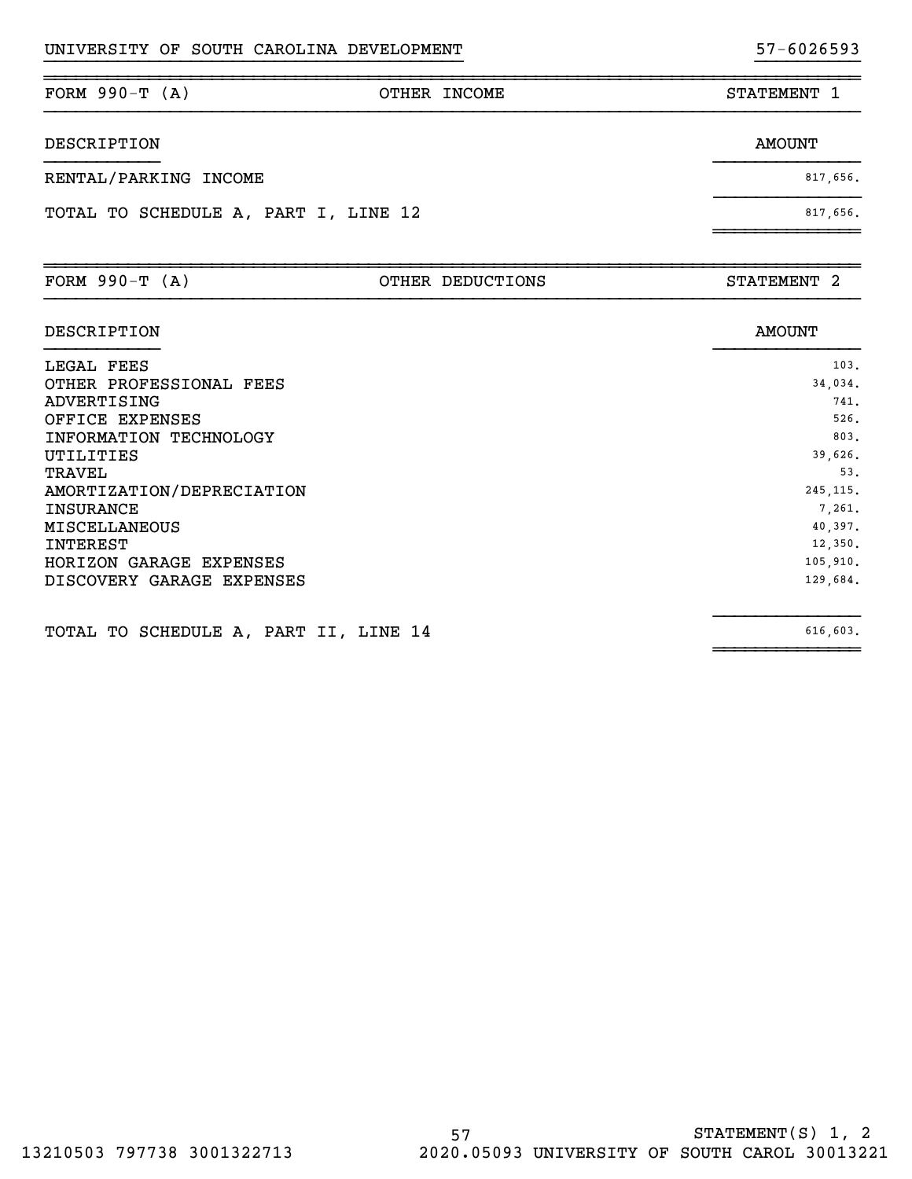UNIVERSITY OF SOUTH CAROLINA DEVELOPMENT 57-6026593

| FORM 990-T (A) | OTHER INCOME | STATEMENT 1 |
|---|---|---|
| DESCRIPTION | | AMOUNT |
| RENTAL/PARKING INCOME | | 817,656. |
| TOTAL TO SCHEDULE A, PART I, LINE 12 | | 817,656. |

| FORM 990-T (A) | OTHER DEDUCTIONS | STATEMENT 2 |
|---|---|---|
| DESCRIPTION | | AMOUNT |
| LEGAL FEES | | 103. |
| OTHER PROFESSIONAL FEES | | 34,034. |
| ADVERTISING | | 741. |
| OFFICE EXPENSES | | 526. |
| INFORMATION TECHNOLOGY | | 803. |
| UTILITIES | | 39,626. |
| TRAVEL | | 53. |
| AMORTIZATION/DEPRECIATION | | 245,115. |
| INSURANCE | | 7,261. |
| MISCELLANEOUS | | 40,397. |
| INTEREST | | 12,350. |
| HORIZON GARAGE EXPENSES | | 105,910. |
| DISCOVERY GARAGE EXPENSES | | 129,684. |
| TOTAL TO SCHEDULE A, PART II, LINE 14 | | 616,603. |

STATEMENT(S) 1, 2

13210503 797738 3001322713 2020.05093 UNIVERSITY OF SOUTH CAROL 30013221